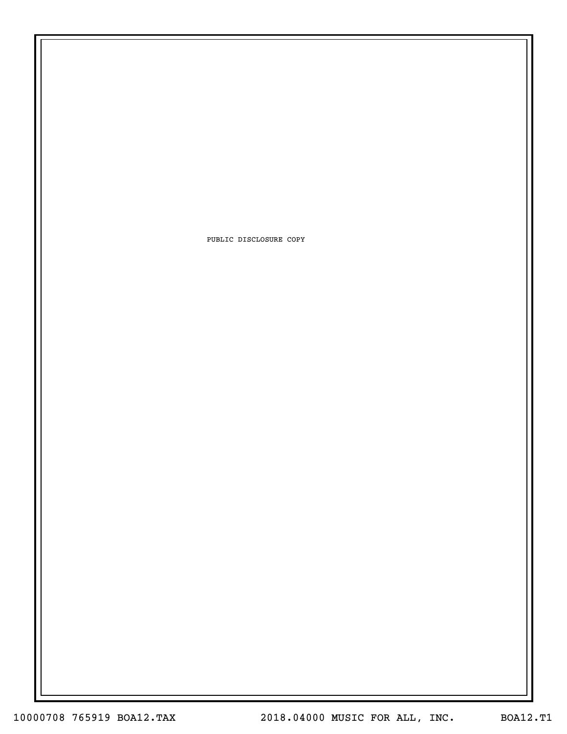PUBLIC DISCLOSURE COPY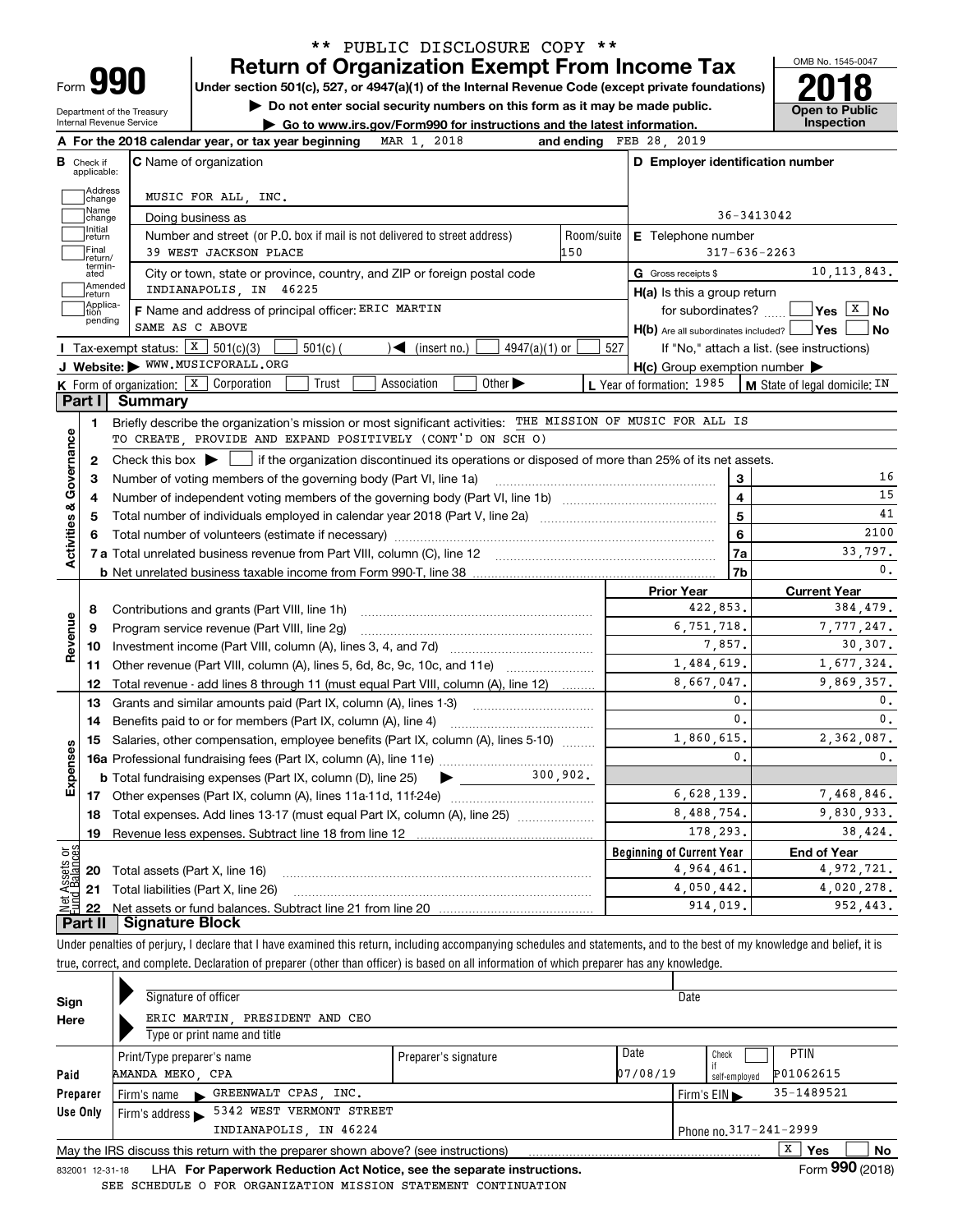\*\* PUBLIC DISCLOSURE COPY \*\*

# Form 990 — Return of Organization Exempt From Income Tax

Under section 501(c), 527, or 4947(a)(1) of the Internal Revenue Code (except private foundations)

▶ Do not enter social security numbers on this form as it may be made public.

▶ Go to www.irs.gov/Form990 for instructions and the latest information.

Department of the Treasury
Internal Revenue Service

OMB No. 1545-0047

**2018**

**Open to Public Inspection**

**A** For the 2018 calendar year, or tax year beginning MAR 1, 2018 and ending FEB 28, 2019

**B** Check if applicable: Address change, Name change, Initial return, Final return/terminated, Amended return, Application pending

**C** Name of organization: MUSIC FOR ALL, INC.

Doing business as

Number and street (or P.O. box if mail is not delivered to street address): 39 WEST JACKSON PLACE — Room/suite: 150

City or town, state or province, country, and ZIP or foreign postal code: INDIANAPOLIS, IN 46225

**D** Employer identification number: 36-3413042

**E** Telephone number: 317-636-2263

**G** Gross receipts $ 10,113,843.

**F** Name and address of principal officer: ERIC MARTIN, SAME AS C ABOVE

**H(a)** Is this a group return for subordinates? Yes [ ] No [X]

**H(b)** Are all subordinates included? Yes [ ] No [ ]
If "No," attach a list. (see instructions)

**H(c)** Group exemption number ▶

**I** Tax-exempt status: [X] 501(c)(3) [ ] 501(c) ( ) ◀ (insert no.) [ ] 4947(a)(1) or [ ] 527

**J** Website: ▶ WWW.MUSICFORALL.ORG

**K** Form of organization: [X] Corporation [ ] Trust [ ] Association [ ] Other ▶

**L** Year of formation: 1985 **M** State of legal domicile: IN

## Part I Summary

**Activities & Governance**

1 Briefly describe the organization's mission or most significant activities: THE MISSION OF MUSIC FOR ALL IS TO CREATE, PROVIDE AND EXPAND POSITIVELY (CONT'D ON SCH O)

2 Check this box ▶ [ ] if the organization discontinued its operations or disposed of more than 25% of its net assets.

| | | | |
|---|---|---|---|
| 3 | Number of voting members of the governing body (Part VI, line 1a) | 3 | 16 |
| 4 | Number of independent voting members of the governing body (Part VI, line 1b) | 4 | 15 |
| 5 | Total number of individuals employed in calendar year 2018 (Part V, line 2a) | 5 | 41 |
| 6 | Total number of volunteers (estimate if necessary) | 6 | 2100 |
| 7a | Total unrelated business revenue from Part VIII, column (C), line 12 | 7a | 33,797. |
| b | Net unrelated business taxable income from Form 990-T, line 38 | 7b | 0. |

| | | | Prior Year | Current Year |
|---|---|---|---|---|
| **Revenue** | 8 | Contributions and grants (Part VIII, line 1h) | 422,853. | 384,479. |
| | 9 | Program service revenue (Part VIII, line 2g) | 6,751,718. | 7,777,247. |
| | 10 | Investment income (Part VIII, column (A), lines 3, 4, and 7d) | 7,857. | 30,307. |
| | 11 | Other revenue (Part VIII, column (A), lines 5, 6d, 8c, 9c, 10c, and 11e) | 1,484,619. | 1,677,324. |
| | 12 | Total revenue - add lines 8 through 11 (must equal Part VIII, column (A), line 12) | 8,667,047. | 9,869,357. |
| **Expenses** | 13 | Grants and similar amounts paid (Part IX, column (A), lines 1-3) | 0. | 0. |
| | 14 | Benefits paid to or for members (Part IX, column (A), line 4) | 0. | 0. |
| | 15 | Salaries, other compensation, employee benefits (Part IX, column (A), lines 5-10) | 1,860,615. | 2,362,087. |
| | 16a | Professional fundraising fees (Part IX, column (A), line 11e) | 0. | 0. |
| | b | Total fundraising expenses (Part IX, column (D), line 25) ▶ 300,902. | | |
| | 17 | Other expenses (Part IX, column (A), lines 11a-11d, 11f-24e) | 6,628,139. | 7,468,846. |
| | 18 | Total expenses. Add lines 13-17 (must equal Part IX, column (A), line 25) | 8,488,754. | 9,830,933. |
| | 19 | Revenue less expenses. Subtract line 18 from line 12 | 178,293. | 38,424. |
| | | | **Beginning of Current Year** | **End of Year** |
| **Net Assets or Fund Balances** | 20 | Total assets (Part X, line 16) | 4,964,461. | 4,972,721. |
| | 21 | Total liabilities (Part X, line 26) | 4,050,442. | 4,020,278. |
| | 22 | Net assets or fund balances. Subtract line 21 from line 20 | 914,019. | 952,443. |

## Part II Signature Block

Under penalties of perjury, I declare that I have examined this return, including accompanying schedules and statements, and to the best of my knowledge and belief, it is true, correct, and complete. Declaration of preparer (other than officer) is based on all information of which preparer has any knowledge.

**Sign Here**

Signature of officer — Date

ERIC MARTIN, PRESIDENT AND CEO
Type or print name and title

**Paid Preparer Use Only**

| Print/Type preparer's name | Preparer's signature | Date | Check if self-employed | PTIN |
|---|---|---|---|---|
| AMANDA MEKO, CPA | | 07/08/19 | [ ] | P01062615 |

Firm's name ▶ GREENWALT CPAS, INC. — Firm's EIN ▶ 35-1489521

Firm's address ▶ 5342 WEST VERMONT STREET, INDIANAPOLIS, IN 46224 — Phone no. 317-241-2999

May the IRS discuss this return with the preparer shown above? (see instructions) [X] Yes [ ] No

832001 12-31-18 LHA For Paperwork Reduction Act Notice, see the separate instructions. Form **990** (2018)

SEE SCHEDULE O FOR ORGANIZATION MISSION STATEMENT CONTINUATION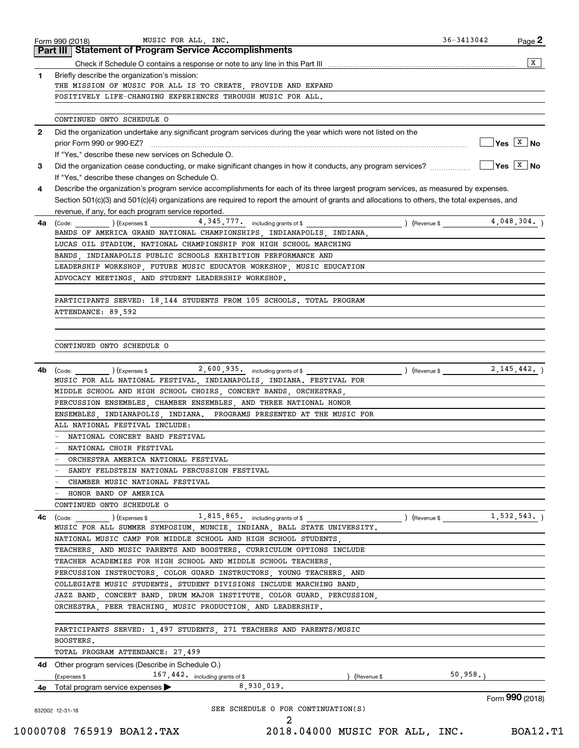Form 990 (2018) MUSIC FOR ALL, INC. 36-3413042 Page 2

## Part III Statement of Program Service Accomplishments

Check if Schedule O contains a response or note to any line in this Part III .......... [X]

**1** Briefly describe the organization's mission:

THE MISSION OF MUSIC FOR ALL IS TO CREATE, PROVIDE AND EXPAND POSITIVELY LIFE-CHANGING EXPERIENCES THROUGH MUSIC FOR ALL.

CONTINUED ONTO SCHEDULE O

**2** Did the organization undertake any significant program services during the year which were not listed on the prior Form 990 or 990-EZ? .......... [ ] Yes [X] No

If "Yes," describe these new services on Schedule O.

**3** Did the organization cease conducting, or make significant changes in how it conducts, any program services? .......... [ ] Yes [X] No

If "Yes," describe these changes on Schedule O.

**4** Describe the organization's program service accomplishments for each of its three largest program services, as measured by expenses. Section 501(c)(3) and 501(c)(4) organizations are required to report the amount of grants and allocations to others, the total expenses, and revenue, if any, for each program service reported.

**4a** (Code: ) (Expenses $ 4,345,777. including grants of $ ) (Revenue $ 4,048,304. )

BANDS OF AMERICA GRAND NATIONAL CHAMPIONSHIPS, INDIANAPOLIS, INDIANA, LUCAS OIL STADIUM. NATIONAL CHAMPIONSHIP FOR HIGH SCHOOL MARCHING BANDS, INDIANAPOLIS PUBLIC SCHOOLS EXHIBITION PERFORMANCE AND LEADERSHIP WORKSHOP, FUTURE MUSIC EDUCATOR WORKSHOP, MUSIC EDUCATION ADVOCACY MEETINGS, AND STUDENT LEADERSHIP WORKSHOP.

PARTICIPANTS SERVED: 18,144 STUDENTS FROM 105 SCHOOLS. TOTAL PROGRAM ATTENDANCE: 89,592

CONTINUED ONTO SCHEDULE O

**4b** (Code: ) (Expenses $ 2,600,935. including grants of $ ) (Revenue $ 2,145,442. )

MUSIC FOR ALL NATIONAL FESTIVAL, INDIANAPOLIS, INDIANA. FESTIVAL FOR MIDDLE SCHOOL AND HIGH SCHOOL CHOIRS, CONCERT BANDS, ORCHESTRAS, PERCUSSION ENSEMBLES, CHAMBER ENSEMBLES, AND THREE NATIONAL HONOR ENSEMBLES, INDIANAPOLIS, INDIANA. PROGRAMS PRESENTED AT THE MUSIC FOR ALL NATIONAL FESTIVAL INCLUDE:

- NATIONAL CONCERT BAND FESTIVAL
- NATIONAL CHOIR FESTIVAL
- ORCHESTRA AMERICA NATIONAL FESTIVAL
- SANDY FELDSTEIN NATIONAL PERCUSSION FESTIVAL
- CHAMBER MUSIC NATIONAL FESTIVAL
- HONOR BAND OF AMERICA

CONTINUED ONTO SCHEDULE O

**4c** (Code: ) (Expenses $ 1,815,865. including grants of $ ) (Revenue $ 1,532,543. )

MUSIC FOR ALL SUMMER SYMPOSIUM, MUNCIE, INDIANA, BALL STATE UNIVERSITY. NATIONAL MUSIC CAMP FOR MIDDLE SCHOOL AND HIGH SCHOOL STUDENTS, TEACHERS, AND MUSIC PARENTS AND BOOSTERS. CURRICULUM OPTIONS INCLUDE TEACHER ACADEMIES FOR HIGH SCHOOL AND MIDDLE SCHOOL TEACHERS, PERCUSSION INSTRUCTORS, COLOR GUARD INSTRUCTORS, YOUNG TEACHERS, AND COLLEGIATE MUSIC STUDENTS. STUDENT DIVISIONS INCLUDE MARCHING BAND, JAZZ BAND, CONCERT BAND, DRUM MAJOR INSTITUTE, COLOR GUARD, PERCUSSION, ORCHESTRA, PEER TEACHING, MUSIC PRODUCTION, AND LEADERSHIP.

PARTICIPANTS SERVED: 1,497 STUDENTS, 271 TEACHERS AND PARENTS/MUSIC BOOSTERS.

TOTAL PROGRAM ATTENDANCE: 27,499

**4d** Other program services (Describe in Schedule O.)

(Expenses $ 167,442. including grants of $ ) (Revenue $ 50,958. )

**4e** Total program service expenses ▶ 8,930,019.

Form **990** (2018)

832002 12-31-18

SEE SCHEDULE O FOR CONTINUATION(S)

10000708 765919 BOA12.TAX 2018.04000 MUSIC FOR ALL, INC. BOA12.T1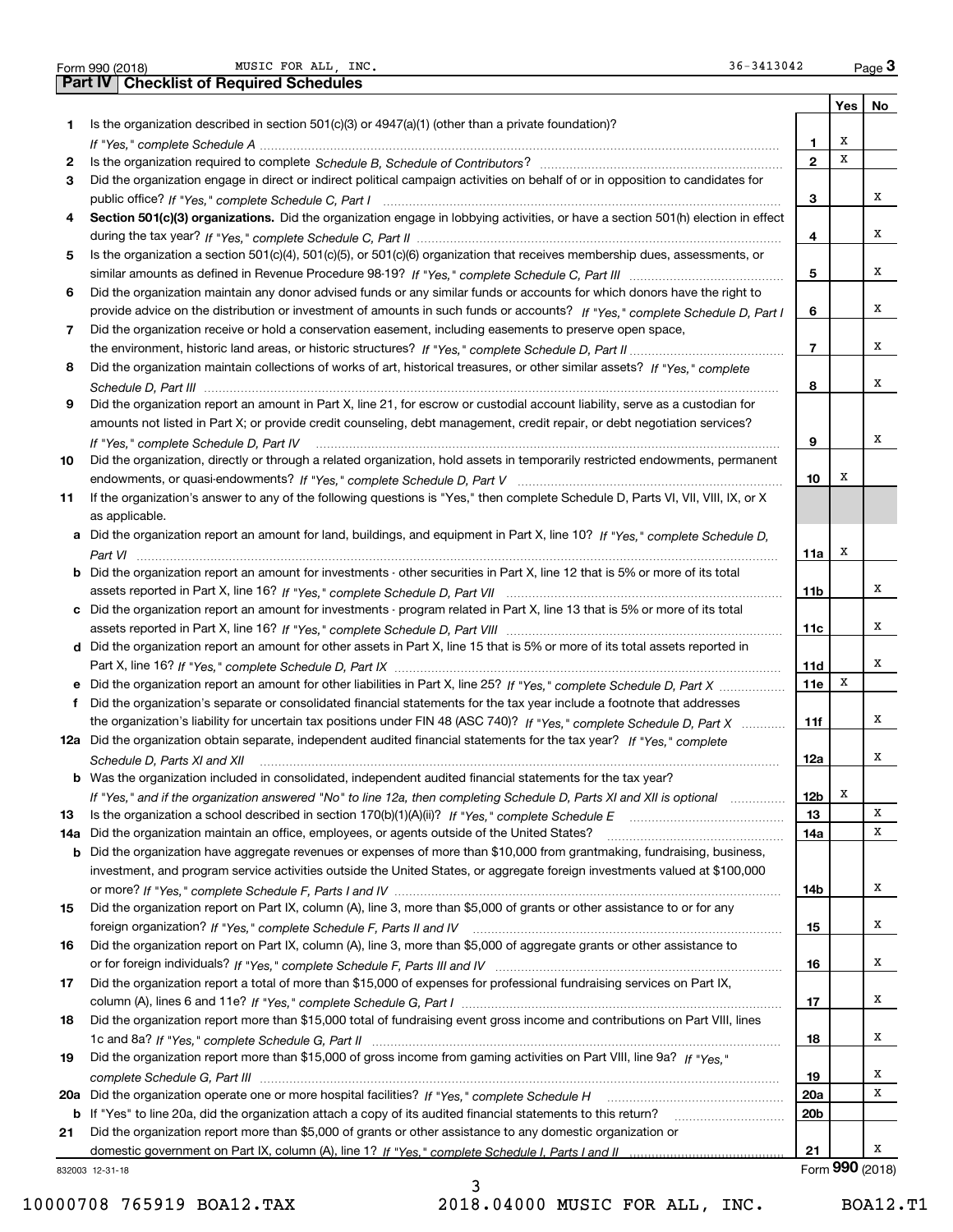Form 990 (2018) MUSIC FOR ALL, INC. 36-3413042

## Part IV Checklist of Required Schedules

| | | | Yes | No |
|---|---|---|---|---|
| 1 | Is the organization described in section 501(c)(3) or 4947(a)(1) (other than a private foundation)? *If "Yes," complete Schedule A* | 1 | X | |
| 2 | Is the organization required to complete *Schedule B, Schedule of Contributors*? | 2 | X | |
| 3 | Did the organization engage in direct or indirect political campaign activities on behalf of or in opposition to candidates for public office? *If "Yes," complete Schedule C, Part I* | 3 | | X |
| 4 | **Section 501(c)(3) organizations.** Did the organization engage in lobbying activities, or have a section 501(h) election in effect during the tax year? *If "Yes," complete Schedule C, Part II* | 4 | | X |
| 5 | Is the organization a section 501(c)(4), 501(c)(5), or 501(c)(6) organization that receives membership dues, assessments, or similar amounts as defined in Revenue Procedure 98-19? *If "Yes," complete Schedule C, Part III* | 5 | | X |
| 6 | Did the organization maintain any donor advised funds or any similar funds or accounts for which donors have the right to provide advice on the distribution or investment of amounts in such funds or accounts? *If "Yes," complete Schedule D, Part I* | 6 | | X |
| 7 | Did the organization receive or hold a conservation easement, including easements to preserve open space, the environment, historic land areas, or historic structures? *If "Yes," complete Schedule D, Part II* | 7 | | X |
| 8 | Did the organization maintain collections of works of art, historical treasures, or other similar assets? *If "Yes," complete Schedule D, Part III* | 8 | | X |
| 9 | Did the organization report an amount in Part X, line 21, for escrow or custodial account liability, serve as a custodian for amounts not listed in Part X; or provide credit counseling, debt management, credit repair, or debt negotiation services? *If "Yes," complete Schedule D, Part IV* | 9 | | X |
| 10 | Did the organization, directly or through a related organization, hold assets in temporarily restricted endowments, permanent endowments, or quasi-endowments? *If "Yes," complete Schedule D, Part V* | 10 | X | |
| 11 | If the organization's answer to any of the following questions is "Yes," then complete Schedule D, Parts VI, VII, VIII, IX, or X as applicable. | | | |
| a | Did the organization report an amount for land, buildings, and equipment in Part X, line 10? *If "Yes," complete Schedule D, Part VI* | 11a | X | |
| b | Did the organization report an amount for investments - other securities in Part X, line 12 that is 5% or more of its total assets reported in Part X, line 16? *If "Yes," complete Schedule D, Part VII* | 11b | | X |
| c | Did the organization report an amount for investments - program related in Part X, line 13 that is 5% or more of its total assets reported in Part X, line 16? *If "Yes," complete Schedule D, Part VIII* | 11c | | X |
| d | Did the organization report an amount for other assets in Part X, line 15 that is 5% or more of its total assets reported in Part X, line 16? *If "Yes," complete Schedule D, Part IX* | 11d | | X |
| e | Did the organization report an amount for other liabilities in Part X, line 25? *If "Yes," complete Schedule D, Part X* | 11e | X | |
| f | Did the organization's separate or consolidated financial statements for the tax year include a footnote that addresses the organization's liability for uncertain tax positions under FIN 48 (ASC 740)? *If "Yes," complete Schedule D, Part X* | 11f | | X |
| 12a | Did the organization obtain separate, independent audited financial statements for the tax year? *If "Yes," complete Schedule D, Parts XI and XII* | 12a | | X |
| b | Was the organization included in consolidated, independent audited financial statements for the tax year? *If "Yes," and if the organization answered "No" to line 12a, then completing Schedule D, Parts XI and XII is optional* | 12b | X | |
| 13 | Is the organization a school described in section 170(b)(1)(A)(ii)? *If "Yes," complete Schedule E* | 13 | | X |
| 14a | Did the organization maintain an office, employees, or agents outside of the United States? | 14a | | X |
| b | Did the organization have aggregate revenues or expenses of more than $10,000 from grantmaking, fundraising, business, investment, and program service activities outside the United States, or aggregate foreign investments valued at $100,000 or more? *If "Yes," complete Schedule F, Parts I and IV* | 14b | | X |
| 15 | Did the organization report on Part IX, column (A), line 3, more than $5,000 of grants or other assistance to or for any foreign organization? *If "Yes," complete Schedule F, Parts II and IV* | 15 | | X |
| 16 | Did the organization report on Part IX, column (A), line 3, more than $5,000 of aggregate grants or other assistance to or for foreign individuals? *If "Yes," complete Schedule F, Parts III and IV* | 16 | | X |
| 17 | Did the organization report a total of more than $15,000 of expenses for professional fundraising services on Part IX, column (A), lines 6 and 11e? *If "Yes," complete Schedule G, Part I* | 17 | | X |
| 18 | Did the organization report more than $15,000 total of fundraising event gross income and contributions on Part VIII, lines 1c and 8a? *If "Yes," complete Schedule G, Part II* | 18 | | X |
| 19 | Did the organization report more than $15,000 of gross income from gaming activities on Part VIII, line 9a? *If "Yes," complete Schedule G, Part III* | 19 | | X |
| 20a | Did the organization operate one or more hospital facilities? *If "Yes," complete Schedule H* | 20a | | X |
| b | If "Yes" to line 20a, did the organization attach a copy of its audited financial statements to this return? | 20b | | |
| 21 | Did the organization report more than $5,000 of grants or other assistance to any domestic organization or domestic government on Part IX, column (A), line 1? *If "Yes," complete Schedule I, Parts I and II* | 21 | | X |

832003 12-31-18 Form **990** (2018)

10000708 765919 BOA12.TAX 2018.04000 MUSIC FOR ALL, INC. BOA12.T1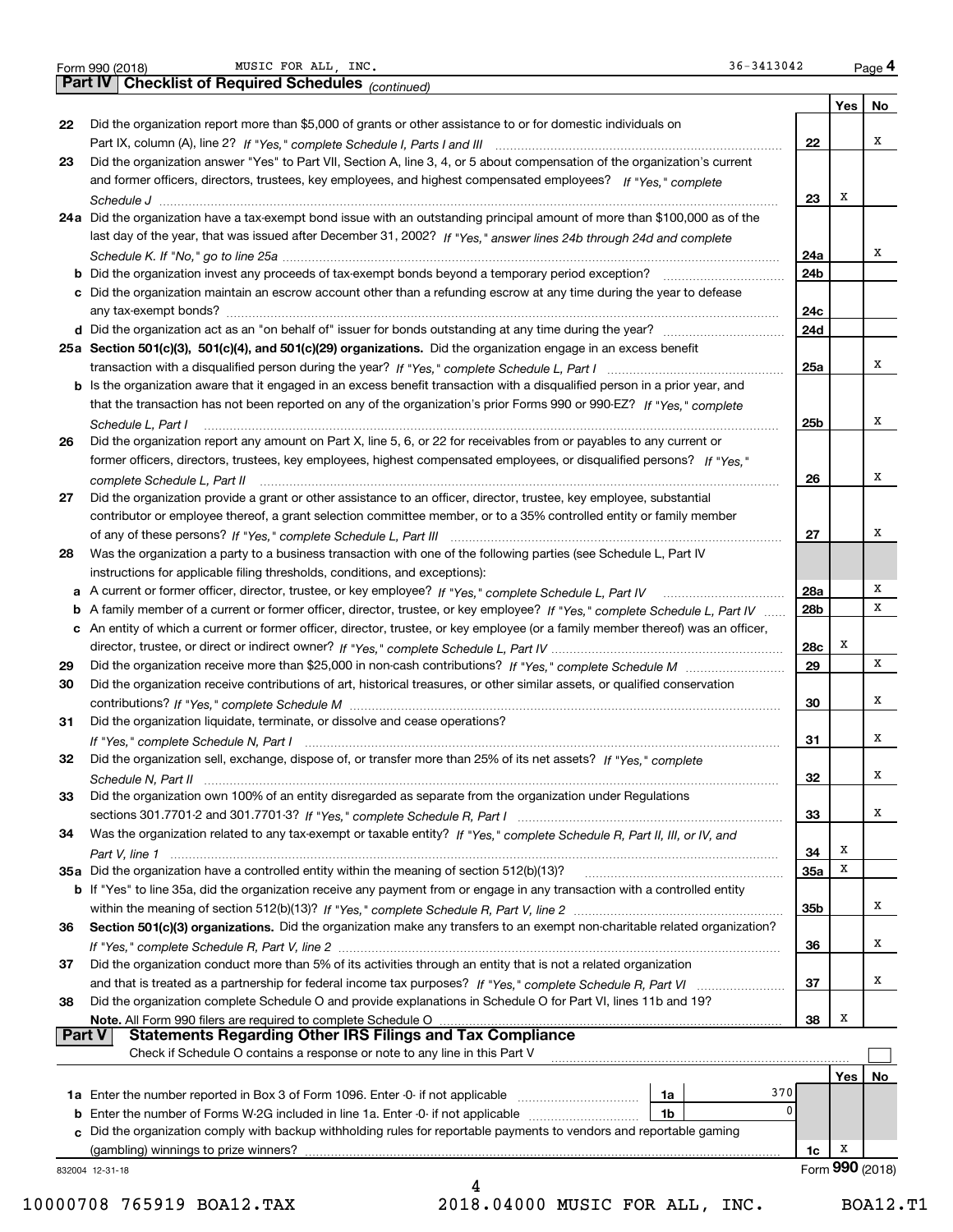Form 990 (2018) MUSIC FOR ALL, INC. 36-3413042 Page 4

**Part IV | Checklist of Required Schedules** *(continued)*

| | | | Yes | No |
|---|---|---|---|---|
| 22 | Did the organization report more than $5,000 of grants or other assistance to or for domestic individuals on Part IX, column (A), line 2? *If "Yes," complete Schedule I, Parts I and III* | 22 | | X |
| 23 | Did the organization answer "Yes" to Part VII, Section A, line 3, 4, or 5 about compensation of the organization's current and former officers, directors, trustees, key employees, and highest compensated employees? *If "Yes," complete Schedule J* | 23 | X | |
| 24a | Did the organization have a tax-exempt bond issue with an outstanding principal amount of more than $100,000 as of the last day of the year, that was issued after December 31, 2002? *If "Yes," answer lines 24b through 24d and complete Schedule K. If "No," go to line 25a* | 24a | | X |
| b | Did the organization invest any proceeds of tax-exempt bonds beyond a temporary period exception? | 24b | | |
| c | Did the organization maintain an escrow account other than a refunding escrow at any time during the year to defease any tax-exempt bonds? | 24c | | |
| d | Did the organization act as an "on behalf of" issuer for bonds outstanding at any time during the year? | 24d | | |
| 25a | **Section 501(c)(3), 501(c)(4), and 501(c)(29) organizations.** Did the organization engage in an excess benefit transaction with a disqualified person during the year? *If "Yes," complete Schedule L, Part I* | 25a | | X |
| b | Is the organization aware that it engaged in an excess benefit transaction with a disqualified person in a prior year, and that the transaction has not been reported on any of the organization's prior Forms 990 or 990-EZ? *If "Yes," complete Schedule L, Part I* | 25b | | X |
| 26 | Did the organization report any amount on Part X, line 5, 6, or 22 for receivables from or payables to any current or former officers, directors, trustees, key employees, highest compensated employees, or disqualified persons? *If "Yes," complete Schedule L, Part II* | 26 | | X |
| 27 | Did the organization provide a grant or other assistance to an officer, director, trustee, key employee, substantial contributor or employee thereof, a grant selection committee member, or to a 35% controlled entity or family member of any of these persons? *If "Yes," complete Schedule L, Part III* | 27 | | X |
| 28 | Was the organization a party to a business transaction with one of the following parties (see Schedule L, Part IV instructions for applicable filing thresholds, conditions, and exceptions): | | | |
| a | A current or former officer, director, trustee, or key employee? *If "Yes," complete Schedule L, Part IV* | 28a | | X |
| b | A family member of a current or former officer, director, trustee, or key employee? *If "Yes," complete Schedule L, Part IV* | 28b | | X |
| c | An entity of which a current or former officer, director, trustee, or key employee (or a family member thereof) was an officer, director, trustee, or direct or indirect owner? *If "Yes," complete Schedule L, Part IV* | 28c | X | |
| 29 | Did the organization receive more than $25,000 in non-cash contributions? *If "Yes," complete Schedule M* | 29 | | X |
| 30 | Did the organization receive contributions of art, historical treasures, or other similar assets, or qualified conservation contributions? *If "Yes," complete Schedule M* | 30 | | X |
| 31 | Did the organization liquidate, terminate, or dissolve and cease operations? *If "Yes," complete Schedule N, Part I* | 31 | | X |
| 32 | Did the organization sell, exchange, dispose of, or transfer more than 25% of its net assets? *If "Yes," complete Schedule N, Part II* | 32 | | X |
| 33 | Did the organization own 100% of an entity disregarded as separate from the organization under Regulations sections 301.7701-2 and 301.7701-3? *If "Yes," complete Schedule R, Part I* | 33 | | X |
| 34 | Was the organization related to any tax-exempt or taxable entity? *If "Yes," complete Schedule R, Part II, III, or IV, and Part V, line 1* | 34 | X | |
| 35a | Did the organization have a controlled entity within the meaning of section 512(b)(13)? | 35a | X | |
| b | If "Yes" to line 35a, did the organization receive any payment from or engage in any transaction with a controlled entity within the meaning of section 512(b)(13)? *If "Yes," complete Schedule R, Part V, line 2* | 35b | | X |
| 36 | **Section 501(c)(3) organizations.** Did the organization make any transfers to an exempt non-charitable related organization? *If "Yes," complete Schedule R, Part V, line 2* | 36 | | X |
| 37 | Did the organization conduct more than 5% of its activities through an entity that is not a related organization and that is treated as a partnership for federal income tax purposes? *If "Yes," complete Schedule R, Part VI* | 37 | | X |
| 38 | Did the organization complete Schedule O and provide explanations in Schedule O for Part VI, lines 11b and 19? **Note.** All Form 990 filers are required to complete Schedule O | 38 | X | |

**Part V | Statements Regarding Other IRS Filings and Tax Compliance**

Check if Schedule O contains a response or note to any line in this Part V ☐

| | | | | | Yes | No |
|---|---|---|---|---|---|---|
| 1a | Enter the number reported in Box 3 of Form 1096. Enter -0- if not applicable | 1a | 370 | | | |
| b | Enter the number of Forms W-2G included in line 1a. Enter -0- if not applicable | 1b | 0 | | | |
| c | Did the organization comply with backup withholding rules for reportable payments to vendors and reportable gaming (gambling) winnings to prize winners? | | | 1c | X | |

832004 12-31-18 Form **990** (2018)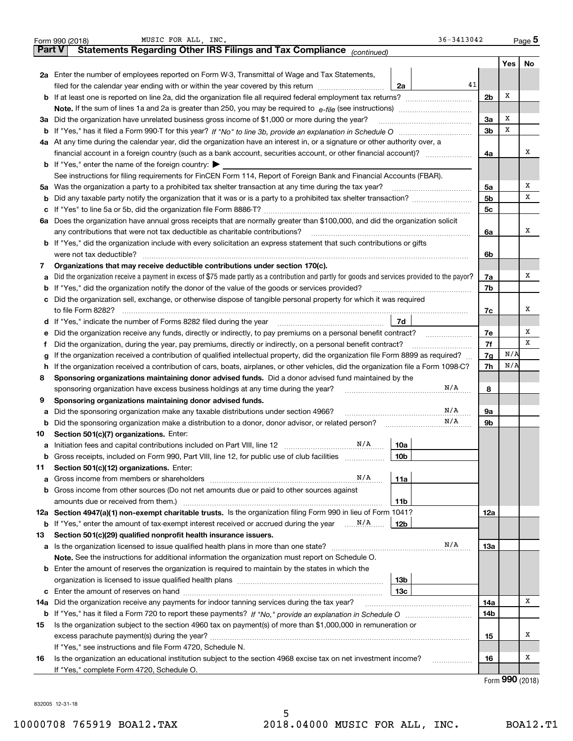Form 990 (2018) MUSIC FOR ALL, INC. 36-3413042 Page 5

## Part V Statements Regarding Other IRS Filings and Tax Compliance *(continued)*

| | | | Yes | No |
|---|---|---|---|---|
| **2a** | Enter the number of employees reported on Form W-3, Transmittal of Wage and Tax Statements, filed for the calendar year ending with or within the year covered by this return ... **2a** 41 | | | |
| **b** | If at least one is reported on line 2a, did the organization file all required federal employment tax returns? | 2b | X | |
| | **Note.** If the sum of lines 1a and 2a is greater than 250, you may be required to *e-file* (see instructions) | | | |
| **3a** | Did the organization have unrelated business gross income of $1,000 or more during the year? | 3a | X | |
| **b** | If "Yes," has it filed a Form 990-T for this year? *If "No" to line 3b, provide an explanation in Schedule O* | 3b | X | |
| **4a** | At any time during the calendar year, did the organization have an interest in, or a signature or other authority over, a financial account in a foreign country (such as a bank account, securities account, or other financial account)? | 4a | | X |
| **b** | If "Yes," enter the name of the foreign country: ▶ | | | |
| | See instructions for filing requirements for FinCEN Form 114, Report of Foreign Bank and Financial Accounts (FBAR). | | | |
| **5a** | Was the organization a party to a prohibited tax shelter transaction at any time during the tax year? | 5a | | X |
| **b** | Did any taxable party notify the organization that it was or is a party to a prohibited tax shelter transaction? | 5b | | X |
| **c** | If "Yes" to line 5a or 5b, did the organization file Form 8886-T? | 5c | | |
| **6a** | Does the organization have annual gross receipts that are normally greater than $100,000, and did the organization solicit any contributions that were not tax deductible as charitable contributions? | 6a | | X |
| **b** | If "Yes," did the organization include with every solicitation an express statement that such contributions or gifts were not tax deductible? | 6b | | |
| **7** | **Organizations that may receive deductible contributions under section 170(c).** | | | |
| **a** | Did the organization receive a payment in excess of $75 made partly as a contribution and partly for goods and services provided to the payor? | 7a | | X |
| **b** | If "Yes," did the organization notify the donor of the value of the goods or services provided? | 7b | | |
| **c** | Did the organization sell, exchange, or otherwise dispose of tangible personal property for which it was required to file Form 8282? | 7c | | X |
| **d** | If "Yes," indicate the number of Forms 8282 filed during the year ... **7d** | | | |
| **e** | Did the organization receive any funds, directly or indirectly, to pay premiums on a personal benefit contract? | 7e | | X |
| **f** | Did the organization, during the year, pay premiums, directly or indirectly, on a personal benefit contract? | 7f | | X |
| **g** | If the organization received a contribution of qualified intellectual property, did the organization file Form 8899 as required? | 7g | N/A | |
| **h** | If the organization received a contribution of cars, boats, airplanes, or other vehicles, did the organization file a Form 1098-C? | 7h | N/A | |
| **8** | **Sponsoring organizations maintaining donor advised funds.** Did a donor advised fund maintained by the sponsoring organization have excess business holdings at any time during the year? N/A | 8 | | |
| **9** | **Sponsoring organizations maintaining donor advised funds.** | | | |
| **a** | Did the sponsoring organization make any taxable distributions under section 4966? N/A | 9a | | |
| **b** | Did the sponsoring organization make a distribution to a donor, donor advisor, or related person? N/A | 9b | | |
| **10** | **Section 501(c)(7) organizations.** Enter: | | | |
| **a** | Initiation fees and capital contributions included on Part VIII, line 12 N/A ... **10a** | | | |
| **b** | Gross receipts, included on Form 990, Part VIII, line 12, for public use of club facilities ... **10b** | | | |
| **11** | **Section 501(c)(12) organizations.** Enter: | | | |
| **a** | Gross income from members or shareholders N/A ... **11a** | | | |
| **b** | Gross income from other sources (Do not net amounts due or paid to other sources against amounts due or received from them.) ... **11b** | | | |
| **12a** | **Section 4947(a)(1) non-exempt charitable trusts.** Is the organization filing Form 990 in lieu of Form 1041? | 12a | | |
| **b** | If "Yes," enter the amount of tax-exempt interest received or accrued during the year N/A ... **12b** | | | |
| **13** | **Section 501(c)(29) qualified nonprofit health insurance issuers.** | | | |
| **a** | Is the organization licensed to issue qualified health plans in more than one state? N/A | 13a | | |
| | **Note.** See the instructions for additional information the organization must report on Schedule O. | | | |
| **b** | Enter the amount of reserves the organization is required to maintain by the states in which the organization is licensed to issue qualified health plans ... **13b** | | | |
| **c** | Enter the amount of reserves on hand ... **13c** | | | |
| **14a** | Did the organization receive any payments for indoor tanning services during the tax year? | 14a | | X |
| **b** | If "Yes," has it filed a Form 720 to report these payments? *If "No," provide an explanation in Schedule O* | 14b | | |
| **15** | Is the organization subject to the section 4960 tax on payment(s) of more than $1,000,000 in remuneration or excess parachute payment(s) during the year? | 15 | | X |
| | If "Yes," see instructions and file Form 4720, Schedule N. | | | |
| **16** | Is the organization an educational institution subject to the section 4968 excise tax on net investment income? | 16 | | X |
| | If "Yes," complete Form 4720, Schedule O. | | | |

Form **990** (2018)

832005 12-31-18

10000708 765919 BOA12.TAX 2018.04000 MUSIC FOR ALL, INC. BOA12.T1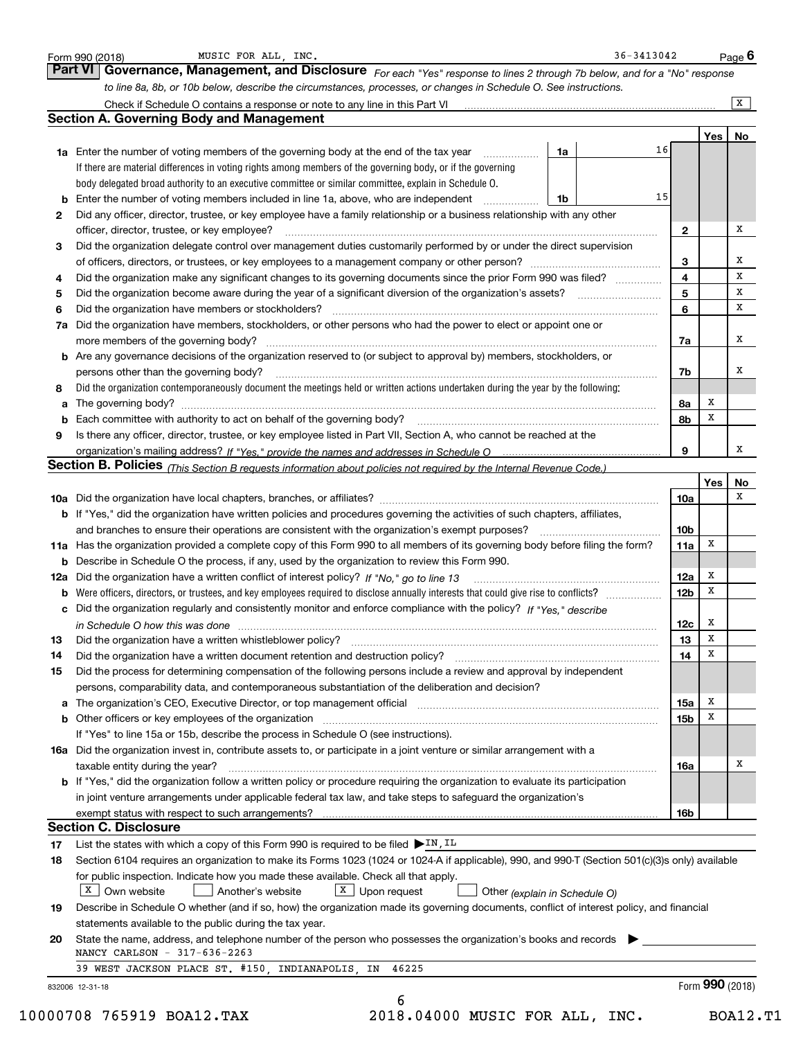Form 990 (2018) MUSIC FOR ALL, INC. 36-3413042 Page **6**

## Part VI Governance, Management, and Disclosure

*For each "Yes" response to lines 2 through 7b below, and for a "No" response to line 8a, 8b, or 10b below, describe the circumstances, processes, or changes in Schedule O. See instructions.*

Check if Schedule O contains a response or note to any line in this Part VI ☒

### Section A. Governing Body and Management

| | | | Yes | No |
|---|---|---|---|---|
| **1a** | Enter the number of voting members of the governing body at the end of the tax year **1a** 16. If there are material differences in voting rights among members of the governing body, or if the governing body delegated broad authority to an executive committee or similar committee, explain in Schedule O. | | | |
| **b** | Enter the number of voting members included in line 1a, above, who are independent **1b** 15 | | | |
| **2** | Did any officer, director, trustee, or key employee have a family relationship or a business relationship with any other officer, director, trustee, or key employee? | **2** | | X |
| **3** | Did the organization delegate control over management duties customarily performed by or under the direct supervision of officers, directors, or trustees, or key employees to a management company or other person? | **3** | | X |
| **4** | Did the organization make any significant changes to its governing documents since the prior Form 990 was filed? | **4** | | X |
| **5** | Did the organization become aware during the year of a significant diversion of the organization's assets? | **5** | | X |
| **6** | Did the organization have members or stockholders? | **6** | | X |
| **7a** | Did the organization have members, stockholders, or other persons who had the power to elect or appoint one or more members of the governing body? | **7a** | | X |
| **b** | Are any governance decisions of the organization reserved to (or subject to approval by) members, stockholders, or persons other than the governing body? | **7b** | | X |
| **8** | Did the organization contemporaneously document the meetings held or written actions undertaken during the year by the following: | | | |
| **a** | The governing body? | **8a** | X | |
| **b** | Each committee with authority to act on behalf of the governing body? | **8b** | X | |
| **9** | Is there any officer, director, trustee, or key employee listed in Part VII, Section A, who cannot be reached at the organization's mailing address? *If "Yes," provide the names and addresses in Schedule O* | **9** | | X |

### Section B. Policies *(This Section B requests information about policies not required by the Internal Revenue Code.)*

| | | | Yes | No |
|---|---|---|---|---|
| **10a** | Did the organization have local chapters, branches, or affiliates? | **10a** | | X |
| **b** | If "Yes," did the organization have written policies and procedures governing the activities of such chapters, affiliates, and branches to ensure their operations are consistent with the organization's exempt purposes? | **10b** | | |
| **11a** | Has the organization provided a complete copy of this Form 990 to all members of its governing body before filing the form? | **11a** | X | |
| **b** | Describe in Schedule O the process, if any, used by the organization to review this Form 990. | | | |
| **12a** | Did the organization have a written conflict of interest policy? *If "No," go to line 13* | **12a** | X | |
| **b** | Were officers, directors, or trustees, and key employees required to disclose annually interests that could give rise to conflicts? | **12b** | X | |
| **c** | Did the organization regularly and consistently monitor and enforce compliance with the policy? *If "Yes," describe in Schedule O how this was done* | **12c** | X | |
| **13** | Did the organization have a written whistleblower policy? | **13** | X | |
| **14** | Did the organization have a written document retention and destruction policy? | **14** | X | |
| **15** | Did the process for determining compensation of the following persons include a review and approval by independent persons, comparability data, and contemporaneous substantiation of the deliberation and decision? | | | |
| **a** | The organization's CEO, Executive Director, or top management official | **15a** | X | |
| **b** | Other officers or key employees of the organization | **15b** | X | |
| | If "Yes" to line 15a or 15b, describe the process in Schedule O (see instructions). | | | |
| **16a** | Did the organization invest in, contribute assets to, or participate in a joint venture or similar arrangement with a taxable entity during the year? | **16a** | | X |
| **b** | If "Yes," did the organization follow a written policy or procedure requiring the organization to evaluate its participation in joint venture arrangements under applicable federal tax law, and take steps to safeguard the organization's exempt status with respect to such arrangements? | **16b** | | |

### Section C. Disclosure

**17** List the states with which a copy of this Form 990 is required to be filed ▶ IN, IL

**18** Section 6104 requires an organization to make its Forms 1023 (1024 or 1024-A if applicable), 990, and 990-T (Section 501(c)(3)s only) available for public inspection. Indicate how you made these available. Check all that apply.

☒ Own website ☐ Another's website ☒ Upon request ☐ Other *(explain in Schedule O)*

**19** Describe in Schedule O whether (and if so, how) the organization made its governing documents, conflict of interest policy, and financial statements available to the public during the tax year.

**20** State the name, address, and telephone number of the person who possesses the organization's books and records ▶

NANCY CARLSON - 317-636-2263

39 WEST JACKSON PLACE ST. #150, INDIANAPOLIS, IN 46225

832006 12-31-18 Form **990** (2018)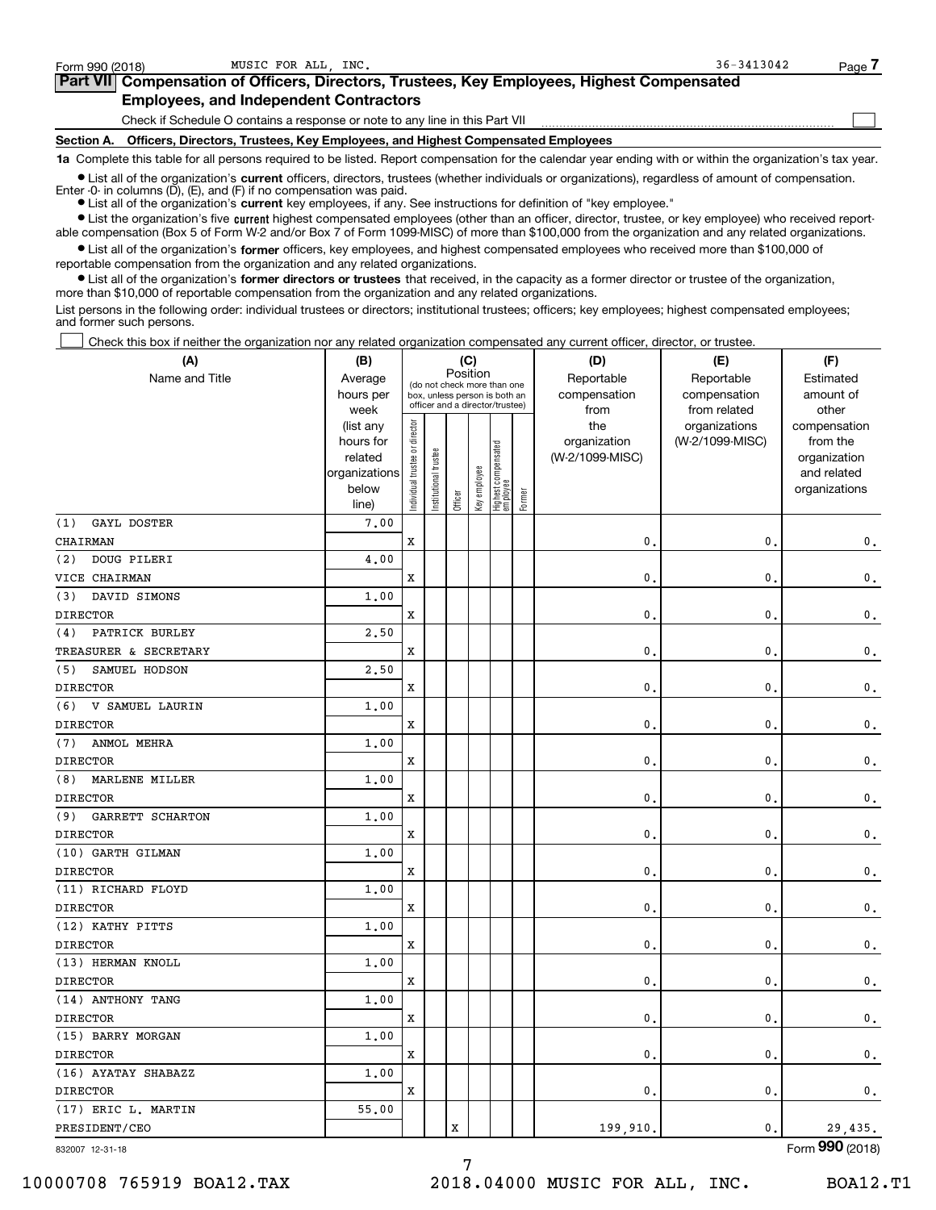Form 990 (2018) MUSIC FOR ALL, INC. 36-3413042

## Part VII Compensation of Officers, Directors, Trustees, Key Employees, Highest Compensated Employees, and Independent Contractors

Check if Schedule O contains a response or note to any line in this Part VII ☐

### Section A. Officers, Directors, Trustees, Key Employees, and Highest Compensated Employees

**1a** Complete this table for all persons required to be listed. Report compensation for the calendar year ending with or within the organization's tax year.

- List all of the organization's **current** officers, directors, trustees (whether individuals or organizations), regardless of amount of compensation. Enter -0- in columns (D), (E), and (F) if no compensation was paid.
- List all of the organization's **current** key employees, if any. See instructions for definition of "key employee."
- List the organization's five **current** highest compensated employees (other than an officer, director, trustee, or key employee) who received reportable compensation (Box 5 of Form W-2 and/or Box 7 of Form 1099-MISC) of more than $100,000 from the organization and any related organizations.
- List all of the organization's **former** officers, key employees, and highest compensated employees who received more than $100,000 of reportable compensation from the organization and any related organizations.
- List all of the organization's **former directors or trustees** that received, in the capacity as a former director or trustee of the organization, more than $10,000 of reportable compensation from the organization and any related organizations.

List persons in the following order: individual trustees or directors; institutional trustees; officers; key employees; highest compensated employees; and former such persons.

☐ Check this box if neither the organization nor any related organization compensated any current officer, director, or trustee.

| (A) Name and Title | (B) Average hours per week (list any hours for related organizations below line) | (C) Position: Individual trustee or director | Institutional trustee | Officer | Key employee | Highest compensated employee | Former | (D) Reportable compensation from the organization (W-2/1099-MISC) | (E) Reportable compensation from related organizations (W-2/1099-MISC) | (F) Estimated amount of other compensation from the organization and related organizations |
|---|---|---|---|---|---|---|---|---|---|---|
| (1) GAYL DOSTER<br>CHAIRMAN | 7.00 | X | | | | | | 0. | 0. | 0. |
| (2) DOUG PILERI<br>VICE CHAIRMAN | 4.00 | X | | | | | | 0. | 0. | 0. |
| (3) DAVID SIMONS<br>DIRECTOR | 1.00 | X | | | | | | 0. | 0. | 0. |
| (4) PATRICK BURLEY<br>TREASURER & SECRETARY | 2.50 | X | | | | | | 0. | 0. | 0. |
| (5) SAMUEL HODSON<br>DIRECTOR | 2.50 | X | | | | | | 0. | 0. | 0. |
| (6) V SAMUEL LAURIN<br>DIRECTOR | 1.00 | X | | | | | | 0. | 0. | 0. |
| (7) ANMOL MEHRA<br>DIRECTOR | 1.00 | X | | | | | | 0. | 0. | 0. |
| (8) MARLENE MILLER<br>DIRECTOR | 1.00 | X | | | | | | 0. | 0. | 0. |
| (9) GARRETT SCHARTON<br>DIRECTOR | 1.00 | X | | | | | | 0. | 0. | 0. |
| (10) GARTH GILMAN<br>DIRECTOR | 1.00 | X | | | | | | 0. | 0. | 0. |
| (11) RICHARD FLOYD<br>DIRECTOR | 1.00 | X | | | | | | 0. | 0. | 0. |
| (12) KATHY PITTS<br>DIRECTOR | 1.00 | X | | | | | | 0. | 0. | 0. |
| (13) HERMAN KNOLL<br>DIRECTOR | 1.00 | X | | | | | | 0. | 0. | 0. |
| (14) ANTHONY TANG<br>DIRECTOR | 1.00 | X | | | | | | 0. | 0. | 0. |
| (15) BARRY MORGAN<br>DIRECTOR | 1.00 | X | | | | | | 0. | 0. | 0. |
| (16) AYATAY SHABAZZ<br>DIRECTOR | 1.00 | X | | | | | | 0. | 0. | 0. |
| (17) ERIC L. MARTIN<br>PRESIDENT/CEO | 55.00 | | | X | | | | 199,910. | 0. | 29,435. |

832007 12-31-18 Form **990** (2018)

10000708 765919 BOA12.TAX 2018.04000 MUSIC FOR ALL, INC. BOA12.T1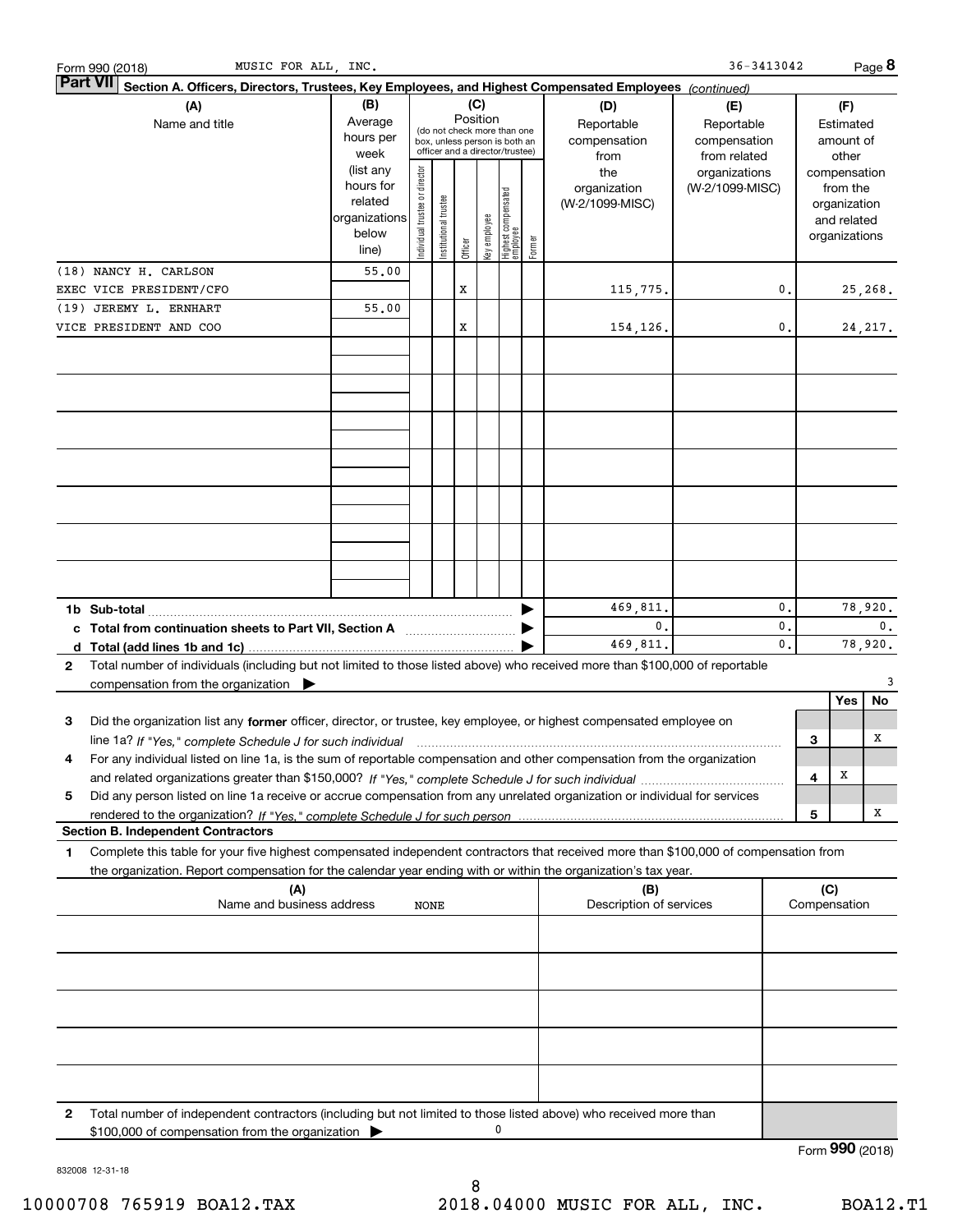Form 990 (2018) MUSIC FOR ALL, INC. 36-3413042 Page **8**

**Part VII** **Section A. Officers, Directors, Trustees, Key Employees, and Highest Compensated Employees** *(continued)*

| (A) Name and title | (B) Average hours per week (list any hours for related organizations below line) | (C) Position: Individual trustee or director | Institutional trustee | Officer | Key employee | Highest compensated employee | Former | (D) Reportable compensation from the organization (W-2/1099-MISC) | (E) Reportable compensation from related organizations (W-2/1099-MISC) | (F) Estimated amount of other compensation from the organization and related organizations |
|---|---|---|---|---|---|---|---|---|---|---|
| (18) NANCY H. CARLSON | 55.00 | | | | | | | | | |
| EXEC VICE PRESIDENT/CFO | | | | X | | | | 115,775. | 0. | 25,268. |
| (19) JEREMY L. ERNHART | 55.00 | | | | | | | | | |
| VICE PRESIDENT AND COO | | | | X | | | | 154,126. | 0. | 24,217. |
| **1b Sub-total** | | | | | | | | 469,811. | 0. | 78,920. |
| **c Total from continuation sheets to Part VII, Section A** | | | | | | | | 0. | 0. | 0. |
| **d Total (add lines 1b and 1c)** | | | | | | | | 469,811. | 0. | 78,920. |

**2** Total number of individuals (including but not limited to those listed above) who received more than $100,000 of reportable compensation from the organization ▶ 3

| | | Yes | No |
|---|---|---|---|
| **3** Did the organization list any **former** officer, director, or trustee, key employee, or highest compensated employee on line 1a? *If "Yes," complete Schedule J for such individual* | 3 | | X |
| **4** For any individual listed on line 1a, is the sum of reportable compensation and other compensation from the organization and related organizations greater than $150,000? *If "Yes," complete Schedule J for such individual* | 4 | X | |
| **5** Did any person listed on line 1a receive or accrue compensation from any unrelated organization or individual for services rendered to the organization? *If "Yes," complete Schedule J for such person* | 5 | | X |

**Section B. Independent Contractors**

**1** Complete this table for your five highest compensated independent contractors that received more than $100,000 of compensation from the organization. Report compensation for the calendar year ending with or within the organization's tax year.

| (A) Name and business address | (B) Description of services | (C) Compensation |
|---|---|---|
| NONE | | |
| | | |
| | | |
| | | |
| | | |

**2** Total number of independent contractors (including but not limited to those listed above) who received more than $100,000 of compensation from the organization ▶ 0

Form **990** (2018)

832008 12-31-18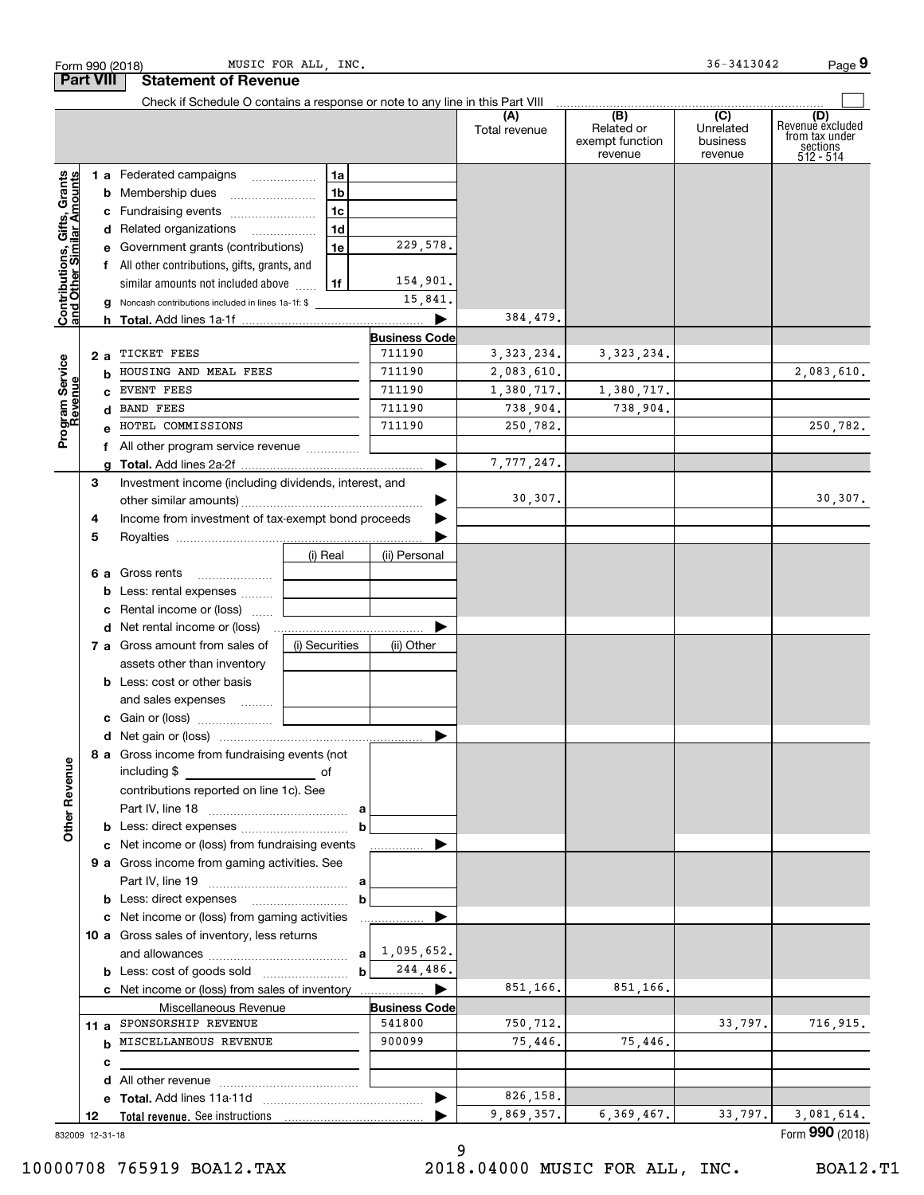Form 990 (2018) MUSIC FOR ALL, INC. 36-3413042 Page 9

## Part VIII Statement of Revenue

Check if Schedule O contains a response or note to any line in this Part VIII

| | | | | (A) Total revenue | (B) Related or exempt function revenue | (C) Unrelated business revenue | (D) Revenue excluded from tax under sections 512 - 514 |
|---|---|---|---|---|---|---|---|
| **Contributions, Gifts, Grants and Other Similar Amounts** | 1 a | Federated campaigns | 1a | | | | |
| | b | Membership dues | 1b | | | | |
| | c | Fundraising events | 1c | | | | |
| | d | Related organizations | 1d | | | | |
| | e | Government grants (contributions) | 1e 229,578. | | | | |
| | f | All other contributions, gifts, grants, and similar amounts not included above | 1f 154,901. | | | | |
| | g | Noncash contributions included in lines 1a-1f: $ | 15,841. | | | | |
| | h | **Total.** Add lines 1a-1f | ▶ | 384,479. | | | |
| **Program Service Revenue** | | | **Business Code** | | | | |
| | 2 a | TICKET FEES | 711190 | 3,323,234. | 3,323,234. | | |
| | b | HOUSING AND MEAL FEES | 711190 | 2,083,610. | | | 2,083,610. |
| | c | EVENT FEES | 711190 | 1,380,717. | 1,380,717. | | |
| | d | BAND FEES | 711190 | 738,904. | 738,904. | | |
| | e | HOTEL COMMISSIONS | 711190 | 250,782. | | | 250,782. |
| | f | All other program service revenue | | | | | |
| | g | **Total.** Add lines 2a-2f | ▶ | 7,777,247. | | | |
| **Other Revenue** | 3 | Investment income (including dividends, interest, and other similar amounts) | ▶ | 30,307. | | | 30,307. |
| | 4 | Income from investment of tax-exempt bond proceeds | ▶ | | | | |
| | 5 | Royalties | ▶ | | | | |
| | | | (i) Real / (ii) Personal | | | | |
| | 6 a | Gross rents | | | | | |
| | b | Less: rental expenses | | | | | |
| | c | Rental income or (loss) | | | | | |
| | d | Net rental income or (loss) | ▶ | | | | |
| | | | (i) Securities / (ii) Other | | | | |
| | 7 a | Gross amount from sales of assets other than inventory | | | | | |
| | b | Less: cost or other basis and sales expenses | | | | | |
| | c | Gain or (loss) | | | | | |
| | d | Net gain or (loss) | ▶ | | | | |
| | 8 a | Gross income from fundraising events (not including $ of contributions reported on line 1c). See Part IV, line 18 | a | | | | |
| | b | Less: direct expenses | b | | | | |
| | c | Net income or (loss) from fundraising events | ▶ | | | | |
| | 9 a | Gross income from gaming activities. See Part IV, line 19 | a | | | | |
| | b | Less: direct expenses | b | | | | |
| | c | Net income or (loss) from gaming activities | ▶ | | | | |
| | 10 a | Gross sales of inventory, less returns and allowances | a 1,095,652. | | | | |
| | b | Less: cost of goods sold | b 244,486. | | | | |
| | c | Net income or (loss) from sales of inventory | ▶ | 851,166. | 851,166. | | |
| | | Miscellaneous Revenue | **Business Code** | | | | |
| | 11 a | SPONSORSHIP REVENUE | 541800 | 750,712. | | 33,797. | 716,915. |
| | b | MISCELLANEOUS REVENUE | 900099 | 75,446. | 75,446. | | |
| | c | | | | | | |
| | d | All other revenue | | | | | |
| | e | **Total.** Add lines 11a-11d | ▶ | 826,158. | | | |
| | 12 | **Total revenue.** See instructions | ▶ | 9,869,357. | 6,369,467. | 33,797. | 3,081,614. |

832009 12-31-18 Form **990** (2018)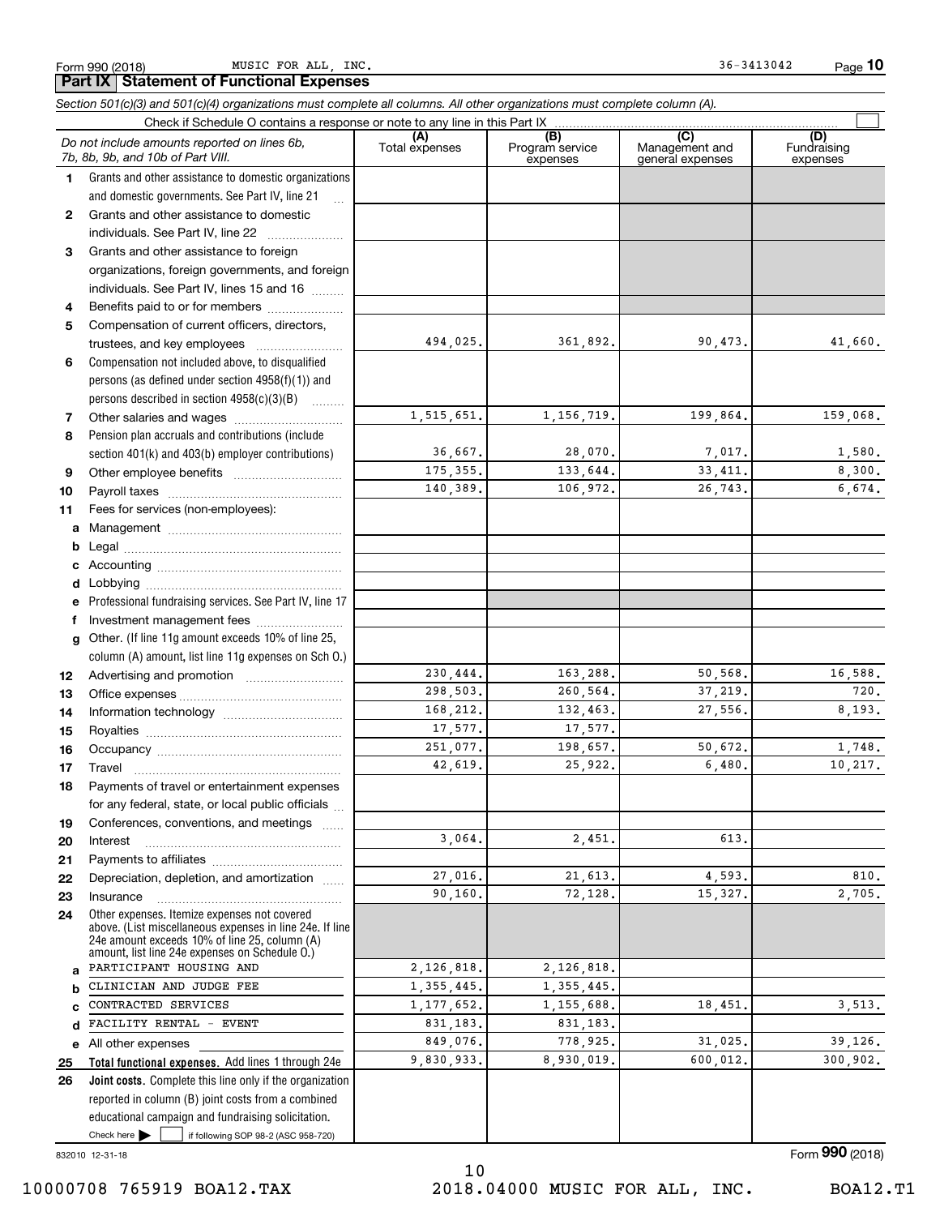Form 990 (2018) MUSIC FOR ALL, INC. 36-3413042

## Part IX Statement of Functional Expenses

*Section 501(c)(3) and 501(c)(4) organizations must complete all columns. All other organizations must complete column (A).*

Check if Schedule O contains a response or note to any line in this Part IX ☐

| *Do not include amounts reported on lines 6b, 7b, 8b, 9b, and 10b of Part VIII.* | (A) Total expenses | (B) Program service expenses | (C) Management and general expenses | (D) Fundraising expenses |
|---|---|---|---|---|
| **1** Grants and other assistance to domestic organizations and domestic governments. See Part IV, line 21 | | | | |
| **2** Grants and other assistance to domestic individuals. See Part IV, line 22 | | | | |
| **3** Grants and other assistance to foreign organizations, foreign governments, and foreign individuals. See Part IV, lines 15 and 16 | | | | |
| **4** Benefits paid to or for members | | | | |
| **5** Compensation of current officers, directors, trustees, and key employees | 494,025. | 361,892. | 90,473. | 41,660. |
| **6** Compensation not included above, to disqualified persons (as defined under section 4958(f)(1)) and persons described in section 4958(c)(3)(B) | | | | |
| **7** Other salaries and wages | 1,515,651. | 1,156,719. | 199,864. | 159,068. |
| **8** Pension plan accruals and contributions (include section 401(k) and 403(b) employer contributions) | 36,667. | 28,070. | 7,017. | 1,580. |
| **9** Other employee benefits | 175,355. | 133,644. | 33,411. | 8,300. |
| **10** Payroll taxes | 140,389. | 106,972. | 26,743. | 6,674. |
| **11** Fees for services (non-employees): | | | | |
| **a** Management | | | | |
| **b** Legal | | | | |
| **c** Accounting | | | | |
| **d** Lobbying | | | | |
| **e** Professional fundraising services. See Part IV, line 17 | | | | |
| **f** Investment management fees | | | | |
| **g** Other. (If line 11g amount exceeds 10% of line 25, column (A) amount, list line 11g expenses on Sch O.) | | | | |
| **12** Advertising and promotion | 230,444. | 163,288. | 50,568. | 16,588. |
| **13** Office expenses | 298,503. | 260,564. | 37,219. | 720. |
| **14** Information technology | 168,212. | 132,463. | 27,556. | 8,193. |
| **15** Royalties | 17,577. | 17,577. | | |
| **16** Occupancy | 251,077. | 198,657. | 50,672. | 1,748. |
| **17** Travel | 42,619. | 25,922. | 6,480. | 10,217. |
| **18** Payments of travel or entertainment expenses for any federal, state, or local public officials | | | | |
| **19** Conferences, conventions, and meetings | | | | |
| **20** Interest | 3,064. | 2,451. | 613. | |
| **21** Payments to affiliates | | | | |
| **22** Depreciation, depletion, and amortization | 27,016. | 21,613. | 4,593. | 810. |
| **23** Insurance | 90,160. | 72,128. | 15,327. | 2,705. |
| **24** Other expenses. Itemize expenses not covered above. (List miscellaneous expenses in line 24e. If line 24e amount exceeds 10% of line 25, column (A) amount, list line 24e expenses on Schedule O.) | | | | |
| **a** PARTICIPANT HOUSING AND | 2,126,818. | 2,126,818. | | |
| **b** CLINICIAN AND JUDGE FEE | 1,355,445. | 1,355,445. | | |
| **c** CONTRACTED SERVICES | 1,177,652. | 1,155,688. | 18,451. | 3,513. |
| **d** FACILITY RENTAL - EVENT | 831,183. | 831,183. | | |
| **e** All other expenses | 849,076. | 778,925. | 31,025. | 39,126. |
| **25 Total functional expenses.** Add lines 1 through 24e | 9,830,933. | 8,930,019. | 600,012. | 300,902. |
| **26 Joint costs.** Complete this line only if the organization reported in column (B) joint costs from a combined educational campaign and fundraising solicitation. Check here ☐ if following SOP 98-2 (ASC 958-720) | | | | |

832010 12-31-18

Form **990** (2018)

10000708 765919 BOA12.TAX 2018.04000 MUSIC FOR ALL, INC. BOA12.T1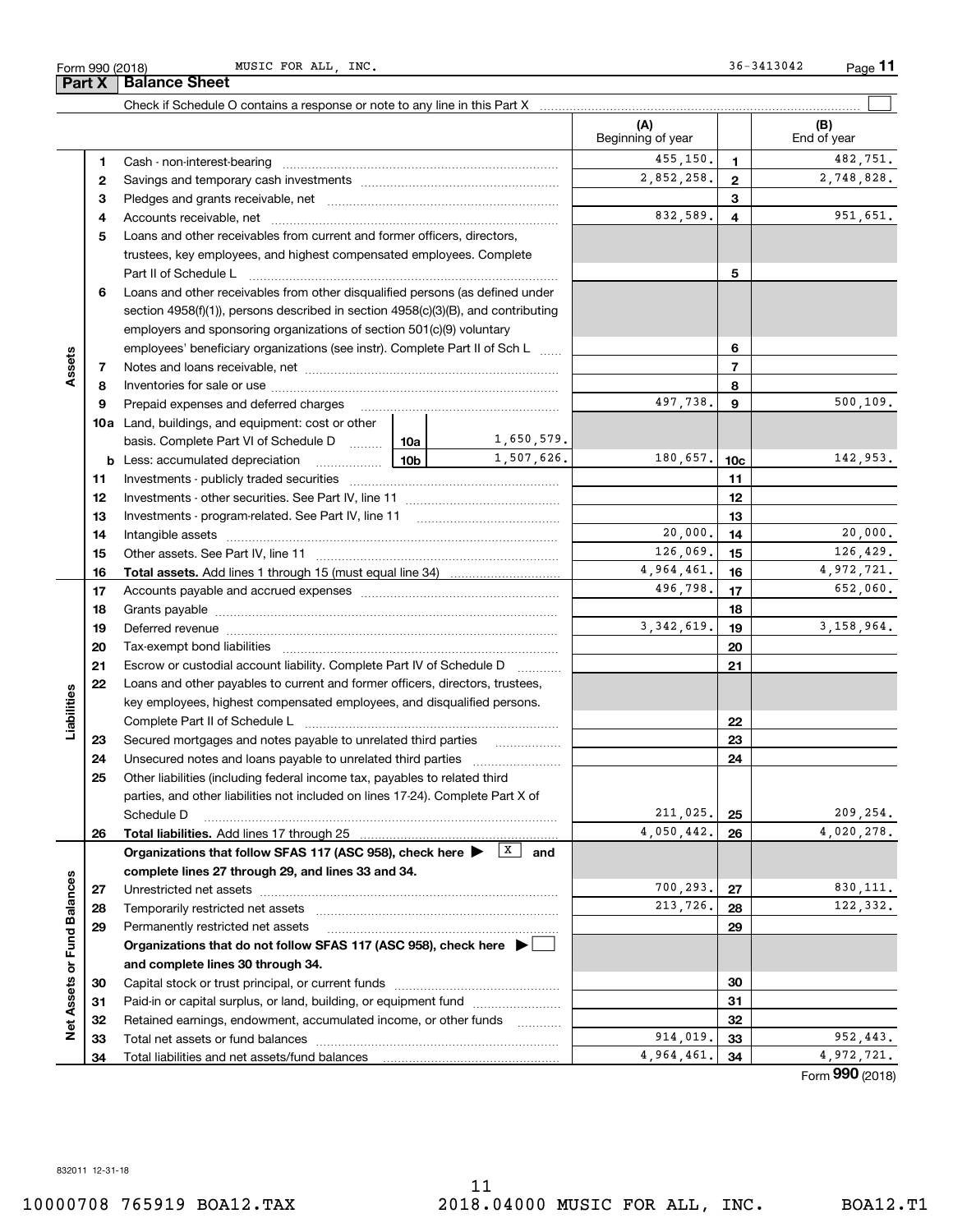Form 990 (2018) MUSIC FOR ALL, INC. 36-3413042

## Part X Balance Sheet

Check if Schedule O contains a response or note to any line in this Part X

| | | | | (A) Beginning of year | | (B) End of year |
|---|---|---|---|---|---|---|
| **Assets** | 1 | Cash - non-interest-bearing | | 455,150. | 1 | 482,751. |
| | 2 | Savings and temporary cash investments | | 2,852,258. | 2 | 2,748,828. |
| | 3 | Pledges and grants receivable, net | | | 3 | |
| | 4 | Accounts receivable, net | | 832,589. | 4 | 951,651. |
| | 5 | Loans and other receivables from current and former officers, directors, trustees, key employees, and highest compensated employees. Complete Part II of Schedule L | | | 5 | |
| | 6 | Loans and other receivables from other disqualified persons (as defined under section 4958(f)(1)), persons described in section 4958(c)(3)(B), and contributing employers and sponsoring organizations of section 501(c)(9) voluntary employees' beneficiary organizations (see instr). Complete Part II of Sch L | | | 6 | |
| | 7 | Notes and loans receivable, net | | | 7 | |
| | 8 | Inventories for sale or use | | | 8 | |
| | 9 | Prepaid expenses and deferred charges | | 497,738. | 9 | 500,109. |
| | 10a | Land, buildings, and equipment: cost or other basis. Complete Part VI of Schedule D | 10a 1,650,579. | | | |
| | b | Less: accumulated depreciation | 10b 1,507,626. | 180,657. | 10c | 142,953. |
| | 11 | Investments - publicly traded securities | | | 11 | |
| | 12 | Investments - other securities. See Part IV, line 11 | | | 12 | |
| | 13 | Investments - program-related. See Part IV, line 11 | | | 13 | |
| | 14 | Intangible assets | | 20,000. | 14 | 20,000. |
| | 15 | Other assets. See Part IV, line 11 | | 126,069. | 15 | 126,429. |
| | 16 | **Total assets.** Add lines 1 through 15 (must equal line 34) | | 4,964,461. | 16 | 4,972,721. |
| **Liabilities** | 17 | Accounts payable and accrued expenses | | 496,798. | 17 | 652,060. |
| | 18 | Grants payable | | | 18 | |
| | 19 | Deferred revenue | | 3,342,619. | 19 | 3,158,964. |
| | 20 | Tax-exempt bond liabilities | | | 20 | |
| | 21 | Escrow or custodial account liability. Complete Part IV of Schedule D | | | 21 | |
| | 22 | Loans and other payables to current and former officers, directors, trustees, key employees, highest compensated employees, and disqualified persons. Complete Part II of Schedule L | | | 22 | |
| | 23 | Secured mortgages and notes payable to unrelated third parties | | | 23 | |
| | 24 | Unsecured notes and loans payable to unrelated third parties | | | 24 | |
| | 25 | Other liabilities (including federal income tax, payables to related third parties, and other liabilities not included on lines 17-24). Complete Part X of Schedule D | | 211,025. | 25 | 209,254. |
| | 26 | **Total liabilities.** Add lines 17 through 25 | | 4,050,442. | 26 | 4,020,278. |
| **Net Assets or Fund Balances** | | **Organizations that follow SFAS 117 (ASC 958), check here ▶ [X] and complete lines 27 through 29, and lines 33 and 34.** | | | | |
| | 27 | Unrestricted net assets | | 700,293. | 27 | 830,111. |
| | 28 | Temporarily restricted net assets | | 213,726. | 28 | 122,332. |
| | 29 | Permanently restricted net assets | | | 29 | |
| | | **Organizations that do not follow SFAS 117 (ASC 958), check here ▶ [ ] and complete lines 30 through 34.** | | | | |
| | 30 | Capital stock or trust principal, or current funds | | | 30 | |
| | 31 | Paid-in or capital surplus, or land, building, or equipment fund | | | 31 | |
| | 32 | Retained earnings, endowment, accumulated income, or other funds | | | 32 | |
| | 33 | Total net assets or fund balances | | 914,019. | 33 | 952,443. |
| | 34 | Total liabilities and net assets/fund balances | | 4,964,461. | 34 | 4,972,721. |

Form **990** (2018)

832011 12-31-18

10000708 765919 BOA12.TAX 2018.04000 MUSIC FOR ALL, INC. BOA12.T1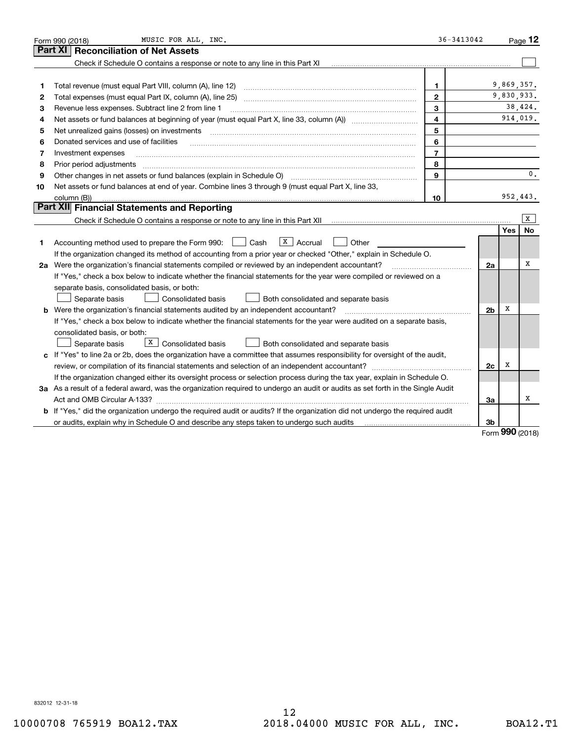Form 990 (2018) MUSIC FOR ALL, INC. 36-3413042

## Part XI Reconciliation of Net Assets

Check if Schedule O contains a response or note to any line in this Part XI ☐

| | | | |
|---|---|---|---|
| 1 | Total revenue (must equal Part VIII, column (A), line 12) | 1 | 9,869,357. |
| 2 | Total expenses (must equal Part IX, column (A), line 25) | 2 | 9,830,933. |
| 3 | Revenue less expenses. Subtract line 2 from line 1 | 3 | 38,424. |
| 4 | Net assets or fund balances at beginning of year (must equal Part X, line 33, column (A)) | 4 | 914,019. |
| 5 | Net unrealized gains (losses) on investments | 5 | |
| 6 | Donated services and use of facilities | 6 | |
| 7 | Investment expenses | 7 | |
| 8 | Prior period adjustments | 8 | |
| 9 | Other changes in net assets or fund balances (explain in Schedule O) | 9 | 0. |
| 10 | Net assets or fund balances at end of year. Combine lines 3 through 9 (must equal Part X, line 33, column (B)) | 10 | 952,443. |

## Part XII Financial Statements and Reporting

Check if Schedule O contains a response or note to any line in this Part XII ☒

| | | | Yes | No |
|---|---|---|---|---|
| 1 | Accounting method used to prepare the Form 990: ☐ Cash ☒ Accrual ☐ Other<br>If the organization changed its method of accounting from a prior year or checked "Other," explain in Schedule O. | | | |
| 2a | Were the organization's financial statements compiled or reviewed by an independent accountant?<br>If "Yes," check a box below to indicate whether the financial statements for the year were compiled or reviewed on a separate basis, consolidated basis, or both:<br>☐ Separate basis ☐ Consolidated basis ☐ Both consolidated and separate basis | 2a | | X |
| b | Were the organization's financial statements audited by an independent accountant?<br>If "Yes," check a box below to indicate whether the financial statements for the year were audited on a separate basis, consolidated basis, or both:<br>☐ Separate basis ☒ Consolidated basis ☐ Both consolidated and separate basis | 2b | X | |
| c | If "Yes" to line 2a or 2b, does the organization have a committee that assumes responsibility for oversight of the audit, review, or compilation of its financial statements and selection of an independent accountant?<br>If the organization changed either its oversight process or selection process during the tax year, explain in Schedule O. | 2c | X | |
| 3a | As a result of a federal award, was the organization required to undergo an audit or audits as set forth in the Single Audit Act and OMB Circular A-133? | 3a | | X |
| b | If "Yes," did the organization undergo the required audit or audits? If the organization did not undergo the required audit or audits, explain why in Schedule O and describe any steps taken to undergo such audits | 3b | | |

Form 990 (2018)

832012 12-31-18

10000708 765919 BOA12.TAX 2018.04000 MUSIC FOR ALL, INC. BOA12.T1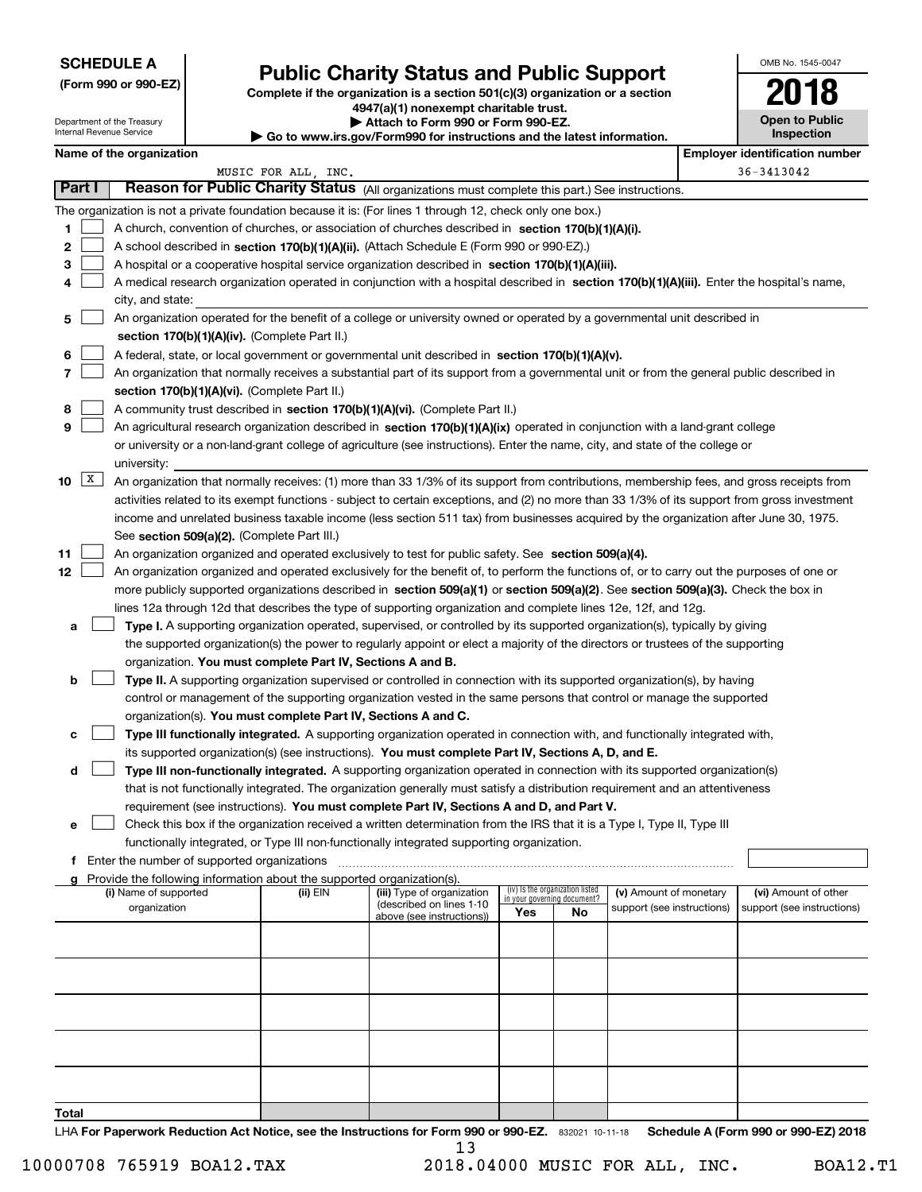**SCHEDULE A**
**(Form 990 or 990-EZ)**

Department of the Treasury
Internal Revenue Service

# Public Charity Status and Public Support

**Complete if the organization is a section 501(c)(3) organization or a section 4947(a)(1) nonexempt charitable trust.**
**▶ Attach to Form 990 or Form 990-EZ.**
**▶ Go to www.irs.gov/Form990 for instructions and the latest information.**

OMB No. 1545-0047
**2018**
**Open to Public Inspection**

**Name of the organization**: MUSIC FOR ALL, INC.
**Employer identification number**: 36-3413042

## Part I Reason for Public Charity Status (All organizations must complete this part.) See instructions.

The organization is not a private foundation because it is: (For lines 1 through 12, check only one box.)

1 [ ] A church, convention of churches, or association of churches described in **section 170(b)(1)(A)(i).**

2 [ ] A school described in **section 170(b)(1)(A)(ii).** (Attach Schedule E (Form 990 or 990-EZ).)

3 [ ] A hospital or a cooperative hospital service organization described in **section 170(b)(1)(A)(iii).**

4 [ ] A medical research organization operated in conjunction with a hospital described in **section 170(b)(1)(A)(iii).** Enter the hospital's name, city, and state:

5 [ ] An organization operated for the benefit of a college or university owned or operated by a governmental unit described in **section 170(b)(1)(A)(iv).** (Complete Part II.)

6 [ ] A federal, state, or local government or governmental unit described in **section 170(b)(1)(A)(v).**

7 [ ] An organization that normally receives a substantial part of its support from a governmental unit or from the general public described in **section 170(b)(1)(A)(vi).** (Complete Part II.)

8 [ ] A community trust described in **section 170(b)(1)(A)(vi).** (Complete Part II.)

9 [ ] An agricultural research organization described in **section 170(b)(1)(A)(ix)** operated in conjunction with a land-grant college or university or a non-land-grant college of agriculture (see instructions). Enter the name, city, and state of the college or university:

10 [X] An organization that normally receives: (1) more than 33 1/3% of its support from contributions, membership fees, and gross receipts from activities related to its exempt functions - subject to certain exceptions, and (2) no more than 33 1/3% of its support from gross investment income and unrelated business taxable income (less section 511 tax) from businesses acquired by the organization after June 30, 1975. See **section 509(a)(2).** (Complete Part III.)

11 [ ] An organization organized and operated exclusively to test for public safety. See **section 509(a)(4).**

12 [ ] An organization organized and operated exclusively for the benefit of, to perform the functions of, or to carry out the purposes of one or more publicly supported organizations described in **section 509(a)(1)** or **section 509(a)(2)**. See **section 509(a)(3).** Check the box in lines 12a through 12d that describes the type of supporting organization and complete lines 12e, 12f, and 12g.

a [ ] **Type I.** A supporting organization operated, supervised, or controlled by its supported organization(s), typically by giving the supported organization(s) the power to regularly appoint or elect a majority of the directors or trustees of the supporting organization. **You must complete Part IV, Sections A and B.**

b [ ] **Type II.** A supporting organization supervised or controlled in connection with its supported organization(s), by having control or management of the supporting organization vested in the same persons that control or manage the supported organization(s). **You must complete Part IV, Sections A and C.**

c [ ] **Type III functionally integrated.** A supporting organization operated in connection with, and functionally integrated with, its supported organization(s) (see instructions). **You must complete Part IV, Sections A, D, and E.**

d [ ] **Type III non-functionally integrated.** A supporting organization operated in connection with its supported organization(s) that is not functionally integrated. The organization generally must satisfy a distribution requirement and an attentiveness requirement (see instructions). **You must complete Part IV, Sections A and D, and Part V.**

e [ ] Check this box if the organization received a written determination from the IRS that it is a Type I, Type II, Type III functionally integrated, or Type III non-functionally integrated supporting organization.

f Enter the number of supported organizations

g Provide the following information about the supported organization(s).

| (i) Name of supported organization | (ii) EIN | (iii) Type of organization (described on lines 1-10 above (see instructions)) | (iv) Is the organization listed in your governing document? Yes | No | (v) Amount of monetary support (see instructions) | (vi) Amount of other support (see instructions) |
|---|---|---|---|---|---|---|
| | | | | | | |
| | | | | | | |
| | | | | | | |
| | | | | | | |
| | | | | | | |
| **Total** | | | | | | |

LHA **For Paperwork Reduction Act Notice, see the Instructions for Form 990 or 990-EZ.** 832021 10-11-18 **Schedule A (Form 990 or 990-EZ) 2018**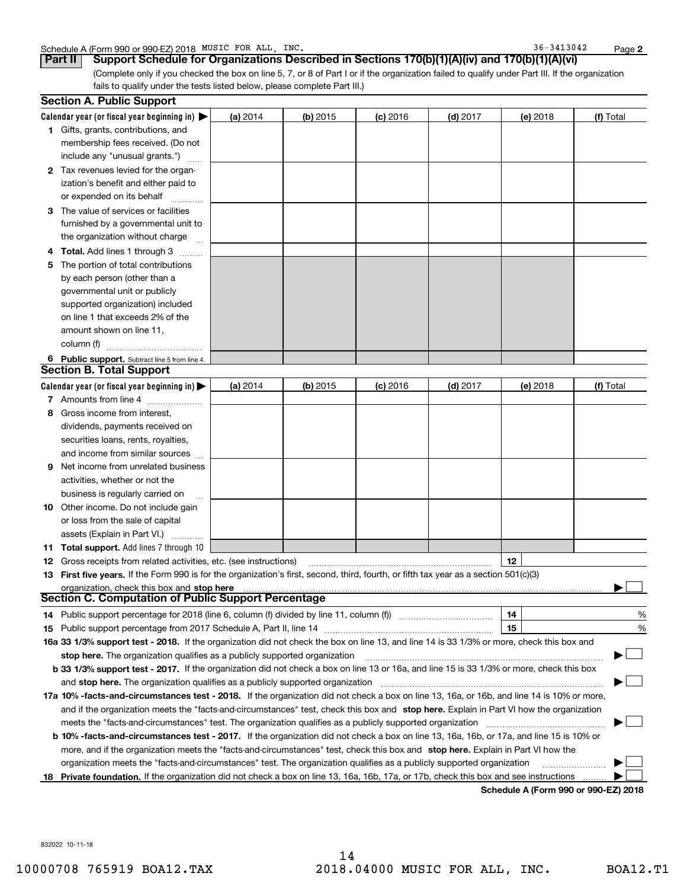Schedule A (Form 990 or 990-EZ) 2018 MUSIC FOR ALL, INC. 36-3413042

## Part II Support Schedule for Organizations Described in Sections 170(b)(1)(A)(iv) and 170(b)(1)(A)(vi)

(Complete only if you checked the box on line 5, 7, or 8 of Part I or if the organization failed to qualify under Part III. If the organization fails to qualify under the tests listed below, please complete Part III.)

### Section A. Public Support

| Calendar year (or fiscal year beginning in) ▶ | (a) 2014 | (b) 2015 | (c) 2016 | (d) 2017 | (e) 2018 | (f) Total |
|---|---|---|---|---|---|---|
| **1** Gifts, grants, contributions, and membership fees received. (Do not include any "unusual grants.") | | | | | | |
| **2** Tax revenues levied for the organization's benefit and either paid to or expended on its behalf | | | | | | |
| **3** The value of services or facilities furnished by a governmental unit to the organization without charge | | | | | | |
| **4 Total.** Add lines 1 through 3 | | | | | | |
| **5** The portion of total contributions by each person (other than a governmental unit or publicly supported organization) included on line 1 that exceeds 2% of the amount shown on line 11, column (f) | | | | | | |
| **6 Public support.** Subtract line 5 from line 4. | | | | | | |

### Section B. Total Support

| Calendar year (or fiscal year beginning in) ▶ | (a) 2014 | (b) 2015 | (c) 2016 | (d) 2017 | (e) 2018 | (f) Total |
|---|---|---|---|---|---|---|
| **7** Amounts from line 4 | | | | | | |
| **8** Gross income from interest, dividends, payments received on securities loans, rents, royalties, and income from similar sources | | | | | | |
| **9** Net income from unrelated business activities, whether or not the business is regularly carried on | | | | | | |
| **10** Other income. Do not include gain or loss from the sale of capital assets (Explain in Part VI.) | | | | | | |
| **11 Total support.** Add lines 7 through 10 | | | | | | |

**12** Gross receipts from related activities, etc. (see instructions) **12**

**13 First five years.** If the Form 990 is for the organization's first, second, third, fourth, or fifth tax year as a section 501(c)(3) organization, check this box and **stop here** ▶ ☐

### Section C. Computation of Public Support Percentage

**14** Public support percentage for 2018 (line 6, column (f) divided by line 11, column (f)) **14** %

**15** Public support percentage from 2017 Schedule A, Part II, line 14 **15** %

**16a 33 1/3% support test - 2018.** If the organization did not check the box on line 13, and line 14 is 33 1/3% or more, check this box and **stop here.** The organization qualifies as a publicly supported organization ▶ ☐

**b 33 1/3% support test - 2017.** If the organization did not check a box on line 13 or 16a, and line 15 is 33 1/3% or more, check this box and **stop here.** The organization qualifies as a publicly supported organization ▶ ☐

**17a 10% -facts-and-circumstances test - 2018.** If the organization did not check a box on line 13, 16a, or 16b, and line 14 is 10% or more, and if the organization meets the "facts-and-circumstances" test, check this box and **stop here.** Explain in Part VI how the organization meets the "facts-and-circumstances" test. The organization qualifies as a publicly supported organization ▶ ☐

**b 10% -facts-and-circumstances test - 2017.** If the organization did not check a box on line 13, 16a, 16b, or 17a, and line 15 is 10% or more, and if the organization meets the "facts-and-circumstances" test, check this box and **stop here.** Explain in Part VI how the organization meets the "facts-and-circumstances" test. The organization qualifies as a publicly supported organization ▶ ☐

**18 Private foundation.** If the organization did not check a box on line 13, 16a, 16b, 17a, or 17b, check this box and see instructions ▶ ☐

**Schedule A (Form 990 or 990-EZ) 2018**

832022 10-11-18

10000708 765919 BOA12.TAX 2018.04000 MUSIC FOR ALL, INC. BOA12.T1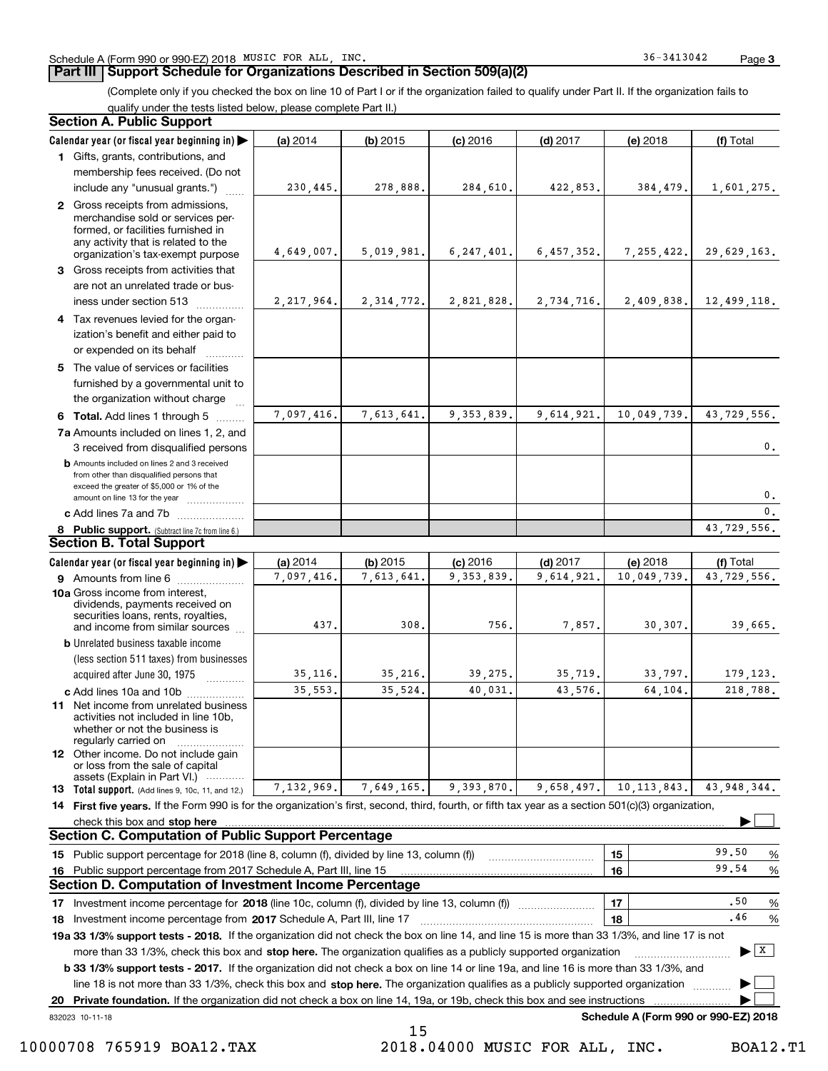Schedule A (Form 990 or 990-EZ) 2018 MUSIC FOR ALL, INC. 36-3413042 Page 3

## Part III Support Schedule for Organizations Described in Section 509(a)(2)

(Complete only if you checked the box on line 10 of Part I or if the organization failed to qualify under Part II. If the organization fails to qualify under the tests listed below, please complete Part II.)

### Section A. Public Support

| Calendar year (or fiscal year beginning in) | (a) 2014 | (b) 2015 | (c) 2016 | (d) 2017 | (e) 2018 | (f) Total |
|---|---|---|---|---|---|---|
| 1 Gifts, grants, contributions, and membership fees received. (Do not include any "unusual grants.") | 230,445. | 278,888. | 284,610. | 422,853. | 384,479. | 1,601,275. |
| 2 Gross receipts from admissions, merchandise sold or services performed, or facilities furnished in any activity that is related to the organization's tax-exempt purpose | 4,649,007. | 5,019,981. | 6,247,401. | 6,457,352. | 7,255,422. | 29,629,163. |
| 3 Gross receipts from activities that are not an unrelated trade or business under section 513 | 2,217,964. | 2,314,772. | 2,821,828. | 2,734,716. | 2,409,838. | 12,499,118. |
| 4 Tax revenues levied for the organization's benefit and either paid to or expended on its behalf | | | | | | |
| 5 The value of services or facilities furnished by a governmental unit to the organization without charge | | | | | | |
| 6 Total. Add lines 1 through 5 | 7,097,416. | 7,613,641. | 9,353,839. | 9,614,921. | 10,049,739. | 43,729,556. |
| 7a Amounts included on lines 1, 2, and 3 received from disqualified persons | | | | | | 0. |
| b Amounts included on lines 2 and 3 received from other than disqualified persons that exceed the greater of $5,000 or 1% of the amount on line 13 for the year | | | | | | 0. |
| c Add lines 7a and 7b | | | | | | 0. |
| 8 Public support. (Subtract line 7c from line 6.) | | | | | | 43,729,556. |

### Section B. Total Support

| Calendar year (or fiscal year beginning in) | (a) 2014 | (b) 2015 | (c) 2016 | (d) 2017 | (e) 2018 | (f) Total |
|---|---|---|---|---|---|---|
| 9 Amounts from line 6 | 7,097,416. | 7,613,641. | 9,353,839. | 9,614,921. | 10,049,739. | 43,729,556. |
| 10a Gross income from interest, dividends, payments received on securities loans, rents, royalties, and income from similar sources | 437. | 308. | 756. | 7,857. | 30,307. | 39,665. |
| b Unrelated business taxable income (less section 511 taxes) from businesses acquired after June 30, 1975 | 35,116. | 35,216. | 39,275. | 35,719. | 33,797. | 179,123. |
| c Add lines 10a and 10b | 35,553. | 35,524. | 40,031. | 43,576. | 64,104. | 218,788. |
| 11 Net income from unrelated business activities not included in line 10b, whether or not the business is regularly carried on | | | | | | |
| 12 Other income. Do not include gain or loss from the sale of capital assets (Explain in Part VI.) | | | | | | |
| 13 Total support. (Add lines 9, 10c, 11, and 12.) | 7,132,969. | 7,649,165. | 9,393,870. | 9,658,497. | 10,113,843. | 43,948,344. |

14 **First five years.** If the Form 990 is for the organization's first, second, third, fourth, or fifth tax year as a section 501(c)(3) organization, check this box and **stop here** ☐

### Section C. Computation of Public Support Percentage

| | | | |
|---|---|---|---|
| 15 | Public support percentage for 2018 (line 8, column (f), divided by line 13, column (f)) | 15 | 99.50 % |
| 16 | Public support percentage from 2017 Schedule A, Part III, line 15 | 16 | 99.54 % |

### Section D. Computation of Investment Income Percentage

| | | | |
|---|---|---|---|
| 17 | Investment income percentage for **2018** (line 10c, column (f), divided by line 13, column (f)) | 17 | .50 % |
| 18 | Investment income percentage from **2017** Schedule A, Part III, line 17 | 18 | .46 % |

**19a 33 1/3% support tests - 2018.** If the organization did not check the box on line 14, and line 15 is more than 33 1/3%, and line 17 is not more than 33 1/3%, check this box and **stop here.** The organization qualifies as a publicly supported organization ☒

**b 33 1/3% support tests - 2017.** If the organization did not check a box on line 14 or line 19a, and line 16 is more than 33 1/3%, and line 18 is not more than 33 1/3%, check this box and **stop here.** The organization qualifies as a publicly supported organization ☐

**20 Private foundation.** If the organization did not check a box on line 14, 19a, or 19b, check this box and see instructions ☐

832023 10-11-18 **Schedule A (Form 990 or 990-EZ) 2018**

10000708 765919 BOA12.TAX 2018.04000 MUSIC FOR ALL, INC. BOA12.T1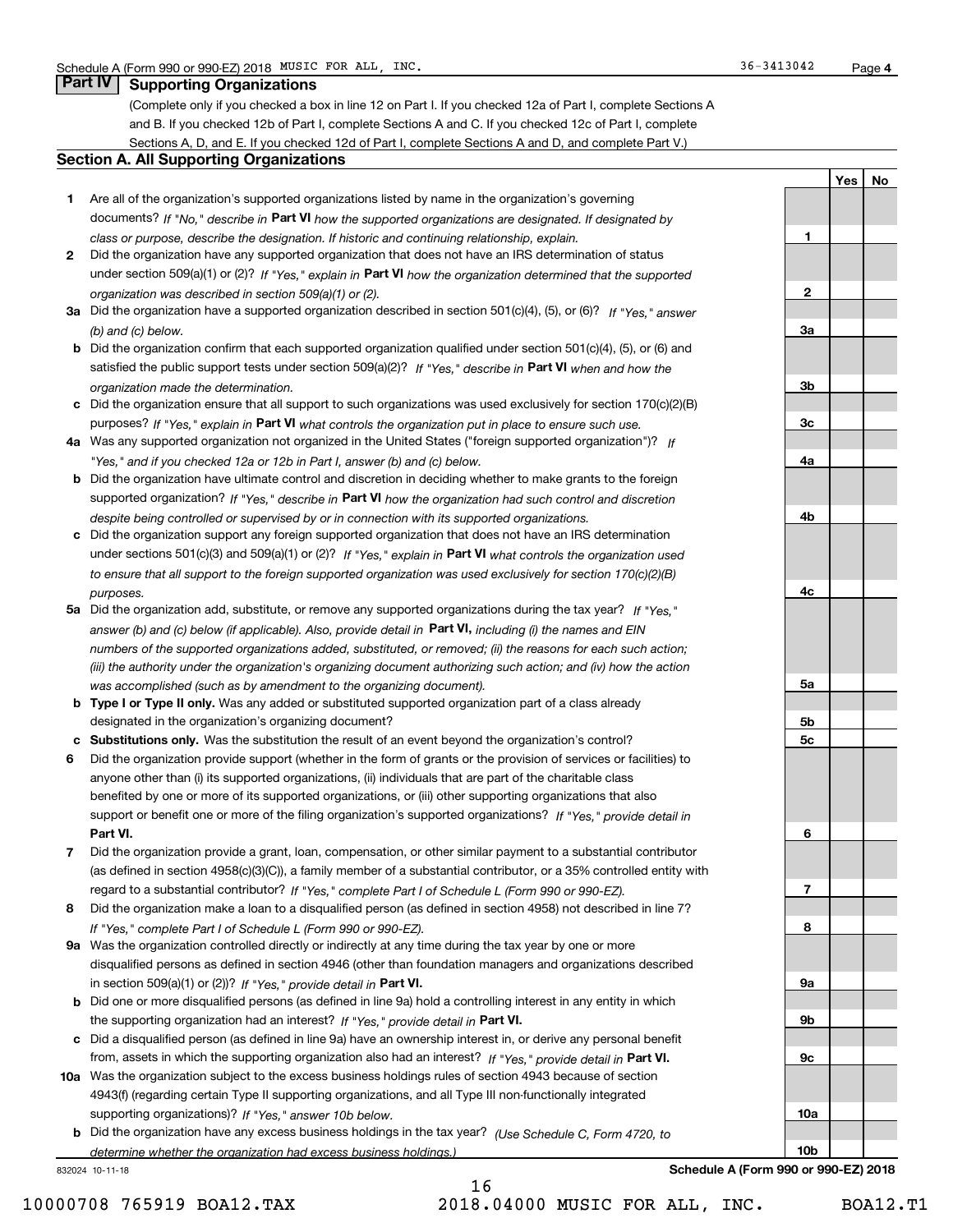Schedule A (Form 990 or 990-EZ) 2018 MUSIC FOR ALL, INC. 36-3413042 Page 4

## Part IV Supporting Organizations

(Complete only if you checked a box in line 12 on Part I. If you checked 12a of Part I, complete Sections A and B. If you checked 12b of Part I, complete Sections A and C. If you checked 12c of Part I, complete Sections A, D, and E. If you checked 12d of Part I, complete Sections A and D, and complete Part V.)

### Section A. All Supporting Organizations

| | | Line | Yes | No |
|---|---|---|---|---|
| **1** | Are all of the organization's supported organizations listed by name in the organization's governing documents? *If "No," describe in* **Part VI** *how the supported organizations are designated. If designated by class or purpose, describe the designation. If historic and continuing relationship, explain.* | 1 | | |
| **2** | Did the organization have any supported organization that does not have an IRS determination of status under section 509(a)(1) or (2)? *If "Yes," explain in* **Part VI** *how the organization determined that the supported organization was described in section 509(a)(1) or (2).* | 2 | | |
| **3a** | Did the organization have a supported organization described in section 501(c)(4), (5), or (6)? *If "Yes," answer (b) and (c) below.* | 3a | | |
| **b** | Did the organization confirm that each supported organization qualified under section 501(c)(4), (5), or (6) and satisfied the public support tests under section 509(a)(2)? *If "Yes," describe in* **Part VI** *when and how the organization made the determination.* | 3b | | |
| **c** | Did the organization ensure that all support to such organizations was used exclusively for section 170(c)(2)(B) purposes? *If "Yes," explain in* **Part VI** *what controls the organization put in place to ensure such use.* | 3c | | |
| **4a** | Was any supported organization not organized in the United States ("foreign supported organization")? *If "Yes," and if you checked 12a or 12b in Part I, answer (b) and (c) below.* | 4a | | |
| **b** | Did the organization have ultimate control and discretion in deciding whether to make grants to the foreign supported organization? *If "Yes," describe in* **Part VI** *how the organization had such control and discretion despite being controlled or supervised by or in connection with its supported organizations.* | 4b | | |
| **c** | Did the organization support any foreign supported organization that does not have an IRS determination under sections 501(c)(3) and 509(a)(1) or (2)? *If "Yes," explain in* **Part VI** *what controls the organization used to ensure that all support to the foreign supported organization was used exclusively for section 170(c)(2)(B) purposes.* | 4c | | |
| **5a** | Did the organization add, substitute, or remove any supported organizations during the tax year? *If "Yes," answer (b) and (c) below (if applicable). Also, provide detail in* **Part VI,** *including (i) the names and EIN numbers of the supported organizations added, substituted, or removed; (ii) the reasons for each such action; (iii) the authority under the organization's organizing document authorizing such action; and (iv) how the action was accomplished (such as by amendment to the organizing document).* | 5a | | |
| **b** | **Type I or Type II only.** Was any added or substituted supported organization part of a class already designated in the organization's organizing document? | 5b | | |
| **c** | **Substitutions only.** Was the substitution the result of an event beyond the organization's control? | 5c | | |
| **6** | Did the organization provide support (whether in the form of grants or the provision of services or facilities) to anyone other than (i) its supported organizations, (ii) individuals that are part of the charitable class benefited by one or more of its supported organizations, or (iii) other supporting organizations that also support or benefit one or more of the filing organization's supported organizations? *If "Yes," provide detail in* **Part VI.** | 6 | | |
| **7** | Did the organization provide a grant, loan, compensation, or other similar payment to a substantial contributor (as defined in section 4958(c)(3)(C)), a family member of a substantial contributor, or a 35% controlled entity with regard to a substantial contributor? *If "Yes," complete Part I of Schedule L (Form 990 or 990-EZ).* | 7 | | |
| **8** | Did the organization make a loan to a disqualified person (as defined in section 4958) not described in line 7? *If "Yes," complete Part I of Schedule L (Form 990 or 990-EZ).* | 8 | | |
| **9a** | Was the organization controlled directly or indirectly at any time during the tax year by one or more disqualified persons as defined in section 4946 (other than foundation managers and organizations described in section 509(a)(1) or (2))? *If "Yes," provide detail in* **Part VI.** | 9a | | |
| **b** | Did one or more disqualified persons (as defined in line 9a) hold a controlling interest in any entity in which the supporting organization had an interest? *If "Yes," provide detail in* **Part VI.** | 9b | | |
| **c** | Did a disqualified person (as defined in line 9a) have an ownership interest in, or derive any personal benefit from, assets in which the supporting organization also had an interest? *If "Yes," provide detail in* **Part VI.** | 9c | | |
| **10a** | Was the organization subject to the excess business holdings rules of section 4943 because of section 4943(f) (regarding certain Type II supporting organizations, and all Type III non-functionally integrated supporting organizations)? *If "Yes," answer 10b below.* | 10a | | |
| **b** | Did the organization have any excess business holdings in the tax year? *(Use Schedule C, Form 4720, to determine whether the organization had excess business holdings.)* | 10b | | |

832024 10-11-18 **Schedule A (Form 990 or 990-EZ) 2018**

10000708 765919 BOA12.TAX 2018.04000 MUSIC FOR ALL, INC. BOA12.T1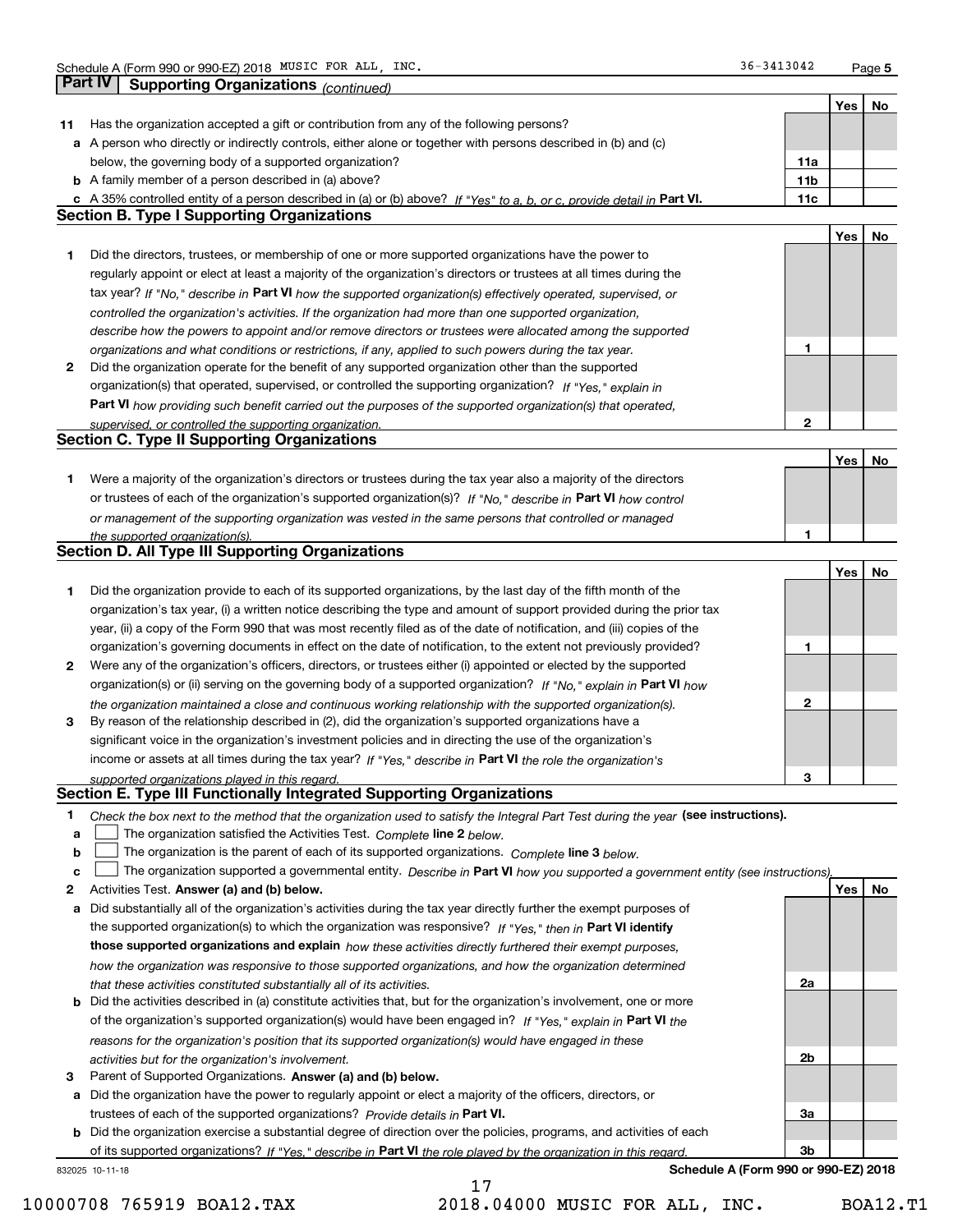Schedule A (Form 990 or 990-EZ) 2018 MUSIC FOR ALL, INC. 36-3413042 Page **5**

## Part IV Supporting Organizations *(continued)*

| | | | Yes | No |
|---|---|---|---|---|
| **11** | Has the organization accepted a gift or contribution from any of the following persons? | | | |
| **a** | A person who directly or indirectly controls, either alone or together with persons described in (b) and (c) below, the governing body of a supported organization? | **11a** | | |
| **b** | A family member of a person described in (a) above? | **11b** | | |
| **c** | A 35% controlled entity of a person described in (a) or (b) above? *If "Yes" to a, b, or c, provide detail in* **Part VI.** | **11c** | | |

### Section B. Type I Supporting Organizations

| | | | Yes | No |
|---|---|---|---|---|
| **1** | Did the directors, trustees, or membership of one or more supported organizations have the power to regularly appoint or elect at least a majority of the organization's directors or trustees at all times during the tax year? *If "No," describe in* **Part VI** *how the supported organization(s) effectively operated, supervised, or controlled the organization's activities. If the organization had more than one supported organization, describe how the powers to appoint and/or remove directors or trustees were allocated among the supported organizations and what conditions or restrictions, if any, applied to such powers during the tax year.* | **1** | | |
| **2** | Did the organization operate for the benefit of any supported organization other than the supported organization(s) that operated, supervised, or controlled the supporting organization? *If "Yes," explain in* **Part VI** *how providing such benefit carried out the purposes of the supported organization(s) that operated, supervised, or controlled the supporting organization.* | **2** | | |

### Section C. Type II Supporting Organizations

| | | | Yes | No |
|---|---|---|---|---|
| **1** | Were a majority of the organization's directors or trustees during the tax year also a majority of the directors or trustees of each of the organization's supported organization(s)? *If "No," describe in* **Part VI** *how control or management of the supporting organization was vested in the same persons that controlled or managed the supported organization(s).* | **1** | | |

### Section D. All Type III Supporting Organizations

| | | | Yes | No |
|---|---|---|---|---|
| **1** | Did the organization provide to each of its supported organizations, by the last day of the fifth month of the organization's tax year, (i) a written notice describing the type and amount of support provided during the prior tax year, (ii) a copy of the Form 990 that was most recently filed as of the date of notification, and (iii) copies of the organization's governing documents in effect on the date of notification, to the extent not previously provided? | **1** | | |
| **2** | Were any of the organization's officers, directors, or trustees either (i) appointed or elected by the supported organization(s) or (ii) serving on the governing body of a supported organization? *If "No," explain in* **Part VI** *how the organization maintained a close and continuous working relationship with the supported organization(s).* | **2** | | |
| **3** | By reason of the relationship described in (2), did the organization's supported organizations have a significant voice in the organization's investment policies and in directing the use of the organization's income or assets at all times during the tax year? *If "Yes," describe in* **Part VI** *the role the organization's supported organizations played in this regard.* | **3** | | |

### Section E. Type III Functionally Integrated Supporting Organizations

**1** *Check the box next to the method that the organization used to satisfy the Integral Part Test during the year* **(see instructions).**

- **a** ☐ The organization satisfied the Activities Test. *Complete* **line 2** *below.*
- **b** ☐ The organization is the parent of each of its supported organizations. *Complete* **line 3** *below.*
- **c** ☐ The organization supported a governmental entity. *Describe in* **Part VI** *how you supported a government entity (see instructions).*

| | | | Yes | No |
|---|---|---|---|---|
| **2** | Activities Test. **Answer (a) and (b) below.** | | | |
| **a** | Did substantially all of the organization's activities during the tax year directly further the exempt purposes of the supported organization(s) to which the organization was responsive? *If "Yes," then in* **Part VI identify those supported organizations and explain** *how these activities directly furthered their exempt purposes, how the organization was responsive to those supported organizations, and how the organization determined that these activities constituted substantially all of its activities.* | **2a** | | |
| **b** | Did the activities described in (a) constitute activities that, but for the organization's involvement, one or more of the organization's supported organization(s) would have been engaged in? *If "Yes," explain in* **Part VI** *the reasons for the organization's position that its supported organization(s) would have engaged in these activities but for the organization's involvement.* | **2b** | | |
| **3** | Parent of Supported Organizations. **Answer (a) and (b) below.** | | | |
| **a** | Did the organization have the power to regularly appoint or elect a majority of the officers, directors, or trustees of each of the supported organizations? *Provide details in* **Part VI.** | **3a** | | |
| **b** | Did the organization exercise a substantial degree of direction over the policies, programs, and activities of each of its supported organizations? *If "Yes," describe in* **Part VI** *the role played by the organization in this regard.* | **3b** | | |

832025 10-11-18 **Schedule A (Form 990 or 990-EZ) 2018**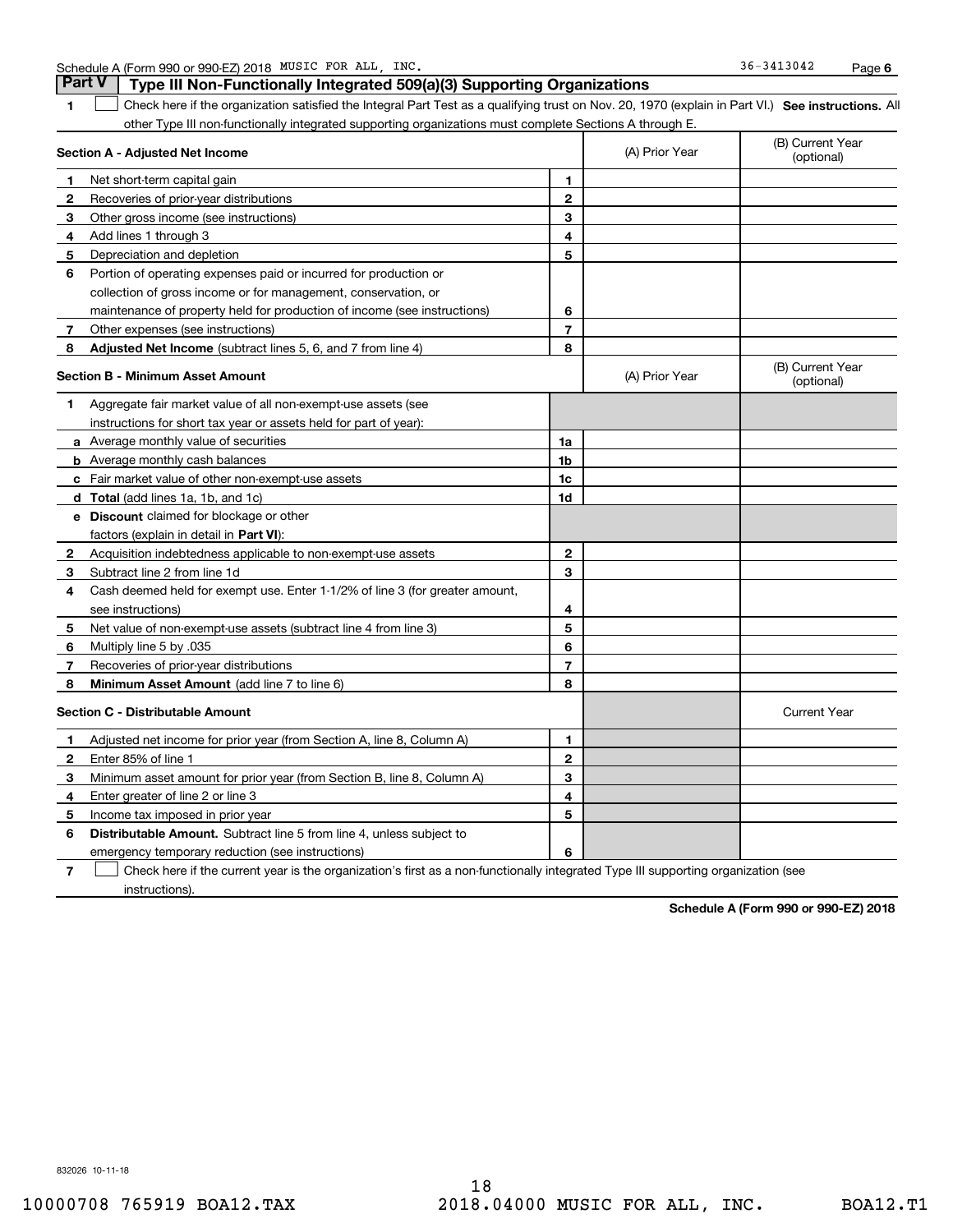## Part V Type III Non-Functionally Integrated 509(a)(3) Supporting Organizations

**1** ☐ Check here if the organization satisfied the Integral Part Test as a qualifying trust on Nov. 20, 1970 (explain in Part VI.) **See instructions.** All other Type III non-functionally integrated supporting organizations must complete Sections A through E.

| **Section A - Adjusted Net Income** | | (A) Prior Year | (B) Current Year (optional) |
|---|---|---|---|
| **1** Net short-term capital gain | 1 | | |
| **2** Recoveries of prior-year distributions | 2 | | |
| **3** Other gross income (see instructions) | 3 | | |
| **4** Add lines 1 through 3 | 4 | | |
| **5** Depreciation and depletion | 5 | | |
| **6** Portion of operating expenses paid or incurred for production or collection of gross income or for management, conservation, or maintenance of property held for production of income (see instructions) | 6 | | |
| **7** Other expenses (see instructions) | 7 | | |
| **8** **Adjusted Net Income** (subtract lines 5, 6, and 7 from line 4) | 8 | | |

| **Section B - Minimum Asset Amount** | | (A) Prior Year | (B) Current Year (optional) |
|---|---|---|---|
| **1** Aggregate fair market value of all non-exempt-use assets (see instructions for short tax year or assets held for part of year): | | | |
| **a** Average monthly value of securities | 1a | | |
| **b** Average monthly cash balances | 1b | | |
| **c** Fair market value of other non-exempt-use assets | 1c | | |
| **d** **Total** (add lines 1a, 1b, and 1c) | 1d | | |
| **e** **Discount** claimed for blockage or other factors (explain in detail in **Part VI**): | | | |
| **2** Acquisition indebtedness applicable to non-exempt-use assets | 2 | | |
| **3** Subtract line 2 from line 1d | 3 | | |
| **4** Cash deemed held for exempt use. Enter 1-1/2% of line 3 (for greater amount, see instructions) | 4 | | |
| **5** Net value of non-exempt-use assets (subtract line 4 from line 3) | 5 | | |
| **6** Multiply line 5 by .035 | 6 | | |
| **7** Recoveries of prior-year distributions | 7 | | |
| **8** **Minimum Asset Amount** (add line 7 to line 6) | 8 | | |

| **Section C - Distributable Amount** | | | Current Year |
|---|---|---|---|
| **1** Adjusted net income for prior year (from Section A, line 8, Column A) | 1 | | |
| **2** Enter 85% of line 1 | 2 | | |
| **3** Minimum asset amount for prior year (from Section B, line 8, Column A) | 3 | | |
| **4** Enter greater of line 2 or line 3 | 4 | | |
| **5** Income tax imposed in prior year | 5 | | |
| **6** **Distributable Amount.** Subtract line 5 from line 4, unless subject to emergency temporary reduction (see instructions) | 6 | | |

**7** ☐ Check here if the current year is the organization's first as a non-functionally integrated Type III supporting organization (see instructions).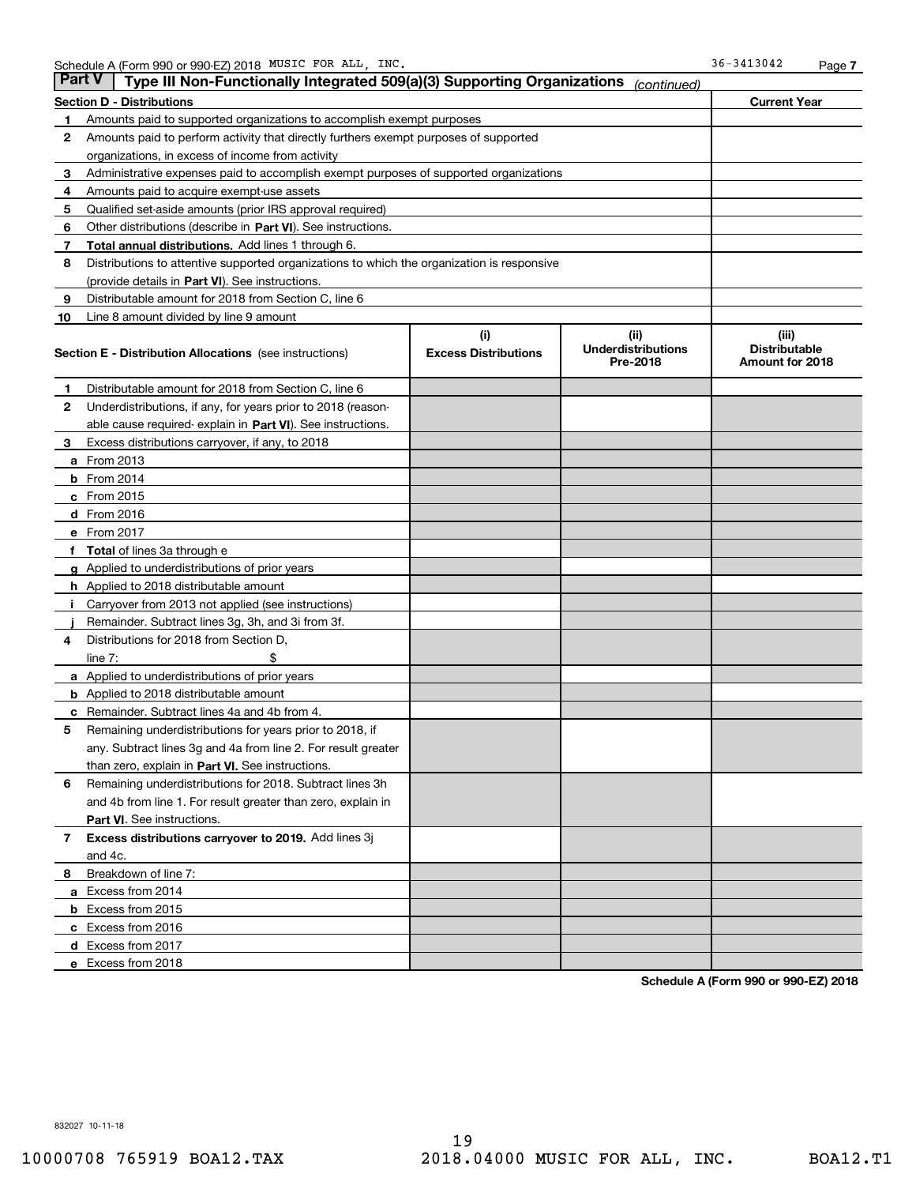Schedule A (Form 990 or 990-EZ) 2018 MUSIC FOR ALL, INC. 36-3413042

## Part V Type III Non-Functionally Integrated 509(a)(3) Supporting Organizations *(continued)*

| Section D - Distributions | Current Year |
|---|---|
| 1 Amounts paid to supported organizations to accomplish exempt purposes | |
| 2 Amounts paid to perform activity that directly furthers exempt purposes of supported organizations, in excess of income from activity | |
| 3 Administrative expenses paid to accomplish exempt purposes of supported organizations | |
| 4 Amounts paid to acquire exempt-use assets | |
| 5 Qualified set-aside amounts (prior IRS approval required) | |
| 6 Other distributions (describe in **Part VI**). See instructions. | |
| 7 **Total annual distributions.** Add lines 1 through 6. | |
| 8 Distributions to attentive supported organizations to which the organization is responsive (provide details in **Part VI**). See instructions. | |
| 9 Distributable amount for 2018 from Section C, line 6 | |
| 10 Line 8 amount divided by line 9 amount | |

| Section E - Distribution Allocations (see instructions) | (i) Excess Distributions | (ii) Underdistributions Pre-2018 | (iii) Distributable Amount for 2018 |
|---|---|---|---|
| 1 Distributable amount for 2018 from Section C, line 6 | | | |
| 2 Underdistributions, if any, for years prior to 2018 (reasonable cause required- explain in **Part VI**). See instructions. | | | |
| 3 Excess distributions carryover, if any, to 2018 | | | |
| a From 2013 | | | |
| b From 2014 | | | |
| c From 2015 | | | |
| d From 2016 | | | |
| e From 2017 | | | |
| f **Total** of lines 3a through e | | | |
| g Applied to underdistributions of prior years | | | |
| h Applied to 2018 distributable amount | | | |
| i Carryover from 2013 not applied (see instructions) | | | |
| j Remainder. Subtract lines 3g, 3h, and 3i from 3f. | | | |
| 4 Distributions for 2018 from Section D, line 7: $ | | | |
| a Applied to underdistributions of prior years | | | |
| b Applied to 2018 distributable amount | | | |
| c Remainder. Subtract lines 4a and 4b from 4. | | | |
| 5 Remaining underdistributions for years prior to 2018, if any. Subtract lines 3g and 4a from line 2. For result greater than zero, explain in **Part VI.** See instructions. | | | |
| 6 Remaining underdistributions for 2018. Subtract lines 3h and 4b from line 1. For result greater than zero, explain in **Part VI**. See instructions. | | | |
| 7 **Excess distributions carryover to 2019.** Add lines 3j and 4c. | | | |
| 8 Breakdown of line 7: | | | |
| a Excess from 2014 | | | |
| b Excess from 2015 | | | |
| c Excess from 2016 | | | |
| d Excess from 2017 | | | |
| e Excess from 2018 | | | |

**Schedule A (Form 990 or 990-EZ) 2018**

832027 10-11-18

10000708 765919 BOA12.TAX 2018.04000 MUSIC FOR ALL, INC. BOA12.T1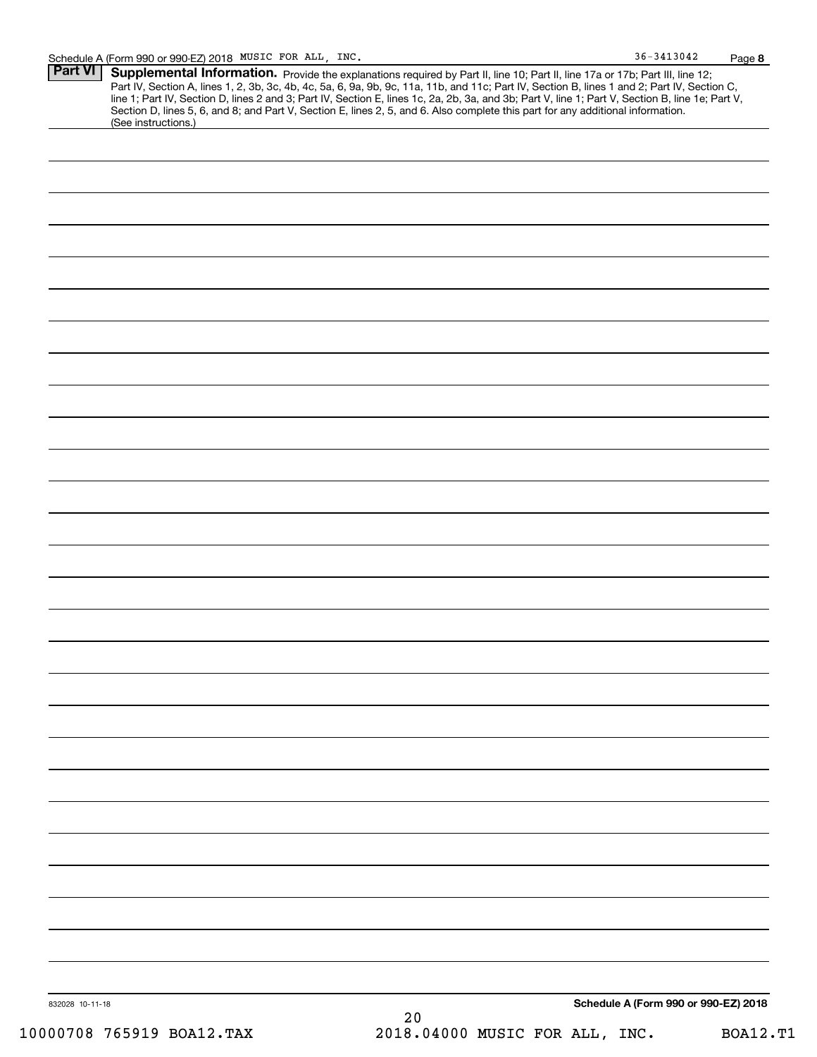Schedule A (Form 990 or 990-EZ) 2018 MUSIC FOR ALL, INC. 36-3413042 Page 8

**Part VI** **Supplemental Information.** Provide the explanations required by Part II, line 10; Part II, line 17a or 17b; Part III, line 12; Part IV, Section A, lines 1, 2, 3b, 3c, 4b, 4c, 5a, 6, 9a, 9b, 9c, 11a, 11b, and 11c; Part IV, Section B, lines 1 and 2; Part IV, Section C, line 1; Part IV, Section D, lines 2 and 3; Part IV, Section E, lines 1c, 2a, 2b, 3a, and 3b; Part V, line 1; Part V, Section B, line 1e; Part V, Section D, lines 5, 6, and 8; and Part V, Section E, lines 2, 5, and 6. Also complete this part for any additional information. (See instructions.)

832028 10-11-18 **Schedule A (Form 990 or 990-EZ) 2018**

10000708 765919 BOA12.TAX 2018.04000 MUSIC FOR ALL, INC. BOA12.T1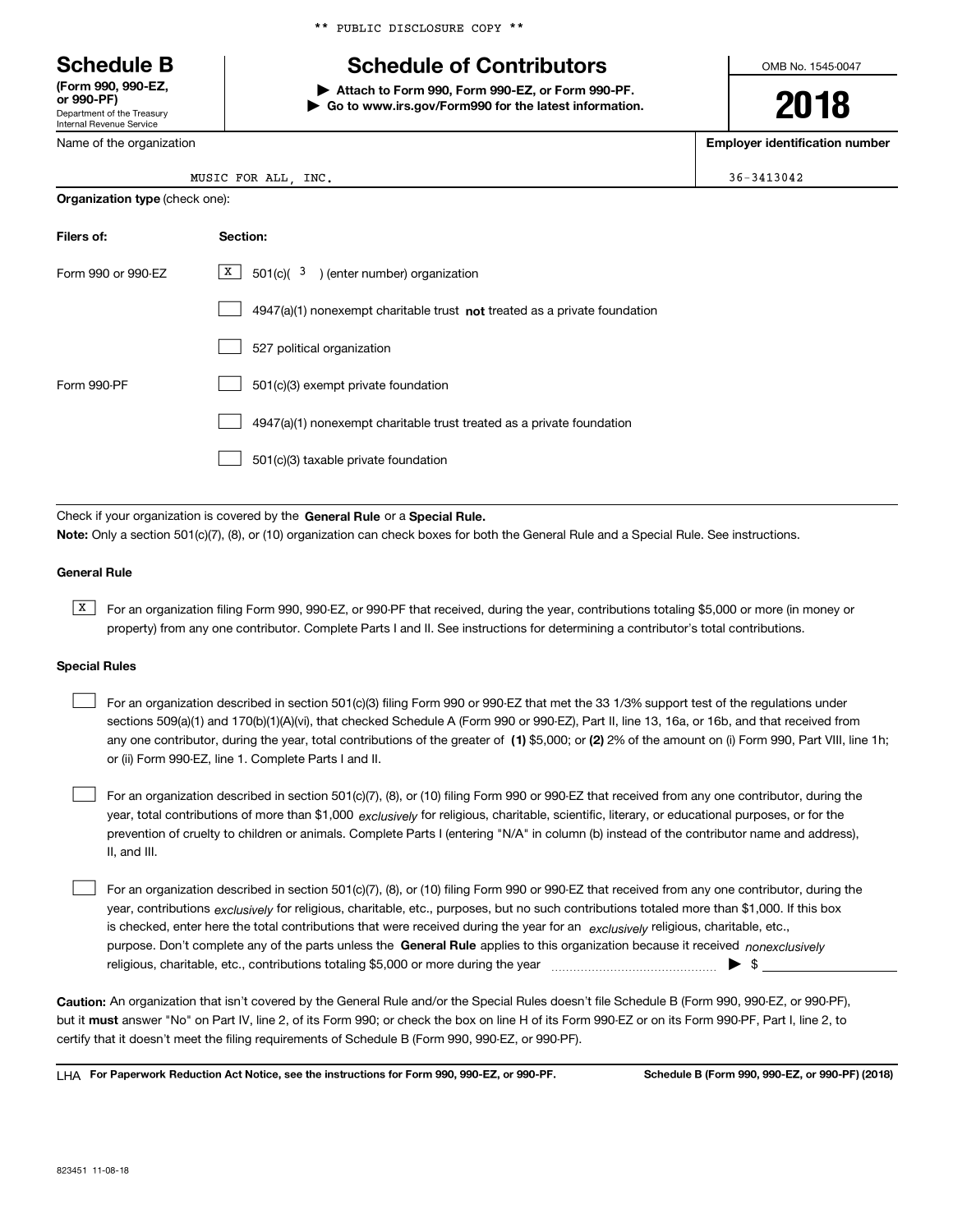** PUBLIC DISCLOSURE COPY **

# Schedule B
**(Form 990, 990-EZ, or 990-PF)**
Department of the Treasury
Internal Revenue Service

## Schedule of Contributors

**▶ Attach to Form 990, Form 990-EZ, or Form 990-PF.**
**▶ Go to www.irs.gov/Form990 for the latest information.**

OMB No. 1545-0047

**2018**

| Name of the organization | Employer identification number |
|---|---|
| MUSIC FOR ALL, INC. | 36-3413042 |

**Organization type** (check one):

| Filers of: | Section: |
|---|---|
| Form 990 or 990-EZ | [X] 501(c)( 3 ) (enter number) organization |
| | [ ] 4947(a)(1) nonexempt charitable trust **not** treated as a private foundation |
| | [ ] 527 political organization |
| Form 990-PF | [ ] 501(c)(3) exempt private foundation |
| | [ ] 4947(a)(1) nonexempt charitable trust treated as a private foundation |
| | [ ] 501(c)(3) taxable private foundation |

Check if your organization is covered by the **General Rule** or a **Special Rule.**

**Note:** Only a section 501(c)(7), (8), or (10) organization can check boxes for both the General Rule and a Special Rule. See instructions.

### General Rule

[X] For an organization filing Form 990, 990-EZ, or 990-PF that received, during the year, contributions totaling $5,000 or more (in money or property) from any one contributor. Complete Parts I and II. See instructions for determining a contributor's total contributions.

### Special Rules

[ ] For an organization described in section 501(c)(3) filing Form 990 or 990-EZ that met the 33 1/3% support test of the regulations under sections 509(a)(1) and 170(b)(1)(A)(vi), that checked Schedule A (Form 990 or 990-EZ), Part II, line 13, 16a, or 16b, and that received from any one contributor, during the year, total contributions of the greater of **(1)** $5,000; or **(2)** 2% of the amount on (i) Form 990, Part VIII, line 1h; or (ii) Form 990-EZ, line 1. Complete Parts I and II.

[ ] For an organization described in section 501(c)(7), (8), or (10) filing Form 990 or 990-EZ that received from any one contributor, during the year, total contributions of more than $1,000 *exclusively* for religious, charitable, scientific, literary, or educational purposes, or for the prevention of cruelty to children or animals. Complete Parts I (entering "N/A" in column (b) instead of the contributor name and address), II, and III.

[ ] For an organization described in section 501(c)(7), (8), or (10) filing Form 990 or 990-EZ that received from any one contributor, during the year, contributions *exclusively* for religious, charitable, etc., purposes, but no such contributions totaled more than $1,000. If this box is checked, enter here the total contributions that were received during the year for an *exclusively* religious, charitable, etc., purpose. Don't complete any of the parts unless the **General Rule** applies to this organization because it received *nonexclusively* religious, charitable, etc., contributions totaling $5,000 or more during the year ▶ $ ____________

**Caution:** An organization that isn't covered by the General Rule and/or the Special Rules doesn't file Schedule B (Form 990, 990-EZ, or 990-PF), but it **must** answer "No" on Part IV, line 2, of its Form 990; or check the box on line H of its Form 990-EZ or on its Form 990-PF, Part I, line 2, to certify that it doesn't meet the filing requirements of Schedule B (Form 990, 990-EZ, or 990-PF).

LHA **For Paperwork Reduction Act Notice, see the instructions for Form 990, 990-EZ, or 990-PF.** **Schedule B (Form 990, 990-EZ, or 990-PF) (2018)**

823451 11-08-18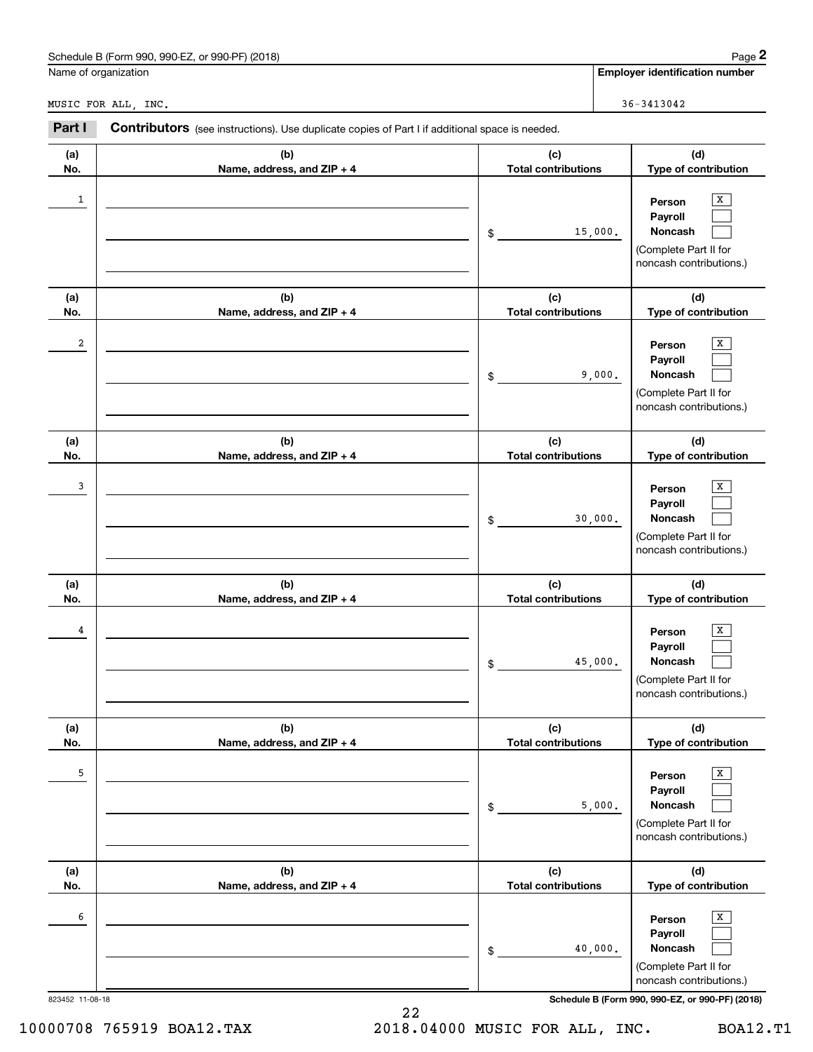Schedule B (Form 990, 990-EZ, or 990-PF) (2018)

Name of organization: MUSIC FOR ALL, INC.

Employer identification number: 36-3413042

## Part I Contributors

(see instructions). Use duplicate copies of Part I if additional space is needed.

| (a) No. | (b) Name, address, and ZIP + 4 | (c) Total contributions | (d) Type of contribution |
|---|---|---|---|
| 1 | | $ 15,000. | Person [X] Payroll [ ] Noncash [ ] (Complete Part II for noncash contributions.) |
| 2 | | $ 9,000. | Person [X] Payroll [ ] Noncash [ ] (Complete Part II for noncash contributions.) |
| 3 | | $ 30,000. | Person [X] Payroll [ ] Noncash [ ] (Complete Part II for noncash contributions.) |
| 4 | | $ 45,000. | Person [X] Payroll [ ] Noncash [ ] (Complete Part II for noncash contributions.) |
| 5 | | $ 5,000. | Person [X] Payroll [ ] Noncash [ ] (Complete Part II for noncash contributions.) |
| 6 | | $ 40,000. | Person [X] Payroll [ ] Noncash [ ] (Complete Part II for noncash contributions.) |

823452 11-08-18

Schedule B (Form 990, 990-EZ, or 990-PF) (2018)

10000708 765919 BOA12.TAX 2018.04000 MUSIC FOR ALL, INC. BOA12.T1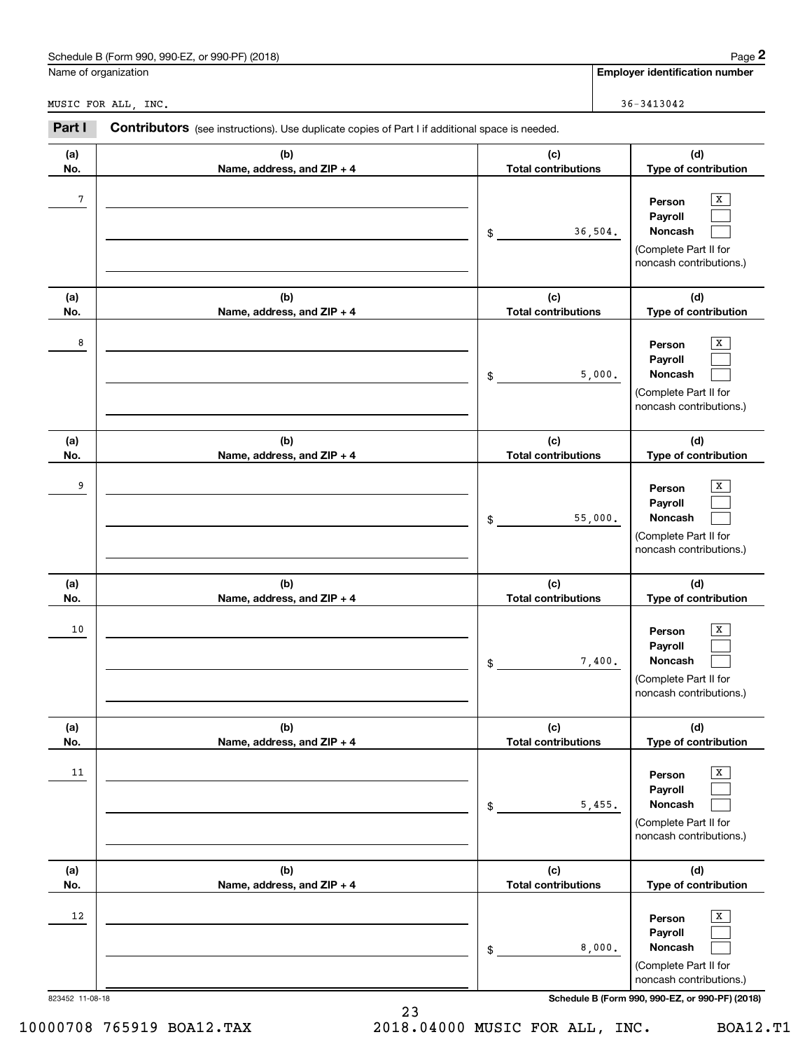Schedule B (Form 990, 990-EZ, or 990-PF) (2018)

Name of organization: MUSIC FOR ALL, INC.

Employer identification number: 36-3413042

**Part I** **Contributors** (see instructions). Use duplicate copies of Part I if additional space is needed.

| (a) No. | (b) Name, address, and ZIP + 4 | (c) Total contributions | (d) Type of contribution |
|---|---|---|---|
| 7 | | $ 36,504. | Person [X] Payroll [ ] Noncash [ ] (Complete Part II for noncash contributions.) |
| 8 | | $ 5,000. | Person [X] Payroll [ ] Noncash [ ] (Complete Part II for noncash contributions.) |
| 9 | | $ 55,000. | Person [X] Payroll [ ] Noncash [ ] (Complete Part II for noncash contributions.) |
| 10 | | $ 7,400. | Person [X] Payroll [ ] Noncash [ ] (Complete Part II for noncash contributions.) |
| 11 | | $ 5,455. | Person [X] Payroll [ ] Noncash [ ] (Complete Part II for noncash contributions.) |
| 12 | | $ 8,000. | Person [X] Payroll [ ] Noncash [ ] (Complete Part II for noncash contributions.) |

823452 11-08-18

Schedule B (Form 990, 990-EZ, or 990-PF) (2018)

10000708 765919 BOA12.TAX 2018.04000 MUSIC FOR ALL, INC. BOA12.T1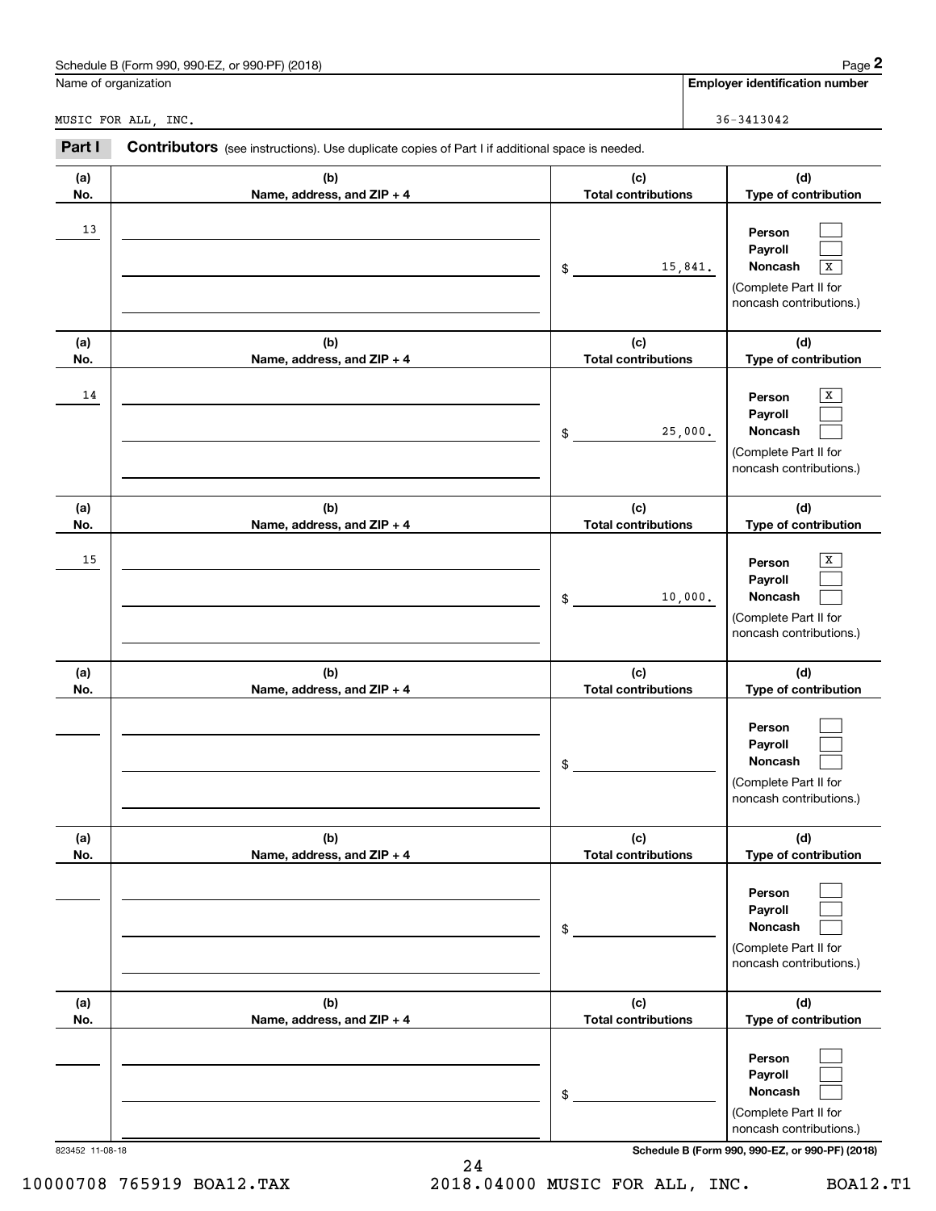Schedule B (Form 990, 990-EZ, or 990-PF) (2018)

Name of organization: MUSIC FOR ALL, INC.

Employer identification number: 36-3413042

## Part I Contributors (see instructions). Use duplicate copies of Part I if additional space is needed.

| (a) No. | (b) Name, address, and ZIP + 4 | (c) Total contributions | (d) Type of contribution |
|---|---|---|---|
| 13 | | $ 15,841. | Person [ ] Payroll [ ] Noncash [X] (Complete Part II for noncash contributions.) |
| 14 | | $ 25,000. | Person [X] Payroll [ ] Noncash [ ] (Complete Part II for noncash contributions.) |
| 15 | | $ 10,000. | Person [X] Payroll [ ] Noncash [ ] (Complete Part II for noncash contributions.) |
| | | $ | Person [ ] Payroll [ ] Noncash [ ] (Complete Part II for noncash contributions.) |
| | | $ | Person [ ] Payroll [ ] Noncash [ ] (Complete Part II for noncash contributions.) |
| | | $ | Person [ ] Payroll [ ] Noncash [ ] (Complete Part II for noncash contributions.) |

823452 11-08-18

Schedule B (Form 990, 990-EZ, or 990-PF) (2018)

10000708 765919 BOA12.TAX 2018.04000 MUSIC FOR ALL, INC. BOA12.T1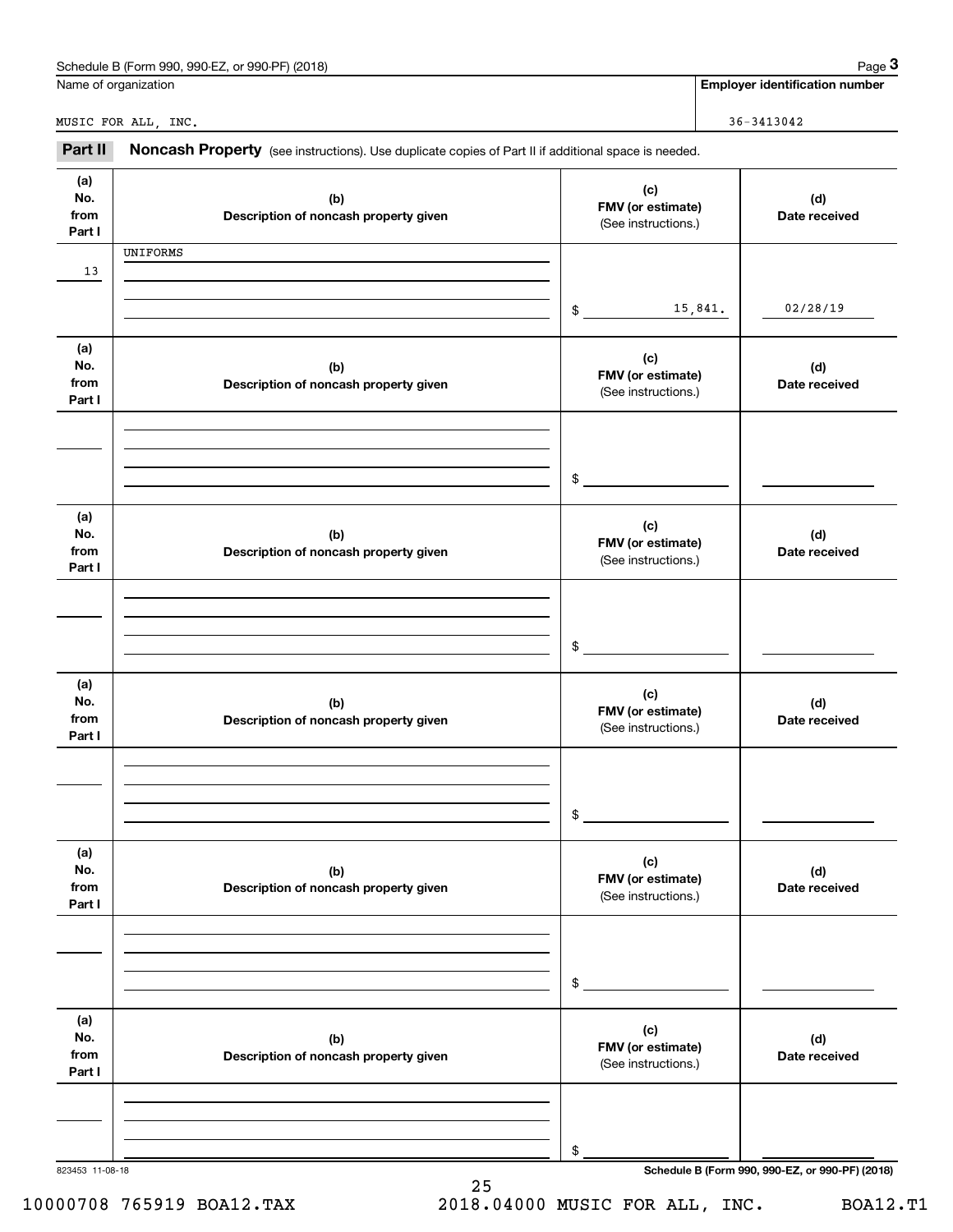Schedule B (Form 990, 990-EZ, or 990-PF) (2018)

Name of organization: MUSIC FOR ALL, INC.

Employer identification number: 36-3413042

## Part II Noncash Property

(see instructions). Use duplicate copies of Part II if additional space is needed.

| (a) No. from Part I | (b) Description of noncash property given | (c) FMV (or estimate) (See instructions.) | (d) Date received |
|---|---|---|---|
| 13 | UNIFORMS | $ 15,841. | 02/28/19 |
| | | $ | |
| | | $ | |
| | | $ | |
| | | $ | |
| | | $ | |

823453 11-08-18

Schedule B (Form 990, 990-EZ, or 990-PF) (2018)

10000708 765919 BOA12.TAX 2018.04000 MUSIC FOR ALL, INC. BOA12.T1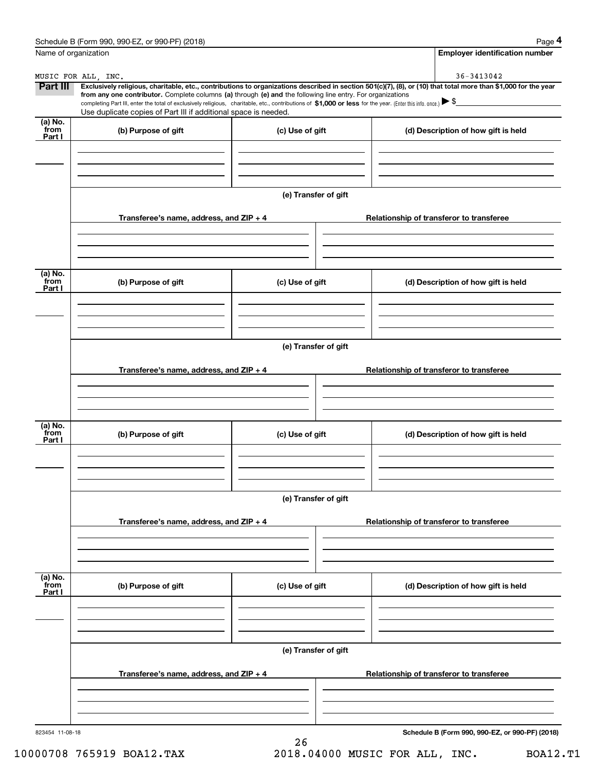Schedule B (Form 990, 990-EZ, or 990-PF) (2018)

Name of organization: MUSIC FOR ALL, INC.

Employer identification number: 36-3413042

**Part III** **Exclusively religious, charitable, etc., contributions to organizations described in section 501(c)(7), (8), or (10) that total more than $1,000 for the year from any one contributor.** Complete columns **(a)** through **(e) and** the following line entry. For organizations completing Part III, enter the total of exclusively religious, charitable, etc., contributions of **$1,000 or less** for the year. (Enter this info. once.) ▶ $

Use duplicate copies of Part III if additional space is needed.

| (a) No. from Part I | (b) Purpose of gift | (c) Use of gift | (d) Description of how gift is held |
|---|---|---|---|
| | | | |

**(e) Transfer of gift**

| Transferee's name, address, and ZIP + 4 | Relationship of transferor to transferee |
|---|---|
| | |

| (a) No. from Part I | (b) Purpose of gift | (c) Use of gift | (d) Description of how gift is held |
|---|---|---|---|
| | | | |

**(e) Transfer of gift**

| Transferee's name, address, and ZIP + 4 | Relationship of transferor to transferee |
|---|---|
| | |

| (a) No. from Part I | (b) Purpose of gift | (c) Use of gift | (d) Description of how gift is held |
|---|---|---|---|
| | | | |

**(e) Transfer of gift**

| Transferee's name, address, and ZIP + 4 | Relationship of transferor to transferee |
|---|---|
| | |

| (a) No. from Part I | (b) Purpose of gift | (c) Use of gift | (d) Description of how gift is held |
|---|---|---|---|
| | | | |

**(e) Transfer of gift**

| Transferee's name, address, and ZIP + 4 | Relationship of transferor to transferee |
|---|---|
| | |

823454 11-08-18

**Schedule B (Form 990, 990-EZ, or 990-PF) (2018)**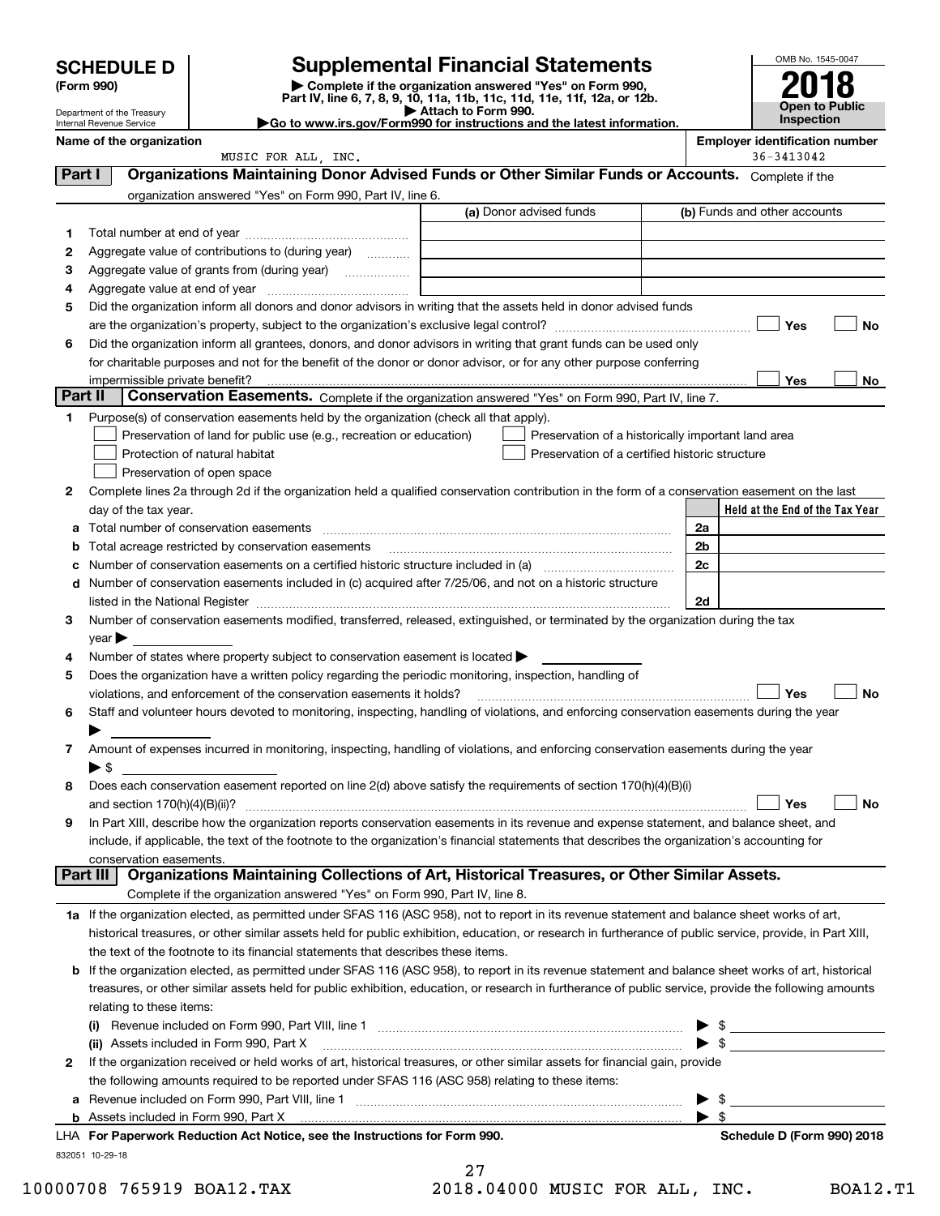# SCHEDULE D (Form 990)

# Supplemental Financial Statements

▶ Complete if the organization answered "Yes" on Form 990, Part IV, line 6, 7, 8, 9, 10, 11a, 11b, 11c, 11d, 11e, 11f, 12a, or 12b.

▶ Attach to Form 990.

▶Go to www.irs.gov/Form990 for instructions and the latest information.

Department of the Treasury
Internal Revenue Service

OMB No. 1545-0047

**2018**

**Open to Public Inspection**

**Name of the organization:** MUSIC FOR ALL, INC.

**Employer identification number:** 36-3413042

## Part I — Organizations Maintaining Donor Advised Funds or Other Similar Funds or Accounts.
Complete if the organization answered "Yes" on Form 990, Part IV, line 6.

| | | (a) Donor advised funds | (b) Funds and other accounts |
|---|---|---|---|
| 1 | Total number at end of year | | |
| 2 | Aggregate value of contributions to (during year) | | |
| 3 | Aggregate value of grants from (during year) | | |
| 4 | Aggregate value at end of year | | |

5 Did the organization inform all donors and donor advisors in writing that the assets held in donor advised funds are the organization's property, subject to the organization's exclusive legal control? ☐ Yes ☐ No

6 Did the organization inform all grantees, donors, and donor advisors in writing that grant funds can be used only for charitable purposes and not for the benefit of the donor or donor advisor, or for any other purpose conferring impermissible private benefit? ☐ Yes ☐ No

## Part II — Conservation Easements.
Complete if the organization answered "Yes" on Form 990, Part IV, line 7.

1 Purpose(s) of conservation easements held by the organization (check all that apply).

- ☐ Preservation of land for public use (e.g., recreation or education)
- ☐ Preservation of a historically important land area
- ☐ Protection of natural habitat
- ☐ Preservation of a certified historic structure
- ☐ Preservation of open space

2 Complete lines 2a through 2d if the organization held a qualified conservation contribution in the form of a conservation easement on the last day of the tax year.

| | | | Held at the End of the Tax Year |
|---|---|---|---|
| a | Total number of conservation easements | 2a | |
| b | Total acreage restricted by conservation easements | 2b | |
| c | Number of conservation easements on a certified historic structure included in (a) | 2c | |
| d | Number of conservation easements included in (c) acquired after 7/25/06, and not on a historic structure listed in the National Register | 2d | |

3 Number of conservation easements modified, transferred, released, extinguished, or terminated by the organization during the tax year ▶

4 Number of states where property subject to conservation easement is located ▶

5 Does the organization have a written policy regarding the periodic monitoring, inspection, handling of violations, and enforcement of the conservation easements it holds? ☐ Yes ☐ No

6 Staff and volunteer hours devoted to monitoring, inspecting, handling of violations, and enforcing conservation easements during the year ▶

7 Amount of expenses incurred in monitoring, inspecting, handling of violations, and enforcing conservation easements during the year ▶ $

8 Does each conservation easement reported on line 2(d) above satisfy the requirements of section 170(h)(4)(B)(i) and section 170(h)(4)(B)(ii)? ☐ Yes ☐ No

9 In Part XIII, describe how the organization reports conservation easements in its revenue and expense statement, and balance sheet, and include, if applicable, the text of the footnote to the organization's financial statements that describes the organization's accounting for conservation easements.

## Part III — Organizations Maintaining Collections of Art, Historical Treasures, or Other Similar Assets.
Complete if the organization answered "Yes" on Form 990, Part IV, line 8.

1a If the organization elected, as permitted under SFAS 116 (ASC 958), not to report in its revenue statement and balance sheet works of art, historical treasures, or other similar assets held for public exhibition, education, or research in furtherance of public service, provide, in Part XIII, the text of the footnote to its financial statements that describes these items.

b If the organization elected, as permitted under SFAS 116 (ASC 958), to report in its revenue statement and balance sheet works of art, historical treasures, or other similar assets held for public exhibition, education, or research in furtherance of public service, provide the following amounts relating to these items:

(i) Revenue included on Form 990, Part VIII, line 1 ▶ $

(ii) Assets included in Form 990, Part X ▶ $

2 If the organization received or held works of art, historical treasures, or other similar assets for financial gain, provide the following amounts required to be reported under SFAS 116 (ASC 958) relating to these items:

a Revenue included on Form 990, Part VIII, line 1 ▶ $

b Assets included in Form 990, Part X ▶ $

LHA For Paperwork Reduction Act Notice, see the Instructions for Form 990.

Schedule D (Form 990) 2018

832051 10-29-18

10000708 765919 BOA12.TAX 2018.04000 MUSIC FOR ALL, INC. BOA12.T1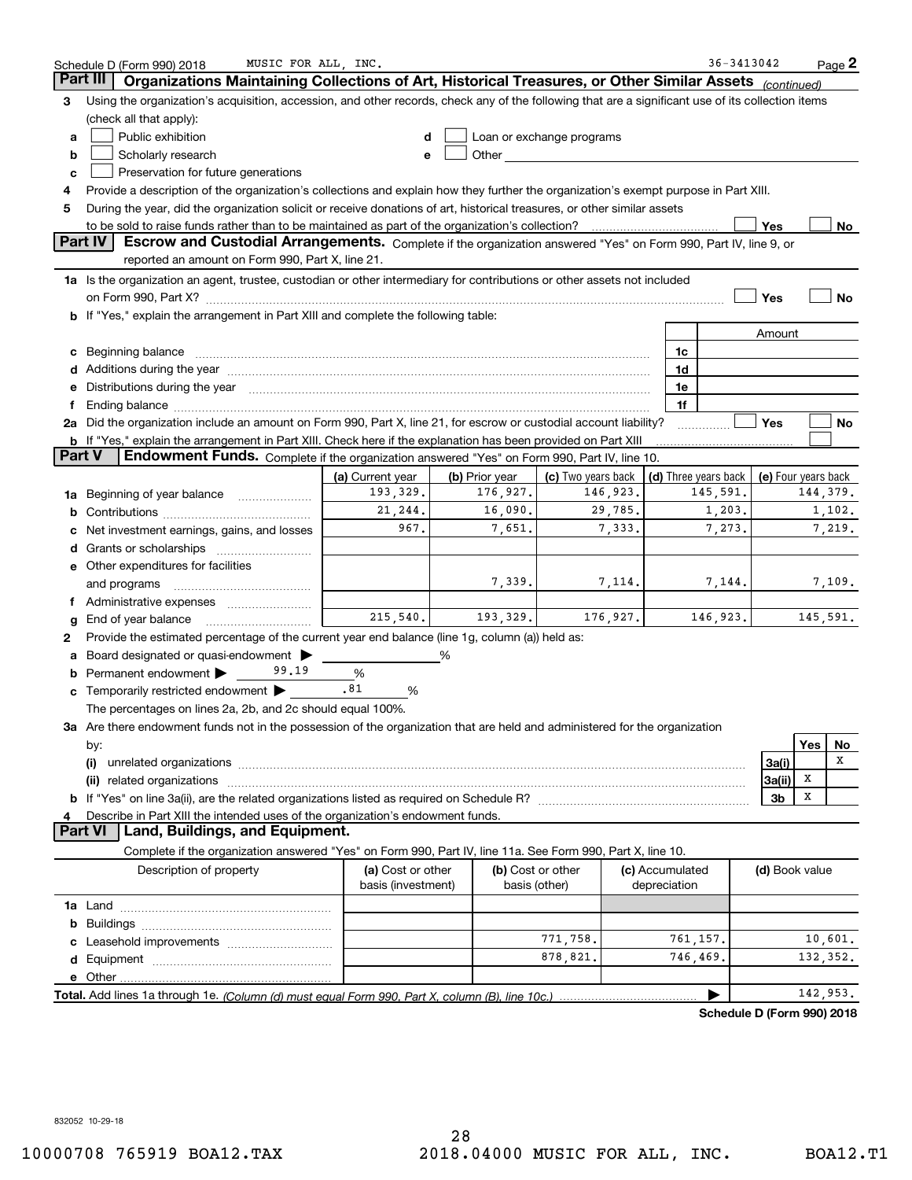Schedule D (Form 990) 2018 MUSIC FOR ALL, INC. 36-3413042

## Part III Organizations Maintaining Collections of Art, Historical Treasures, or Other Similar Assets *(continued)*

3 Using the organization's acquisition, accession, and other records, check any of the following that are a significant use of its collection items (check all that apply):

- a ☐ Public exhibition
- b ☐ Scholarly research
- c ☐ Preservation for future generations
- d ☐ Loan or exchange programs
- e ☐ Other

4 Provide a description of the organization's collections and explain how they further the organization's exempt purpose in Part XIII.

5 During the year, did the organization solicit or receive donations of art, historical treasures, or other similar assets to be sold to raise funds rather than to be maintained as part of the organization's collection? ☐ Yes ☐ No

## Part IV Escrow and Custodial Arrangements.

Complete if the organization answered "Yes" on Form 990, Part IV, line 9, or reported an amount on Form 990, Part X, line 21.

1a Is the organization an agent, trustee, custodian or other intermediary for contributions or other assets not included on Form 990, Part X? ☐ Yes ☐ No

b If "Yes," explain the arrangement in Part XIII and complete the following table:

| | | Amount |
|---|---|---|
| c Beginning balance | 1c | |
| d Additions during the year | 1d | |
| e Distributions during the year | 1e | |
| f Ending balance | 1f | |

2a Did the organization include an amount on Form 990, Part X, line 21, for escrow or custodial account liability? ☐ Yes ☐ No

b If "Yes," explain the arrangement in Part XIII. Check here if the explanation has been provided on Part XIII ☐

## Part V Endowment Funds.

Complete if the organization answered "Yes" on Form 990, Part IV, line 10.

| | (a) Current year | (b) Prior year | (c) Two years back | (d) Three years back | (e) Four years back |
|---|---|---|---|---|---|
| 1a Beginning of year balance | 193,329. | 176,927. | 146,923. | 145,591. | 144,379. |
| b Contributions | 21,244. | 16,090. | 29,785. | 1,203. | 1,102. |
| c Net investment earnings, gains, and losses | 967. | 7,651. | 7,333. | 7,273. | 7,219. |
| d Grants or scholarships | | | | | |
| e Other expenditures for facilities and programs | | 7,339. | 7,114. | 7,144. | 7,109. |
| f Administrative expenses | | | | | |
| g End of year balance | 215,540. | 193,329. | 176,927. | 146,923. | 145,591. |

2 Provide the estimated percentage of the current year end balance (line 1g, column (a)) held as:

- a Board designated or quasi-endowment ▶ %
- b Permanent endowment ▶ 99.19 %
- c Temporarily restricted endowment ▶ .81 %

The percentages on lines 2a, 2b, and 2c should equal 100%.

3a Are there endowment funds not in the possession of the organization that are held and administered for the organization by:

| | | Yes | No |
|---|---|---|---|
| (i) unrelated organizations | 3a(i) | | X |
| (ii) related organizations | 3a(ii) | X | |
| b If "Yes" on line 3a(ii), are the related organizations listed as required on Schedule R? | 3b | X | |

4 Describe in Part XIII the intended uses of the organization's endowment funds.

## Part VI Land, Buildings, and Equipment.

Complete if the organization answered "Yes" on Form 990, Part IV, line 11a. See Form 990, Part X, line 10.

| Description of property | (a) Cost or other basis (investment) | (b) Cost or other basis (other) | (c) Accumulated depreciation | (d) Book value |
|---|---|---|---|---|
| 1a Land | | | | |
| b Buildings | | | | |
| c Leasehold improvements | | 771,758. | 761,157. | 10,601. |
| d Equipment | | 878,821. | 746,469. | 132,352. |
| e Other | | | | |

**Total.** Add lines 1a through 1e. *(Column (d) must equal Form 990, Part X, column (B), line 10c.)* ▶ 142,953.

**Schedule D (Form 990) 2018**

832052 10-29-18

10000708 765919 BOA12.TAX 2018.04000 MUSIC FOR ALL, INC. BOA12.T1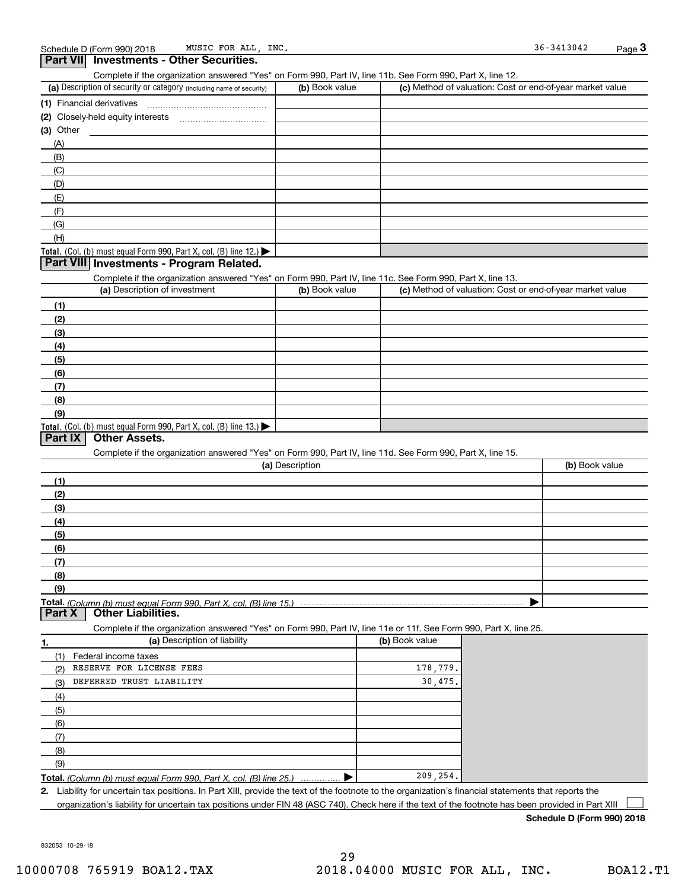Schedule D (Form 990) 2018 MUSIC FOR ALL, INC. 36-3413042 Page **3**

## Part VII Investments - Other Securities.

Complete if the organization answered "Yes" on Form 990, Part IV, line 11b. See Form 990, Part X, line 12.

| (a) Description of security or category (including name of security) | (b) Book value | (c) Method of valuation: Cost or end-of-year market value |
|---|---|---|
| (1) Financial derivatives | | |
| (2) Closely-held equity interests | | |
| (3) Other | | |
| (A) | | |
| (B) | | |
| (C) | | |
| (D) | | |
| (E) | | |
| (F) | | |
| (G) | | |
| (H) | | |
| **Total.** (Col. (b) must equal Form 990, Part X, col. (B) line 12.) ▶ | | |

## Part VIII Investments - Program Related.

Complete if the organization answered "Yes" on Form 990, Part IV, line 11c. See Form 990, Part X, line 13.

| (a) Description of investment | (b) Book value | (c) Method of valuation: Cost or end-of-year market value |
|---|---|---|
| (1) | | |
| (2) | | |
| (3) | | |
| (4) | | |
| (5) | | |
| (6) | | |
| (7) | | |
| (8) | | |
| (9) | | |
| **Total.** (Col. (b) must equal Form 990, Part X, col. (B) line 13.) ▶ | | |

## Part IX Other Assets.

Complete if the organization answered "Yes" on Form 990, Part IV, line 11d. See Form 990, Part X, line 15.

| (a) Description | (b) Book value |
|---|---|
| (1) | |
| (2) | |
| (3) | |
| (4) | |
| (5) | |
| (6) | |
| (7) | |
| (8) | |
| (9) | |
| **Total.** *(Column (b) must equal Form 990, Part X, col. (B) line 15.)* ▶ | |

## Part X Other Liabilities.

Complete if the organization answered "Yes" on Form 990, Part IV, line 11e or 11f. See Form 990, Part X, line 25.

| 1. (a) Description of liability | (b) Book value |
|---|---|
| (1) Federal income taxes | |
| (2) RESERVE FOR LICENSE FEES | 178,779. |
| (3) DEFERRED TRUST LIABILITY | 30,475. |
| (4) | |
| (5) | |
| (6) | |
| (7) | |
| (8) | |
| (9) | |
| **Total.** *(Column (b) must equal Form 990, Part X, col. (B) line 25.)* ▶ | 209,254. |

**2.** Liability for uncertain tax positions. In Part XIII, provide the text of the footnote to the organization's financial statements that reports the organization's liability for uncertain tax positions under FIN 48 (ASC 740). Check here if the text of the footnote has been provided in Part XIII ☐

**Schedule D (Form 990) 2018**

832053 10-29-18

10000708 765919 BOA12.TAX 2018.04000 MUSIC FOR ALL, INC. BOA12.T1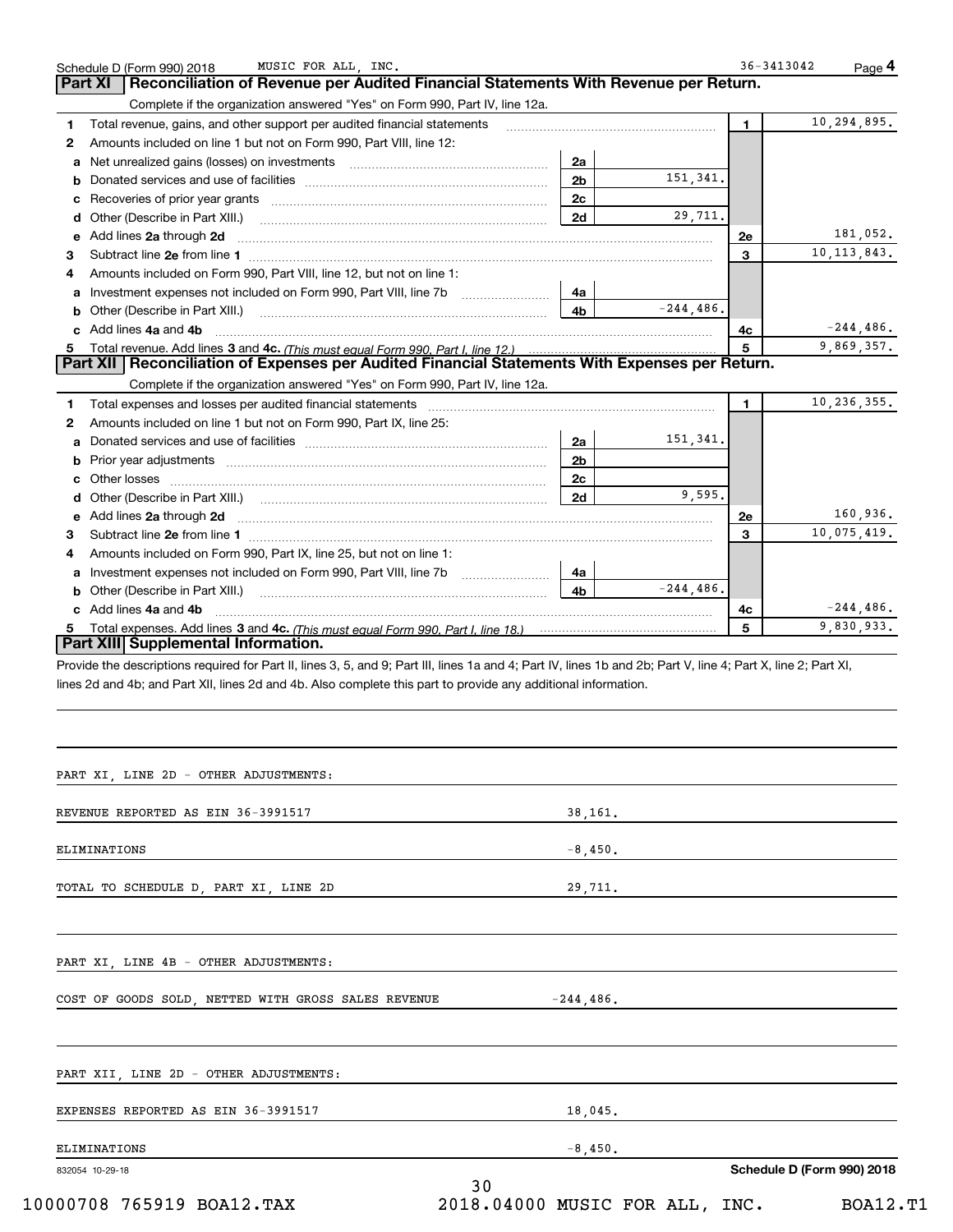Schedule D (Form 990) 2018 MUSIC FOR ALL, INC. 36-3413042 Page 4

## Part XI Reconciliation of Revenue per Audited Financial Statements With Revenue per Return.

Complete if the organization answered "Yes" on Form 990, Part IV, line 12a.

| | | | | | |
|---|---|---|---|---|---|
| 1 | Total revenue, gains, and other support per audited financial statements | | | 1 | 10,294,895. |
| 2 | Amounts included on line 1 but not on Form 990, Part VIII, line 12: | | | | |
| a | Net unrealized gains (losses) on investments | 2a | | | |
| b | Donated services and use of facilities | 2b | 151,341. | | |
| c | Recoveries of prior year grants | 2c | | | |
| d | Other (Describe in Part XIII.) | 2d | 29,711. | | |
| e | Add lines 2a through 2d | | | 2e | 181,052. |
| 3 | Subtract line 2e from line 1 | | | 3 | 10,113,843. |
| 4 | Amounts included on Form 990, Part VIII, line 12, but not on line 1: | | | | |
| a | Investment expenses not included on Form 990, Part VIII, line 7b | 4a | | | |
| b | Other (Describe in Part XIII.) | 4b | -244,486. | | |
| c | Add lines 4a and 4b | | | 4c | -244,486. |
| 5 | Total revenue. Add lines 3 and 4c. *(This must equal Form 990, Part I, line 12.)* | | | 5 | 9,869,357. |

## Part XII Reconciliation of Expenses per Audited Financial Statements With Expenses per Return.

Complete if the organization answered "Yes" on Form 990, Part IV, line 12a.

| | | | | | |
|---|---|---|---|---|---|
| 1 | Total expenses and losses per audited financial statements | | | 1 | 10,236,355. |
| 2 | Amounts included on line 1 but not on Form 990, Part IX, line 25: | | | | |
| a | Donated services and use of facilities | 2a | 151,341. | | |
| b | Prior year adjustments | 2b | | | |
| c | Other losses | 2c | | | |
| d | Other (Describe in Part XIII.) | 2d | 9,595. | | |
| e | Add lines 2a through 2d | | | 2e | 160,936. |
| 3 | Subtract line 2e from line 1 | | | 3 | 10,075,419. |
| 4 | Amounts included on Form 990, Part IX, line 25, but not on line 1: | | | | |
| a | Investment expenses not included on Form 990, Part VIII, line 7b | 4a | | | |
| b | Other (Describe in Part XIII.) | 4b | -244,486. | | |
| c | Add lines 4a and 4b | | | 4c | -244,486. |
| 5 | Total expenses. Add lines 3 and 4c. *(This must equal Form 990, Part I, line 18.)* | | | 5 | 9,830,933. |

## Part XIII Supplemental Information.

Provide the descriptions required for Part II, lines 3, 5, and 9; Part III, lines 1a and 4; Part IV, lines 1b and 2b; Part V, line 4; Part X, line 2; Part XI, lines 2d and 4b; and Part XII, lines 2d and 4b. Also complete this part to provide any additional information.

PART XI, LINE 2D - OTHER ADJUSTMENTS:

| | |
|---|---|
| REVENUE REPORTED AS EIN 36-3991517 | 38,161. |
| ELIMINATIONS | -8,450. |
| TOTAL TO SCHEDULE D, PART XI, LINE 2D | 29,711. |

PART XI, LINE 4B - OTHER ADJUSTMENTS:

| | |
|---|---|
| COST OF GOODS SOLD, NETTED WITH GROSS SALES REVENUE | -244,486. |

PART XII, LINE 2D - OTHER ADJUSTMENTS:

| | |
|---|---|
| EXPENSES REPORTED AS EIN 36-3991517 | 18,045. |
| ELIMINATIONS | -8,450. |

832054 10-29-18 Schedule D (Form 990) 2018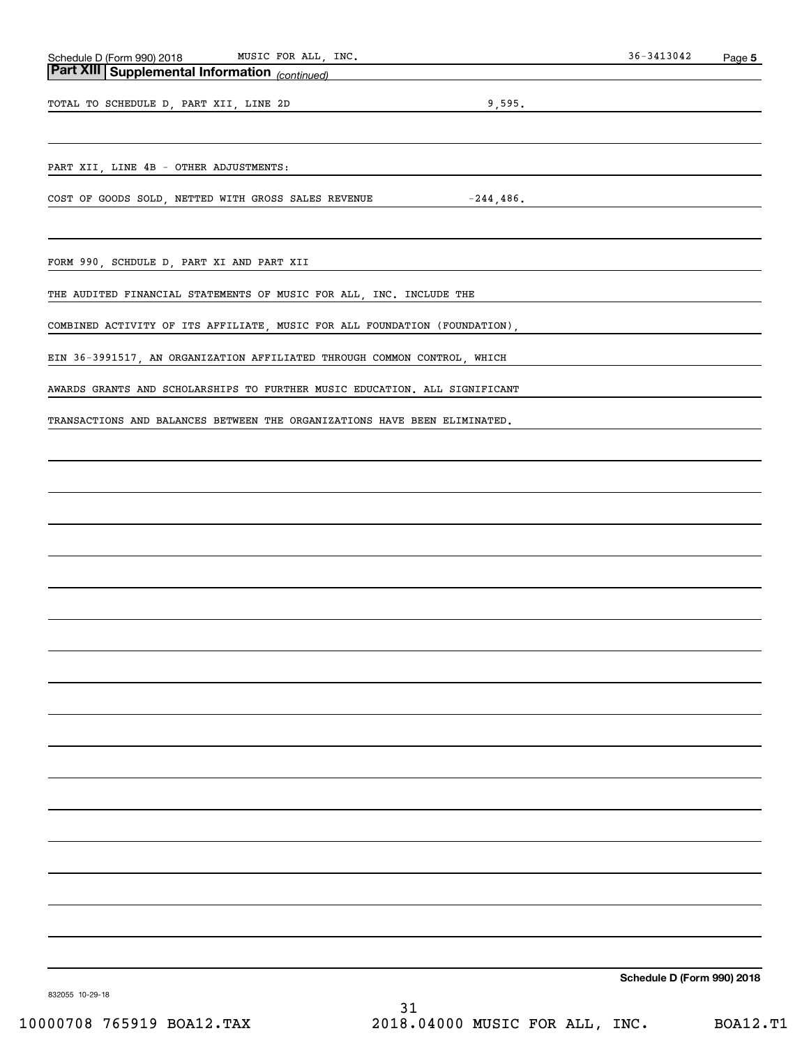## Part XIII Supplemental Information *(continued)*

TOTAL TO SCHEDULE D, PART XII, LINE 2D 9,595.

PART XII, LINE 4B - OTHER ADJUSTMENTS:

COST OF GOODS SOLD, NETTED WITH GROSS SALES REVENUE -244,486.

FORM 990, SCHDULE D, PART XI AND PART XII

THE AUDITED FINANCIAL STATEMENTS OF MUSIC FOR ALL, INC. INCLUDE THE COMBINED ACTIVITY OF ITS AFFILIATE, MUSIC FOR ALL FOUNDATION (FOUNDATION), EIN 36-3991517, AN ORGANIZATION AFFILIATED THROUGH COMMON CONTROL, WHICH AWARDS GRANTS AND SCHOLARSHIPS TO FURTHER MUSIC EDUCATION. ALL SIGNIFICANT TRANSACTIONS AND BALANCES BETWEEN THE ORGANIZATIONS HAVE BEEN ELIMINATED.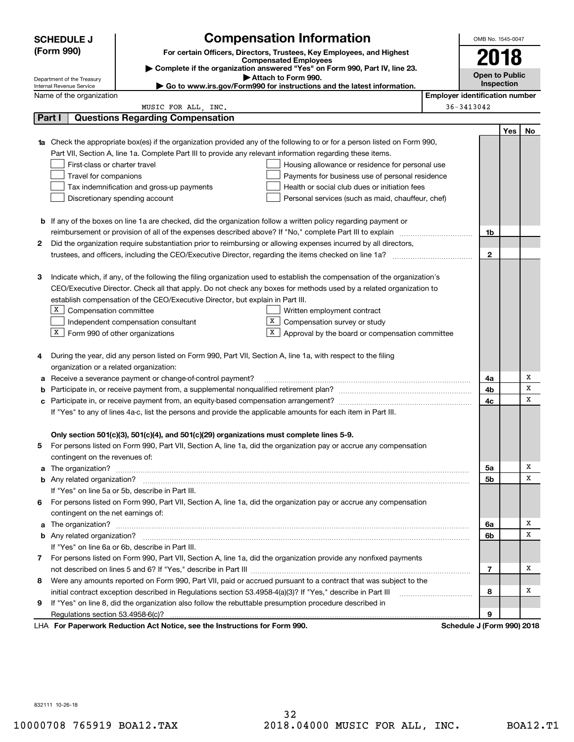# SCHEDULE J (Form 990)

## Compensation Information

**For certain Officers, Directors, Trustees, Key Employees, and Highest Compensated Employees**

▶ Complete if the organization answered "Yes" on Form 990, Part IV, line 23.

▶ Attach to Form 990.

▶ Go to www.irs.gov/Form990 for instructions and the latest information.

Department of the Treasury
Internal Revenue Service

OMB No. 1545-0047

**2018**

**Open to Public Inspection**

Name of the organization: MUSIC FOR ALL, INC.

Employer identification number: 36-3413042

## Part I Questions Regarding Compensation

| | | | Yes | No |
|---|---|---|---|---|
| **1a** | Check the appropriate box(es) if the organization provided any of the following to or for a person listed on Form 990, Part VII, Section A, line 1a. Complete Part III to provide any relevant information regarding these items.<br>☐ First-class or charter travel ☐ Housing allowance or residence for personal use<br>☐ Travel for companions ☐ Payments for business use of personal residence<br>☐ Tax indemnification and gross-up payments ☐ Health or social club dues or initiation fees<br>☐ Discretionary spending account ☐ Personal services (such as maid, chauffeur, chef) | | | |
| **b** | If any of the boxes on line 1a are checked, did the organization follow a written policy regarding payment or reimbursement or provision of all of the expenses described above? If "No," complete Part III to explain | 1b | | |
| **2** | Did the organization require substantiation prior to reimbursing or allowing expenses incurred by all directors, trustees, and officers, including the CEO/Executive Director, regarding the items checked on line 1a? | 2 | | |
| **3** | Indicate which, if any, of the following the filing organization used to establish the compensation of the organization's CEO/Executive Director. Check all that apply. Do not check any boxes for methods used by a related organization to establish compensation of the CEO/Executive Director, but explain in Part III.<br>☒ Compensation committee ☐ Written employment contract<br>☐ Independent compensation consultant ☒ Compensation survey or study<br>☒ Form 990 of other organizations ☒ Approval by the board or compensation committee | | | |
| **4** | During the year, did any person listed on Form 990, Part VII, Section A, line 1a, with respect to the filing organization or a related organization: | | | |
| **a** | Receive a severance payment or change-of-control payment? | 4a | | X |
| **b** | Participate in, or receive payment from, a supplemental nonqualified retirement plan? | 4b | | X |
| **c** | Participate in, or receive payment from, an equity-based compensation arrangement? | 4c | | X |
| | If "Yes" to any of lines 4a-c, list the persons and provide the applicable amounts for each item in Part III. | | | |
| | **Only section 501(c)(3), 501(c)(4), and 501(c)(29) organizations must complete lines 5-9.** | | | |
| **5** | For persons listed on Form 990, Part VII, Section A, line 1a, did the organization pay or accrue any compensation contingent on the revenues of: | | | |
| **a** | The organization? | 5a | | X |
| **b** | Any related organization? | 5b | | X |
| | If "Yes" on line 5a or 5b, describe in Part III. | | | |
| **6** | For persons listed on Form 990, Part VII, Section A, line 1a, did the organization pay or accrue any compensation contingent on the net earnings of: | | | |
| **a** | The organization? | 6a | | X |
| **b** | Any related organization? | 6b | | X |
| | If "Yes" on line 6a or 6b, describe in Part III. | | | |
| **7** | For persons listed on Form 990, Part VII, Section A, line 1a, did the organization provide any nonfixed payments not described on lines 5 and 6? If "Yes," describe in Part III | 7 | | X |
| **8** | Were any amounts reported on Form 990, Part VII, paid or accrued pursuant to a contract that was subject to the initial contract exception described in Regulations section 53.4958-4(a)(3)? If "Yes," describe in Part III | 8 | | X |
| **9** | If "Yes" on line 8, did the organization also follow the rebuttable presumption procedure described in Regulations section 53.4958-6(c)? | 9 | | |

LHA **For Paperwork Reduction Act Notice, see the Instructions for Form 990.** **Schedule J (Form 990) 2018**

832111 10-26-18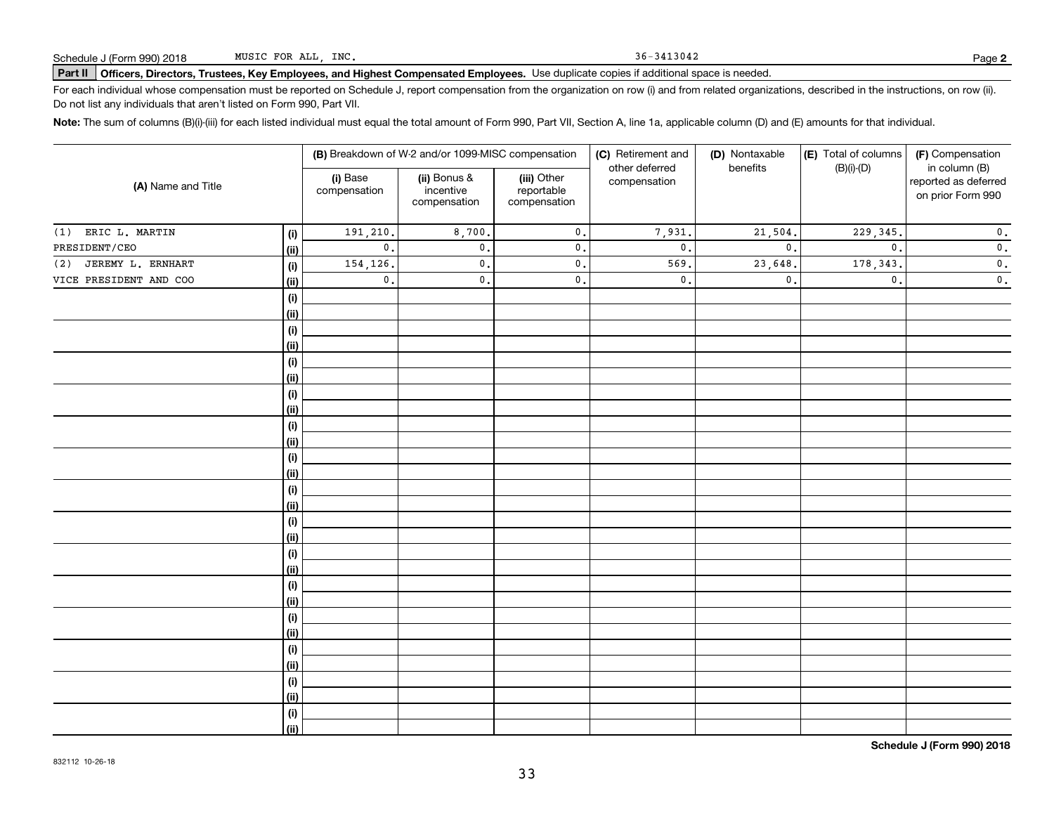Schedule J (Form 990) 2018 MUSIC FOR ALL, INC. 36-3413042 Page **2**

**Part II** **Officers, Directors, Trustees, Key Employees, and Highest Compensated Employees.** Use duplicate copies if additional space is needed.

For each individual whose compensation must be reported on Schedule J, report compensation from the organization on row (i) and from related organizations, described in the instructions, on row (ii). Do not list any individuals that aren't listed on Form 990, Part VII.

**Note:** The sum of columns (B)(i)-(iii) for each listed individual must equal the total amount of Form 990, Part VII, Section A, line 1a, applicable column (D) and (E) amounts for that individual.

| (A) Name and Title | | (B) Breakdown of W-2 and/or 1099-MISC compensation | | | (C) Retirement and other deferred compensation | (D) Nontaxable benefits | (E) Total of columns (B)(i)-(D) | (F) Compensation in column (B) reported as deferred on prior Form 990 |
|---|---|---|---|---|---|---|---|---|
| | | (i) Base compensation | (ii) Bonus & incentive compensation | (iii) Other reportable compensation | | | | |
| (1) ERIC L. MARTIN | (i) | 191,210. | 8,700. | 0. | 7,931. | 21,504. | 229,345. | 0. |
| PRESIDENT/CEO | (ii) | 0. | 0. | 0. | 0. | 0. | 0. | 0. |
| (2) JEREMY L. ERNHART | (i) | 154,126. | 0. | 0. | 569. | 23,648. | 178,343. | 0. |
| VICE PRESIDENT AND COO | (ii) | 0. | 0. | 0. | 0. | 0. | 0. | 0. |

**Schedule J (Form 990) 2018**

832112 10-26-18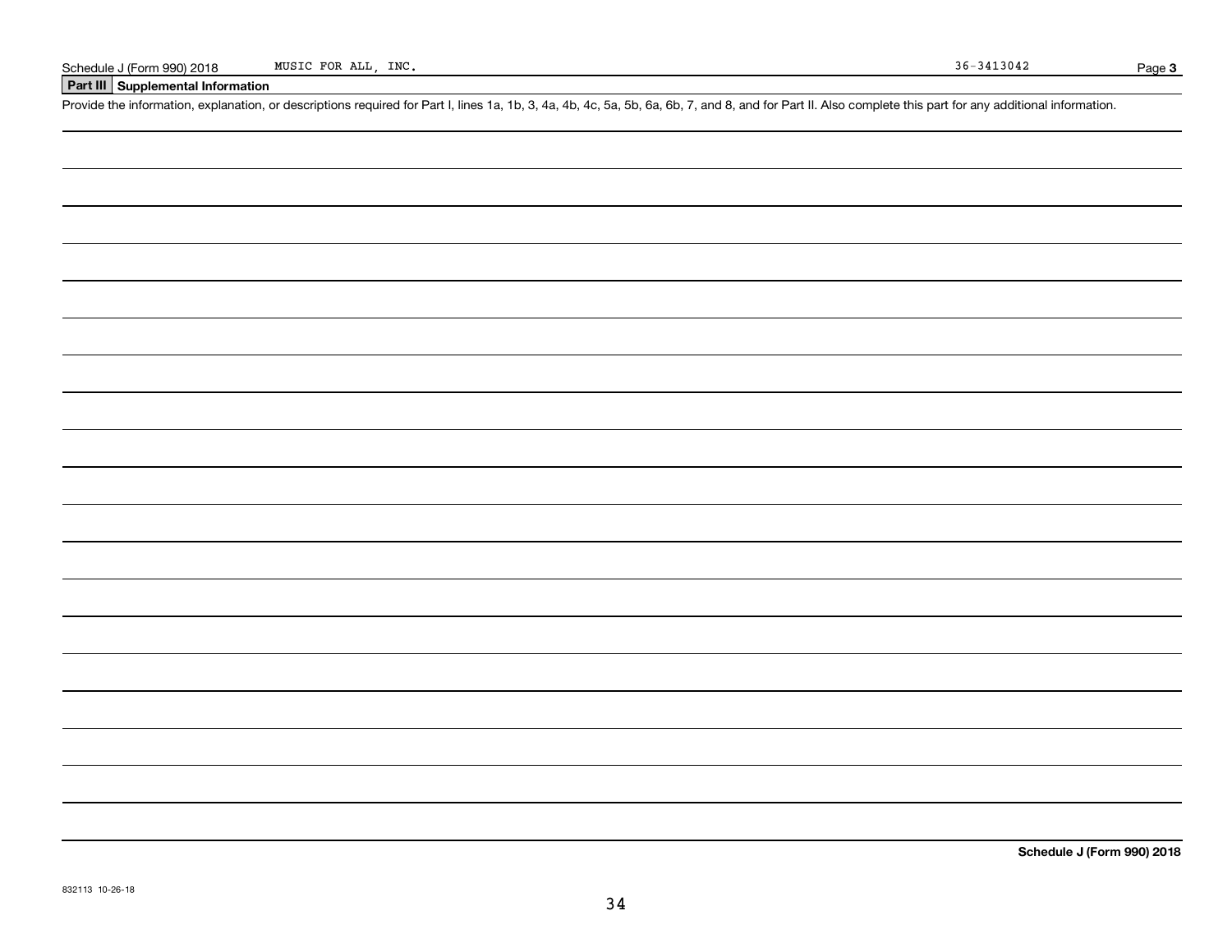Schedule J (Form 990) 2018 MUSIC FOR ALL, INC. 36-3413042

## Part III Supplemental Information

Provide the information, explanation, or descriptions required for Part I, lines 1a, 1b, 3, 4a, 4b, 4c, 5a, 5b, 6a, 6b, 7, and 8, and for Part II. Also complete this part for any additional information.

**Schedule J (Form 990) 2018**

832113 10-26-18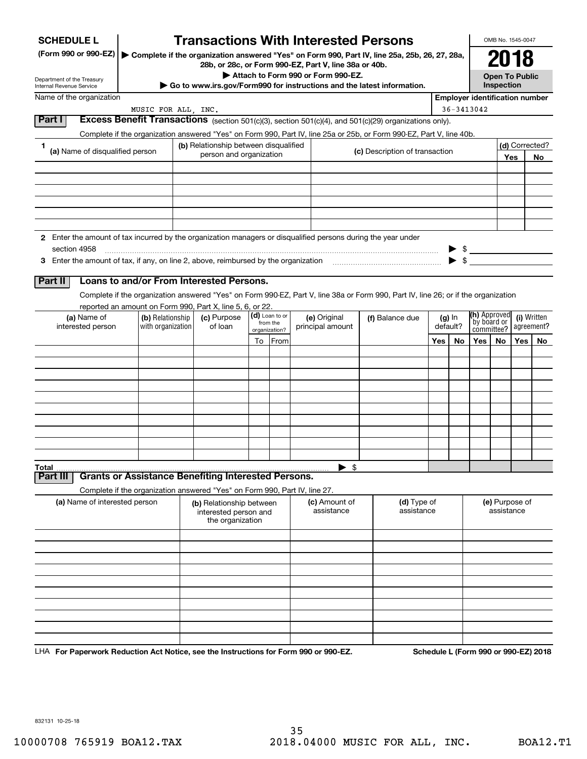# SCHEDULE L (Form 990 or 990-EZ)

Department of the Treasury
Internal Revenue Service

## Transactions With Interested Persons

▶ Complete if the organization answered "Yes" on Form 990, Part IV, line 25a, 25b, 26, 27, 28a, 28b, or 28c, or Form 990-EZ, Part V, line 38a or 40b.

▶ Attach to Form 990 or Form 990-EZ.

▶ Go to www.irs.gov/Form990 for instructions and the latest information.

OMB No. 1545-0047

**2018**

**Open To Public Inspection**

Name of the organization: MUSIC FOR ALL, INC.

Employer identification number: 36-3413042

## Part I Excess Benefit Transactions (section 501(c)(3), section 501(c)(4), and 501(c)(29) organizations only).

Complete if the organization answered "Yes" on Form 990, Part IV, line 25a or 25b, or Form 990-EZ, Part V, line 40b.

| 1 (a) Name of disqualified person | (b) Relationship between disqualified person and organization | (c) Description of transaction | (d) Corrected? Yes | No |
|---|---|---|---|---|
| | | | | |
| | | | | |
| | | | | |
| | | | | |
| | | | | |
| | | | | |

2 Enter the amount of tax incurred by the organization managers or disqualified persons during the year under section 4958 ▶ $

3 Enter the amount of tax, if any, on line 2, above, reimbursed by the organization ▶ $

## Part II Loans to and/or From Interested Persons.

Complete if the organization answered "Yes" on Form 990-EZ, Part V, line 38a or Form 990, Part IV, line 26; or if the organization reported an amount on Form 990, Part X, line 5, 6, or 22.

| (a) Name of interested person | (b) Relationship with organization | (c) Purpose of loan | (d) Loan to or from the organization? To | From | (e) Original principal amount | (f) Balance due | (g) In default? Yes | No | (h) Approved by board or committee? Yes | No | (i) Written agreement? Yes | No |
|---|---|---|---|---|---|---|---|---|---|---|---|---|
| | | | | | | | | | | | | |
| | | | | | | | | | | | | |
| | | | | | | | | | | | | |
| | | | | | | | | | | | | |
| | | | | | | | | | | | | |
| | | | | | | | | | | | | |
| | | | | | | | | | | | | |
| | | | | | | | | | | | | |
| | | | | | | | | | | | | |
| | | | | | | | | | | | | |
| Total | | | | | ▶ $ | | | | | | | |

## Part III Grants or Assistance Benefiting Interested Persons.

Complete if the organization answered "Yes" on Form 990, Part IV, line 27.

| (a) Name of interested person | (b) Relationship between interested person and the organization | (c) Amount of assistance | (d) Type of assistance | (e) Purpose of assistance |
|---|---|---|---|---|
| | | | | |
| | | | | |
| | | | | |
| | | | | |
| | | | | |
| | | | | |
| | | | | |
| | | | | |
| | | | | |
| | | | | |

LHA For Paperwork Reduction Act Notice, see the Instructions for Form 990 or 990-EZ.

Schedule L (Form 990 or 990-EZ) 2018

832131 10-25-18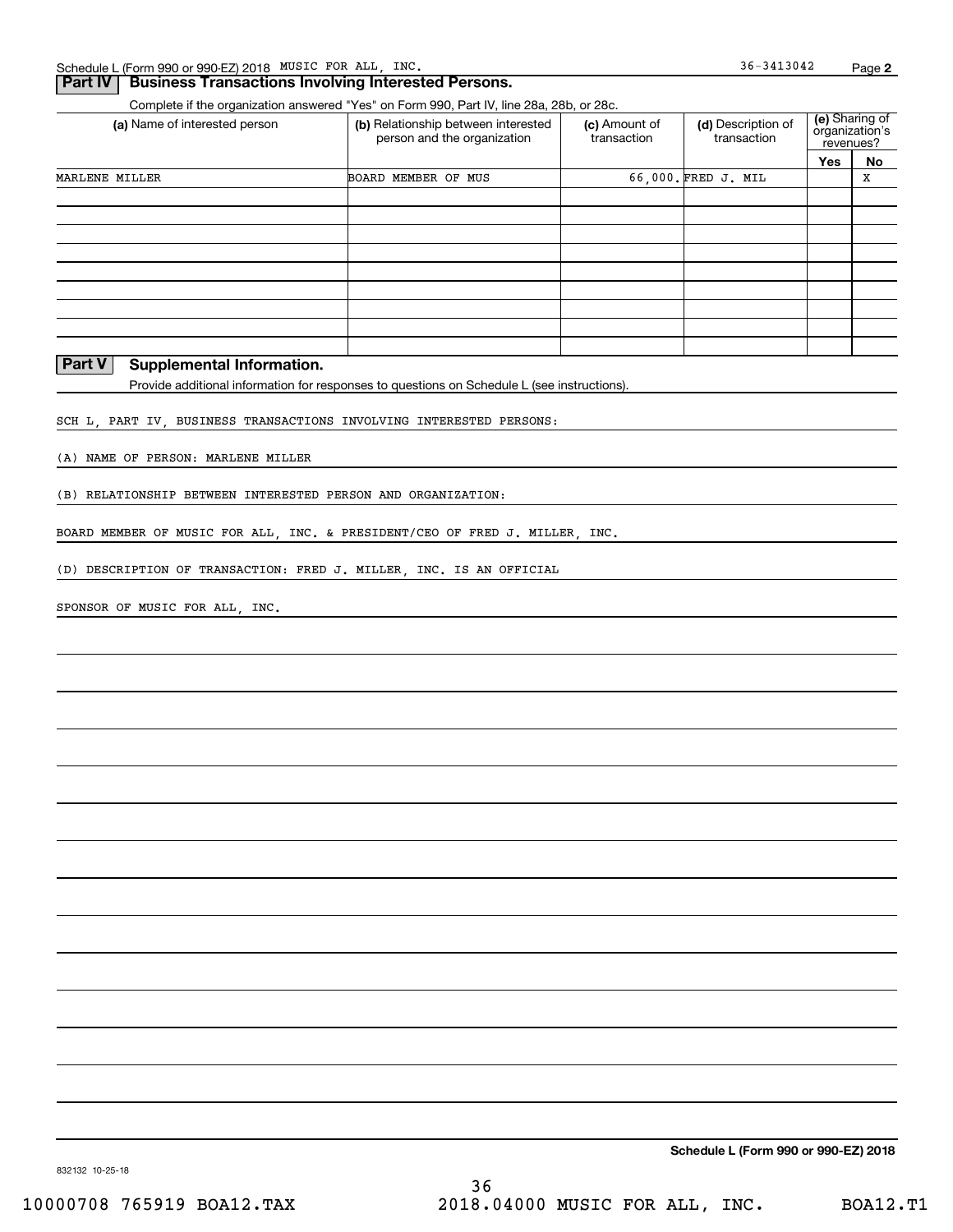Schedule L (Form 990 or 990-EZ) 2018 MUSIC FOR ALL, INC. 36-3413042 Page 2

## Part IV Business Transactions Involving Interested Persons.

Complete if the organization answered "Yes" on Form 990, Part IV, line 28a, 28b, or 28c.

| (a) Name of interested person | (b) Relationship between interested person and the organization | (c) Amount of transaction | (d) Description of transaction | (e) Sharing of organization's revenues? | |
|---|---|---|---|---|---|
| | | | | Yes | No |
| MARLENE MILLER | BOARD MEMBER OF MUS | 66,000. | FRED J. MIL | | X |
| | | | | | |
| | | | | | |
| | | | | | |
| | | | | | |
| | | | | | |
| | | | | | |
| | | | | | |
| | | | | | |

## Part V Supplemental Information.

Provide additional information for responses to questions on Schedule L (see instructions).

SCH L, PART IV, BUSINESS TRANSACTIONS INVOLVING INTERESTED PERSONS:

(A) NAME OF PERSON: MARLENE MILLER

(B) RELATIONSHIP BETWEEN INTERESTED PERSON AND ORGANIZATION:

BOARD MEMBER OF MUSIC FOR ALL, INC. & PRESIDENT/CEO OF FRED J. MILLER, INC.

(D) DESCRIPTION OF TRANSACTION: FRED J. MILLER, INC. IS AN OFFICIAL

SPONSOR OF MUSIC FOR ALL, INC.

Schedule L (Form 990 or 990-EZ) 2018

832132 10-25-18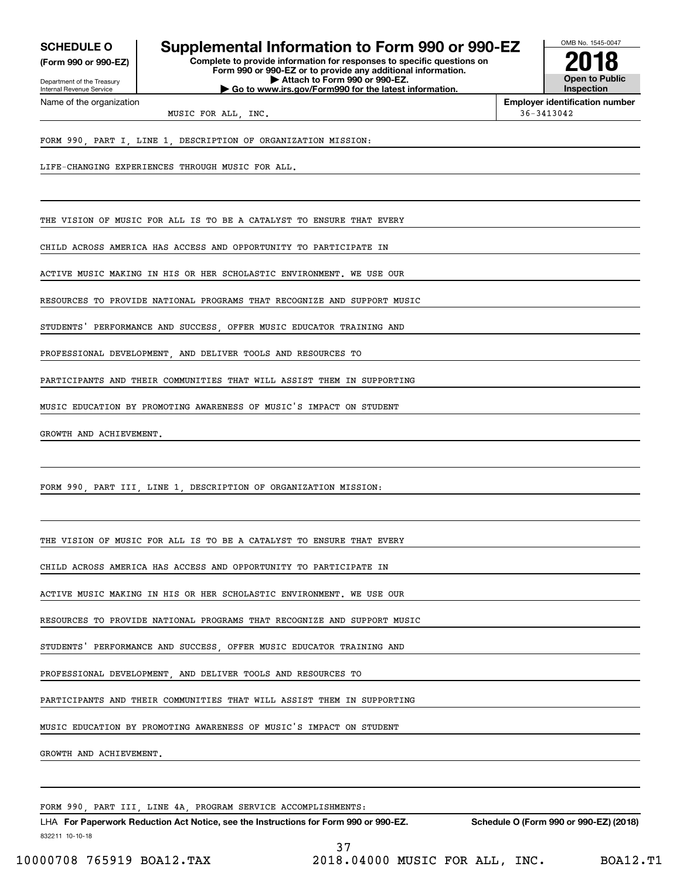**SCHEDULE O (Form 990 or 990-EZ)**

Department of the Treasury
Internal Revenue Service

# Supplemental Information to Form 990 or 990-EZ

**Complete to provide information for responses to specific questions on Form 990 or 990-EZ or to provide any additional information.**
**▶ Attach to Form 990 or 990-EZ.**
**▶ Go to www.irs.gov/Form990 for the latest information.**

OMB No. 1545-0047
**2018**
**Open to Public Inspection**

Name of the organization: MUSIC FOR ALL, INC.

**Employer identification number**: 36-3413042

FORM 990, PART I, LINE 1, DESCRIPTION OF ORGANIZATION MISSION:

LIFE-CHANGING EXPERIENCES THROUGH MUSIC FOR ALL.

THE VISION OF MUSIC FOR ALL IS TO BE A CATALYST TO ENSURE THAT EVERY CHILD ACROSS AMERICA HAS ACCESS AND OPPORTUNITY TO PARTICIPATE IN ACTIVE MUSIC MAKING IN HIS OR HER SCHOLASTIC ENVIRONMENT. WE USE OUR RESOURCES TO PROVIDE NATIONAL PROGRAMS THAT RECOGNIZE AND SUPPORT MUSIC STUDENTS' PERFORMANCE AND SUCCESS, OFFER MUSIC EDUCATOR TRAINING AND PROFESSIONAL DEVELOPMENT, AND DELIVER TOOLS AND RESOURCES TO PARTICIPANTS AND THEIR COMMUNITIES THAT WILL ASSIST THEM IN SUPPORTING MUSIC EDUCATION BY PROMOTING AWARENESS OF MUSIC'S IMPACT ON STUDENT GROWTH AND ACHIEVEMENT.

FORM 990, PART III, LINE 1, DESCRIPTION OF ORGANIZATION MISSION:

THE VISION OF MUSIC FOR ALL IS TO BE A CATALYST TO ENSURE THAT EVERY CHILD ACROSS AMERICA HAS ACCESS AND OPPORTUNITY TO PARTICIPATE IN ACTIVE MUSIC MAKING IN HIS OR HER SCHOLASTIC ENVIRONMENT. WE USE OUR RESOURCES TO PROVIDE NATIONAL PROGRAMS THAT RECOGNIZE AND SUPPORT MUSIC STUDENTS' PERFORMANCE AND SUCCESS, OFFER MUSIC EDUCATOR TRAINING AND PROFESSIONAL DEVELOPMENT, AND DELIVER TOOLS AND RESOURCES TO PARTICIPANTS AND THEIR COMMUNITIES THAT WILL ASSIST THEM IN SUPPORTING MUSIC EDUCATION BY PROMOTING AWARENESS OF MUSIC'S IMPACT ON STUDENT GROWTH AND ACHIEVEMENT.

FORM 990, PART III, LINE 4A, PROGRAM SERVICE ACCOMPLISHMENTS:

LHA **For Paperwork Reduction Act Notice, see the Instructions for Form 990 or 990-EZ.** **Schedule O (Form 990 or 990-EZ) (2018)**

832211 10-10-18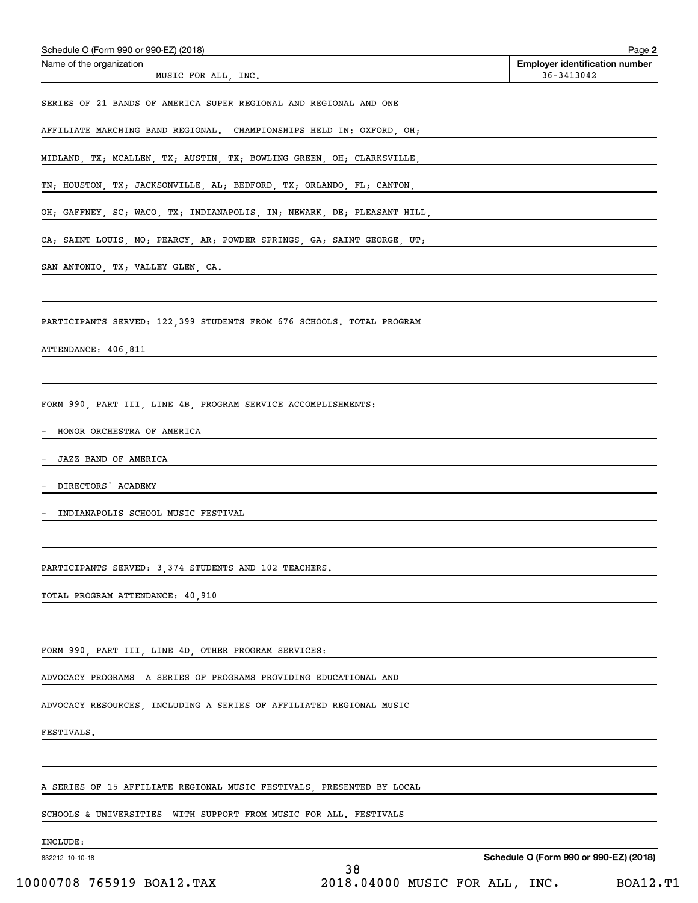Schedule O (Form 990 or 990-EZ) (2018)

Name of the organization: MUSIC FOR ALL, INC.

Employer identification number: 36-3413042

SERIES OF 21 BANDS OF AMERICA SUPER REGIONAL AND REGIONAL AND ONE AFFILIATE MARCHING BAND REGIONAL. CHAMPIONSHIPS HELD IN: OXFORD, OH; MIDLAND, TX; MCALLEN, TX; AUSTIN, TX; BOWLING GREEN, OH; CLARKSVILLE, TN; HOUSTON, TX; JACKSONVILLE, AL; BEDFORD, TX; ORLANDO, FL; CANTON, OH; GAFFNEY, SC; WACO, TX; INDIANAPOLIS, IN; NEWARK, DE; PLEASANT HILL, CA; SAINT LOUIS, MO; PEARCY, AR; POWDER SPRINGS, GA; SAINT GEORGE, UT; SAN ANTONIO, TX; VALLEY GLEN, CA.

PARTICIPANTS SERVED: 122,399 STUDENTS FROM 676 SCHOOLS. TOTAL PROGRAM ATTENDANCE: 406,811

FORM 990, PART III, LINE 4B, PROGRAM SERVICE ACCOMPLISHMENTS:

- HONOR ORCHESTRA OF AMERICA
- JAZZ BAND OF AMERICA
- DIRECTORS' ACADEMY
- INDIANAPOLIS SCHOOL MUSIC FESTIVAL

PARTICIPANTS SERVED: 3,374 STUDENTS AND 102 TEACHERS.

TOTAL PROGRAM ATTENDANCE: 40,910

FORM 990, PART III, LINE 4D, OTHER PROGRAM SERVICES:

ADVOCACY PROGRAMS A SERIES OF PROGRAMS PROVIDING EDUCATIONAL AND ADVOCACY RESOURCES, INCLUDING A SERIES OF AFFILIATED REGIONAL MUSIC FESTIVALS.

A SERIES OF 15 AFFILIATE REGIONAL MUSIC FESTIVALS, PRESENTED BY LOCAL SCHOOLS & UNIVERSITIES WITH SUPPORT FROM MUSIC FOR ALL. FESTIVALS INCLUDE: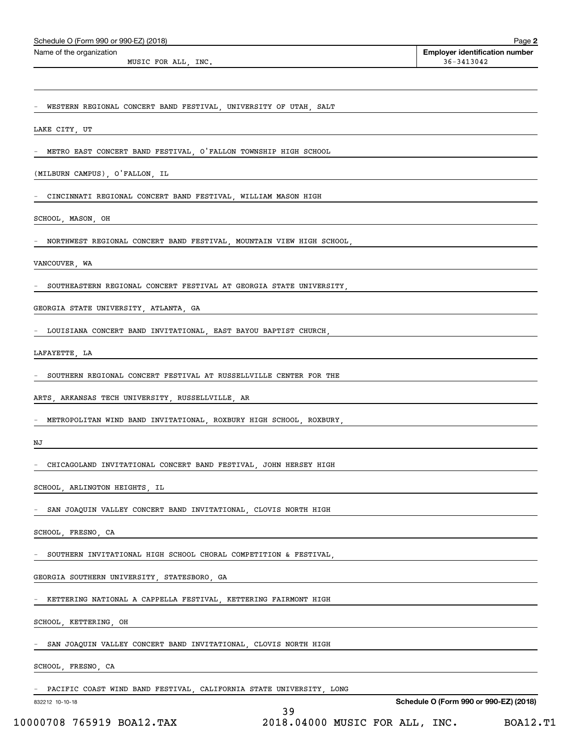Schedule O (Form 990 or 990-EZ) (2018)

Name of the organization: MUSIC FOR ALL, INC.

Employer identification number: 36-3413042

- WESTERN REGIONAL CONCERT BAND FESTIVAL, UNIVERSITY OF UTAH, SALT LAKE CITY, UT
- METRO EAST CONCERT BAND FESTIVAL, O'FALLON TOWNSHIP HIGH SCHOOL (MILBURN CAMPUS), O'FALLON, IL
- CINCINNATI REGIONAL CONCERT BAND FESTIVAL, WILLIAM MASON HIGH SCHOOL, MASON, OH
- NORTHWEST REGIONAL CONCERT BAND FESTIVAL, MOUNTAIN VIEW HIGH SCHOOL, VANCOUVER, WA
- SOUTHEASTERN REGIONAL CONCERT FESTIVAL AT GEORGIA STATE UNIVERSITY, GEORGIA STATE UNIVERSITY, ATLANTA, GA
- LOUISIANA CONCERT BAND INVITATIONAL, EAST BAYOU BAPTIST CHURCH, LAFAYETTE, LA
- SOUTHERN REGIONAL CONCERT FESTIVAL AT RUSSELLVILLE CENTER FOR THE ARTS, ARKANSAS TECH UNIVERSITY, RUSSELLVILLE, AR
- METROPOLITAN WIND BAND INVITATIONAL, ROXBURY HIGH SCHOOL, ROXBURY, NJ
- CHICAGOLAND INVITATIONAL CONCERT BAND FESTIVAL, JOHN HERSEY HIGH SCHOOL, ARLINGTON HEIGHTS, IL
- SAN JOAQUIN VALLEY CONCERT BAND INVITATIONAL, CLOVIS NORTH HIGH SCHOOL, FRESNO, CA
- SOUTHERN INVITATIONAL HIGH SCHOOL CHORAL COMPETITION & FESTIVAL, GEORGIA SOUTHERN UNIVERSITY, STATESBORO, GA
- KETTERING NATIONAL A CAPPELLA FESTIVAL, KETTERING FAIRMONT HIGH SCHOOL, KETTERING, OH
- SAN JOAQUIN VALLEY CONCERT BAND INVITATIONAL, CLOVIS NORTH HIGH SCHOOL, FRESNO, CA
- PACIFIC COAST WIND BAND FESTIVAL, CALIFORNIA STATE UNIVERSITY, LONG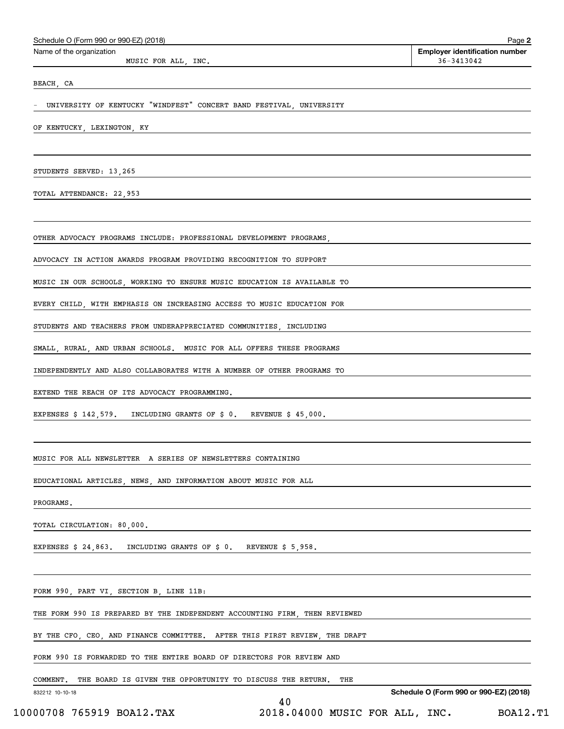Name of the organization: MUSIC FOR ALL, INC.

Employer identification number: 36-3413042

BEACH, CA

- UNIVERSITY OF KENTUCKY "WINDFEST" CONCERT BAND FESTIVAL, UNIVERSITY OF KENTUCKY, LEXINGTON, KY

STUDENTS SERVED: 13,265

TOTAL ATTENDANCE: 22,953

OTHER ADVOCACY PROGRAMS INCLUDE: PROFESSIONAL DEVELOPMENT PROGRAMS, ADVOCACY IN ACTION AWARDS PROGRAM PROVIDING RECOGNITION TO SUPPORT MUSIC IN OUR SCHOOLS, WORKING TO ENSURE MUSIC EDUCATION IS AVAILABLE TO EVERY CHILD, WITH EMPHASIS ON INCREASING ACCESS TO MUSIC EDUCATION FOR STUDENTS AND TEACHERS FROM UNDERAPPRECIATED COMMUNITIES, INCLUDING SMALL, RURAL, AND URBAN SCHOOLS. MUSIC FOR ALL OFFERS THESE PROGRAMS INDEPENDENTLY AND ALSO COLLABORATES WITH A NUMBER OF OTHER PROGRAMS TO EXTEND THE REACH OF ITS ADVOCACY PROGRAMMING.

EXPENSES $ 142,579. INCLUDING GRANTS OF $ 0. REVENUE $ 45,000.

MUSIC FOR ALL NEWSLETTER A SERIES OF NEWSLETTERS CONTAINING EDUCATIONAL ARTICLES, NEWS, AND INFORMATION ABOUT MUSIC FOR ALL PROGRAMS.

TOTAL CIRCULATION: 80,000.

EXPENSES $ 24,863. INCLUDING GRANTS OF $ 0. REVENUE $ 5,958.

FORM 990, PART VI, SECTION B, LINE 11B:

THE FORM 990 IS PREPARED BY THE INDEPENDENT ACCOUNTING FIRM, THEN REVIEWED BY THE CFO, CEO, AND FINANCE COMMITTEE. AFTER THIS FIRST REVIEW, THE DRAFT FORM 990 IS FORWARDED TO THE ENTIRE BOARD OF DIRECTORS FOR REVIEW AND COMMENT. THE BOARD IS GIVEN THE OPPORTUNITY TO DISCUSS THE RETURN. THE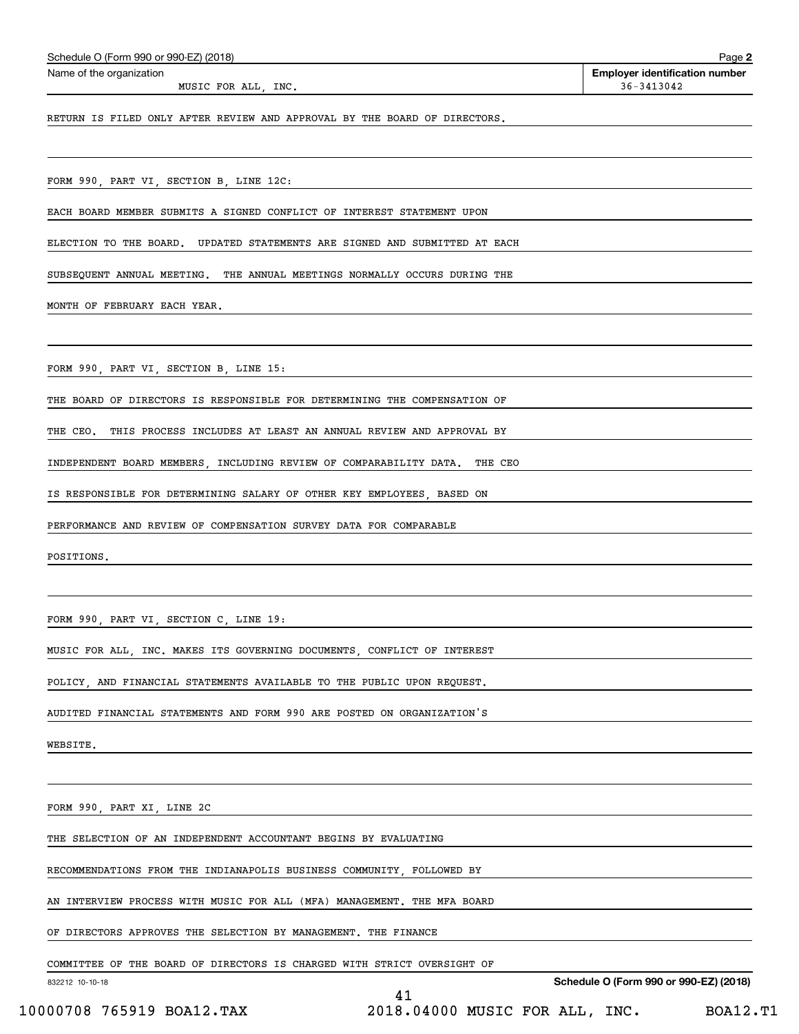Schedule O (Form 990 or 990-EZ) (2018) Page **2**

Name of the organization: MUSIC FOR ALL, INC.

**Employer identification number** 36-3413042

RETURN IS FILED ONLY AFTER REVIEW AND APPROVAL BY THE BOARD OF DIRECTORS.

FORM 990, PART VI, SECTION B, LINE 12C:

EACH BOARD MEMBER SUBMITS A SIGNED CONFLICT OF INTEREST STATEMENT UPON ELECTION TO THE BOARD. UPDATED STATEMENTS ARE SIGNED AND SUBMITTED AT EACH SUBSEQUENT ANNUAL MEETING. THE ANNUAL MEETINGS NORMALLY OCCURS DURING THE MONTH OF FEBRUARY EACH YEAR.

FORM 990, PART VI, SECTION B, LINE 15:

THE BOARD OF DIRECTORS IS RESPONSIBLE FOR DETERMINING THE COMPENSATION OF THE CEO. THIS PROCESS INCLUDES AT LEAST AN ANNUAL REVIEW AND APPROVAL BY INDEPENDENT BOARD MEMBERS, INCLUDING REVIEW OF COMPARABILITY DATA. THE CEO IS RESPONSIBLE FOR DETERMINING SALARY OF OTHER KEY EMPLOYEES, BASED ON PERFORMANCE AND REVIEW OF COMPENSATION SURVEY DATA FOR COMPARABLE POSITIONS.

FORM 990, PART VI, SECTION C, LINE 19:

MUSIC FOR ALL, INC. MAKES ITS GOVERNING DOCUMENTS, CONFLICT OF INTEREST POLICY, AND FINANCIAL STATEMENTS AVAILABLE TO THE PUBLIC UPON REQUEST. AUDITED FINANCIAL STATEMENTS AND FORM 990 ARE POSTED ON ORGANIZATION'S WEBSITE.

FORM 990, PART XI, LINE 2C

THE SELECTION OF AN INDEPENDENT ACCOUNTANT BEGINS BY EVALUATING RECOMMENDATIONS FROM THE INDIANAPOLIS BUSINESS COMMUNITY, FOLLOWED BY AN INTERVIEW PROCESS WITH MUSIC FOR ALL (MFA) MANAGEMENT. THE MFA BOARD OF DIRECTORS APPROVES THE SELECTION BY MANAGEMENT. THE FINANCE COMMITTEE OF THE BOARD OF DIRECTORS IS CHARGED WITH STRICT OVERSIGHT OF

832212 10-10-18 **Schedule O (Form 990 or 990-EZ) (2018)**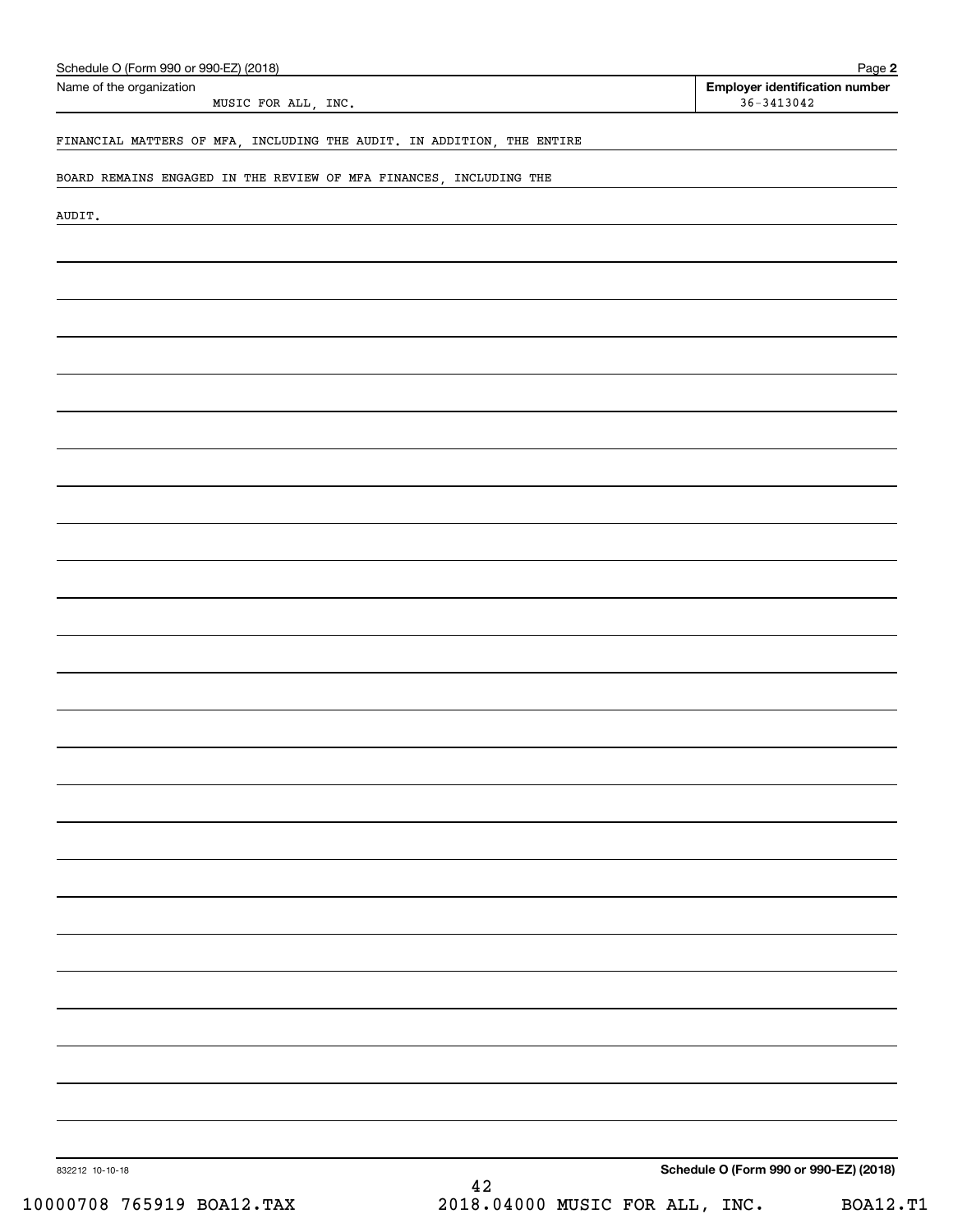Schedule O (Form 990 or 990-EZ) (2018)

Name of the organization: MUSIC FOR ALL, INC.

**Employer identification number** 36-3413042

FINANCIAL MATTERS OF MFA, INCLUDING THE AUDIT. IN ADDITION, THE ENTIRE BOARD REMAINS ENGAGED IN THE REVIEW OF MFA FINANCES, INCLUDING THE AUDIT.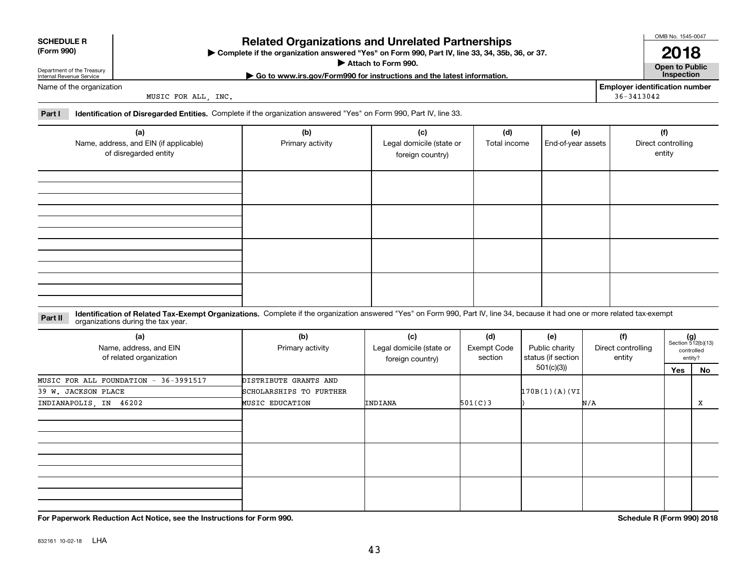**SCHEDULE R (Form 990)**

Department of the Treasury Internal Revenue Service

# Related Organizations and Unrelated Partnerships

▶ Complete if the organization answered "Yes" on Form 990, Part IV, line 33, 34, 35b, 36, or 37.

▶ Attach to Form 990.

▶ Go to www.irs.gov/Form990 for instructions and the latest information.

OMB No. 1545-0047

**2018**

**Open to Public Inspection**

Name of the organization: MUSIC FOR ALL, INC.

Employer identification number: 36-3413042

**Part I Identification of Disregarded Entities.** Complete if the organization answered "Yes" on Form 990, Part IV, line 33.

| (a) Name, address, and EIN (if applicable) of disregarded entity | (b) Primary activity | (c) Legal domicile (state or foreign country) | (d) Total income | (e) End-of-year assets | (f) Direct controlling entity |
|---|---|---|---|---|---|
| | | | | | |
| | | | | | |
| | | | | | |
| | | | | | |

**Part II Identification of Related Tax-Exempt Organizations.** Complete if the organization answered "Yes" on Form 990, Part IV, line 34, because it had one or more related tax-exempt organizations during the tax year.

| (a) Name, address, and EIN of related organization | (b) Primary activity | (c) Legal domicile (state or foreign country) | (d) Exempt Code section | (e) Public charity status (if section 501(c)(3)) | (f) Direct controlling entity | (g) Section 512(b)(13) controlled entity? Yes | No |
|---|---|---|---|---|---|---|---|
| MUSIC FOR ALL FOUNDATION - 36-3991517 39 W. JACKSON PLACE INDIANAPOLIS, IN 46202 | DISTRIBUTE GRANTS AND SCHOLARSHIPS TO FURTHER MUSIC EDUCATION | INDIANA | 501(C)3 | 170B(1)(A)(VI) | N/A | | X |
| | | | | | | | |
| | | | | | | | |
| | | | | | | | |

**For Paperwork Reduction Act Notice, see the Instructions for Form 990.**

**Schedule R (Form 990) 2018**

832161 10-02-18 LHA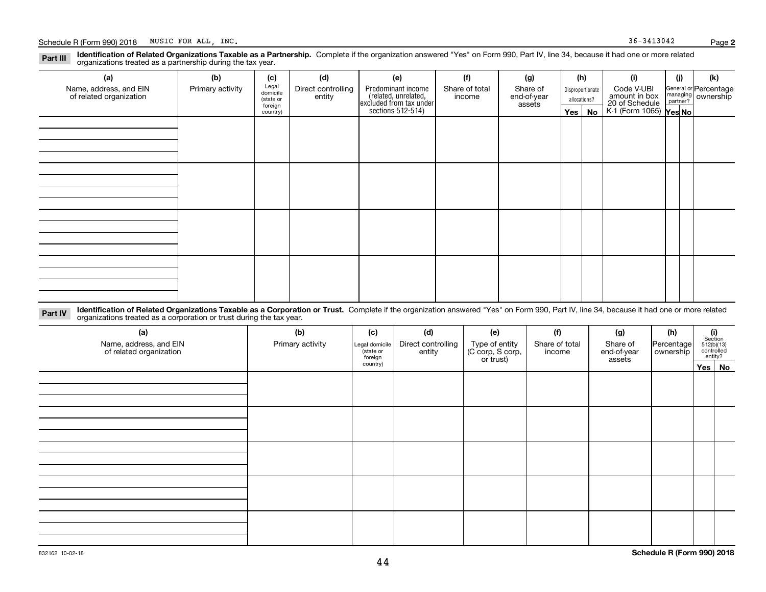Schedule R (Form 990) 2018 MUSIC FOR ALL, INC. 36-3413042 Page **2**

**Part III** **Identification of Related Organizations Taxable as a Partnership.** Complete if the organization answered "Yes" on Form 990, Part IV, line 34, because it had one or more related organizations treated as a partnership during the tax year.

| (a) Name, address, and EIN of related organization | (b) Primary activity | (c) Legal domicile (state or foreign country) | (d) Direct controlling entity | (e) Predominant income (related, unrelated, excluded from tax under sections 512-514) | (f) Share of total income | (g) Share of end-of-year assets | (h) Disproportionate allocations? Yes | No | (i) Code V-UBI amount in box 20 of Schedule K-1 (Form 1065) | (j) General or managing partner? Yes | No | (k) Percentage ownership |
|---|---|---|---|---|---|---|---|---|---|---|---|---|
| | | | | | | | | | | | | |
| | | | | | | | | | | | | |
| | | | | | | | | | | | | |
| | | | | | | | | | | | | |

**Part IV** **Identification of Related Organizations Taxable as a Corporation or Trust.** Complete if the organization answered "Yes" on Form 990, Part IV, line 34, because it had one or more related organizations treated as a corporation or trust during the tax year.

| (a) Name, address, and EIN of related organization | (b) Primary activity | (c) Legal domicile (state or foreign country) | (d) Direct controlling entity | (e) Type of entity (C corp, S corp, or trust) | (f) Share of total income | (g) Share of end-of-year assets | (h) Percentage ownership | (i) Section 512(b)(13) controlled entity? Yes | No |
|---|---|---|---|---|---|---|---|---|---|
| | | | | | | | | | |
| | | | | | | | | | |
| | | | | | | | | | |
| | | | | | | | | | |
| | | | | | | | | | |

832162 10-02-18 **Schedule R (Form 990) 2018**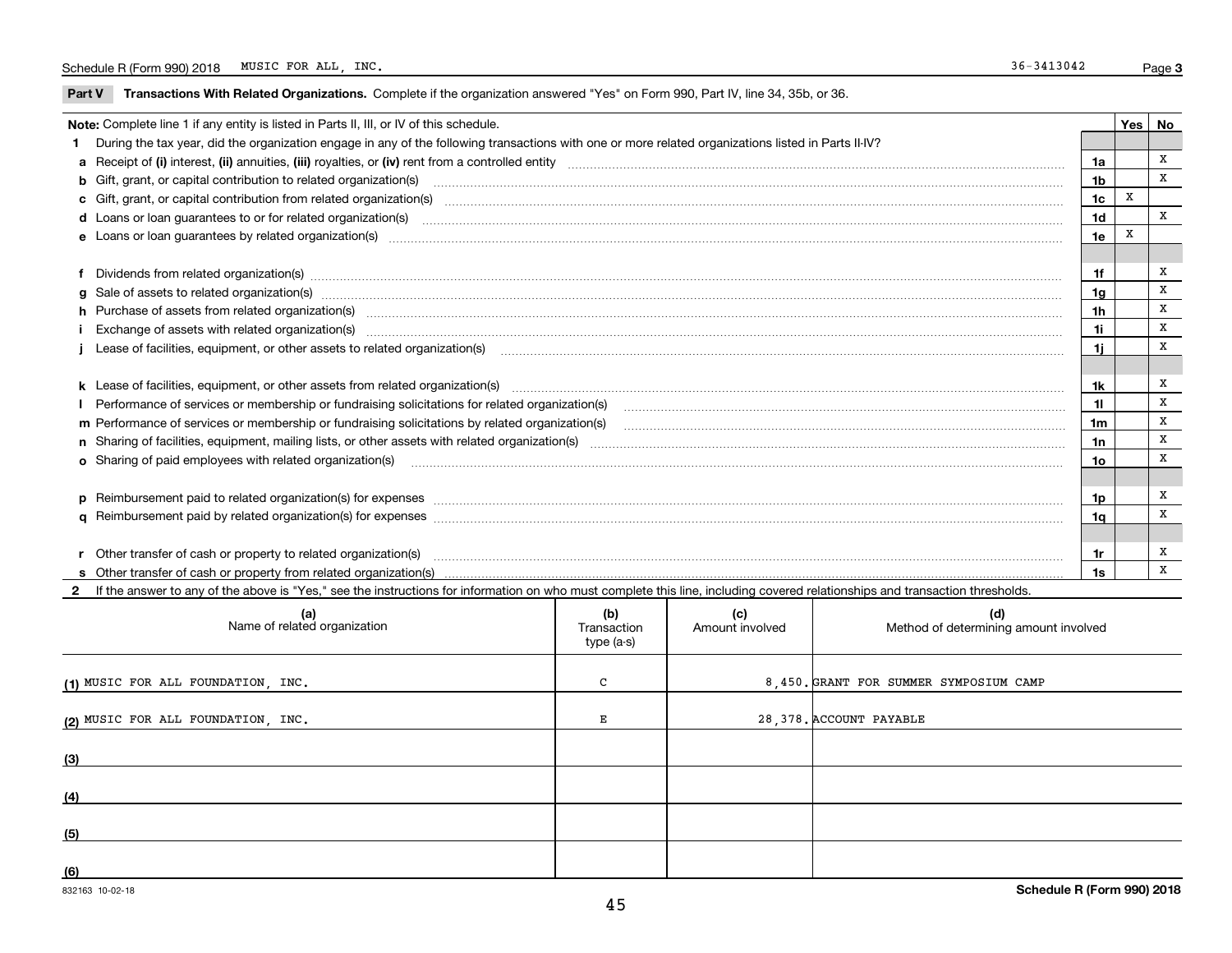Schedule R (Form 990) 2018 MUSIC FOR ALL, INC. 36-3413042 Page 3

**Part V Transactions With Related Organizations.** Complete if the organization answered "Yes" on Form 990, Part IV, line 34, 35b, or 36.

| **Note:** Complete line 1 if any entity is listed in Parts II, III, or IV of this schedule. | | Yes | No |
|---|---|---|---|
| **1** During the tax year, did the organization engage in any of the following transactions with one or more related organizations listed in Parts II-IV? | | | |
| **a** Receipt of **(i)** interest, **(ii)** annuities, **(iii)** royalties, or **(iv)** rent from a controlled entity | 1a | | X |
| **b** Gift, grant, or capital contribution to related organization(s) | 1b | | X |
| **c** Gift, grant, or capital contribution from related organization(s) | 1c | X | |
| **d** Loans or loan guarantees to or for related organization(s) | 1d | | X |
| **e** Loans or loan guarantees by related organization(s) | 1e | X | |
| **f** Dividends from related organization(s) | 1f | | X |
| **g** Sale of assets to related organization(s) | 1g | | X |
| **h** Purchase of assets from related organization(s) | 1h | | X |
| **i** Exchange of assets with related organization(s) | 1i | | X |
| **j** Lease of facilities, equipment, or other assets to related organization(s) | 1j | | X |
| **k** Lease of facilities, equipment, or other assets from related organization(s) | 1k | | X |
| **l** Performance of services or membership or fundraising solicitations for related organization(s) | 1l | | X |
| **m** Performance of services or membership or fundraising solicitations by related organization(s) | 1m | | X |
| **n** Sharing of facilities, equipment, mailing lists, or other assets with related organization(s) | 1n | | X |
| **o** Sharing of paid employees with related organization(s) | 1o | | X |
| **p** Reimbursement paid to related organization(s) for expenses | 1p | | X |
| **q** Reimbursement paid by related organization(s) for expenses | 1q | | X |
| **r** Other transfer of cash or property to related organization(s) | 1r | | X |
| **s** Other transfer of cash or property from related organization(s) | 1s | | X |

**2** If the answer to any of the above is "Yes," see the instructions for information on who must complete this line, including covered relationships and transaction thresholds.

| | (a) Name of related organization | (b) Transaction type (a-s) | (c) Amount involved | (d) Method of determining amount involved |
|---|---|---|---|---|
| (1) | MUSIC FOR ALL FOUNDATION, INC. | C | 8,450. | GRANT FOR SUMMER SYMPOSIUM CAMP |
| (2) | MUSIC FOR ALL FOUNDATION, INC. | E | 28,378. | ACCOUNT PAYABLE |
| (3) | | | | |
| (4) | | | | |
| (5) | | | | |
| (6) | | | | |

832163 10-02-18 **Schedule R (Form 990) 2018**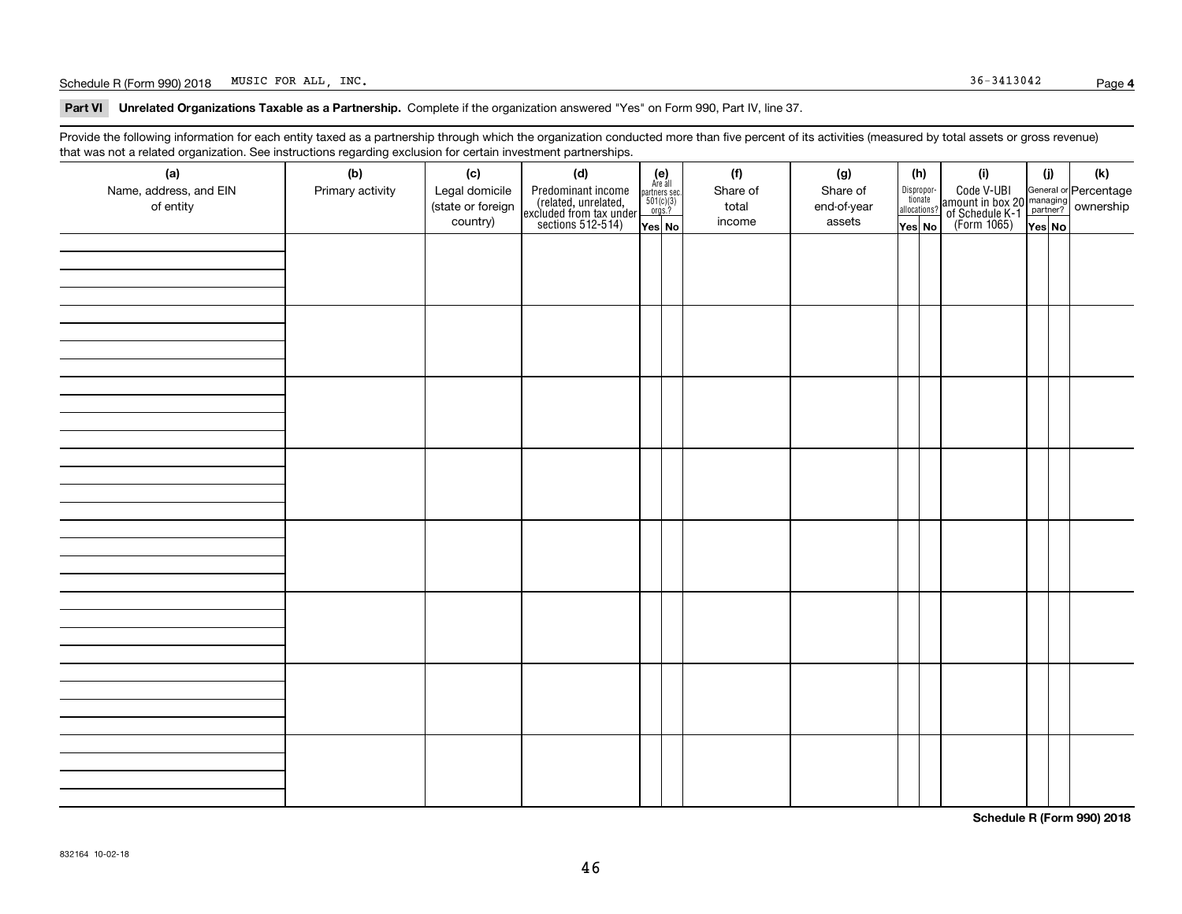Schedule R (Form 990) 2018 MUSIC FOR ALL, INC. 36-3413042

## Part VI Unrelated Organizations Taxable as a Partnership.

Complete if the organization answered "Yes" on Form 990, Part IV, line 37.

Provide the following information for each entity taxed as a partnership through which the organization conducted more than five percent of its activities (measured by total assets or gross revenue) that was not a related organization. See instructions regarding exclusion for certain investment partnerships.

| (a) Name, address, and EIN of entity | (b) Primary activity | (c) Legal domicile (state or foreign country) | (d) Predominant income (related, unrelated, excluded from tax under sections 512-514) | (e) Are all partners sec. 501(c)(3) orgs.? Yes | (e) No | (f) Share of total income | (g) Share of end-of-year assets | (h) Dispropor-tionate allocations? Yes | (h) No | (i) Code V-UBI amount in box 20 of Schedule K-1 (Form 1065) | (j) General or managing partner? Yes | (j) No | (k) Percentage ownership |
|---|---|---|---|---|---|---|---|---|---|---|---|---|---|
| | | | | | | | | | | | | | |
| | | | | | | | | | | | | | |
| | | | | | | | | | | | | | |
| | | | | | | | | | | | | | |
| | | | | | | | | | | | | | |
| | | | | | | | | | | | | | |
| | | | | | | | | | | | | | |
| | | | | | | | | | | | | | |

Schedule R (Form 990) 2018

832164 10-02-18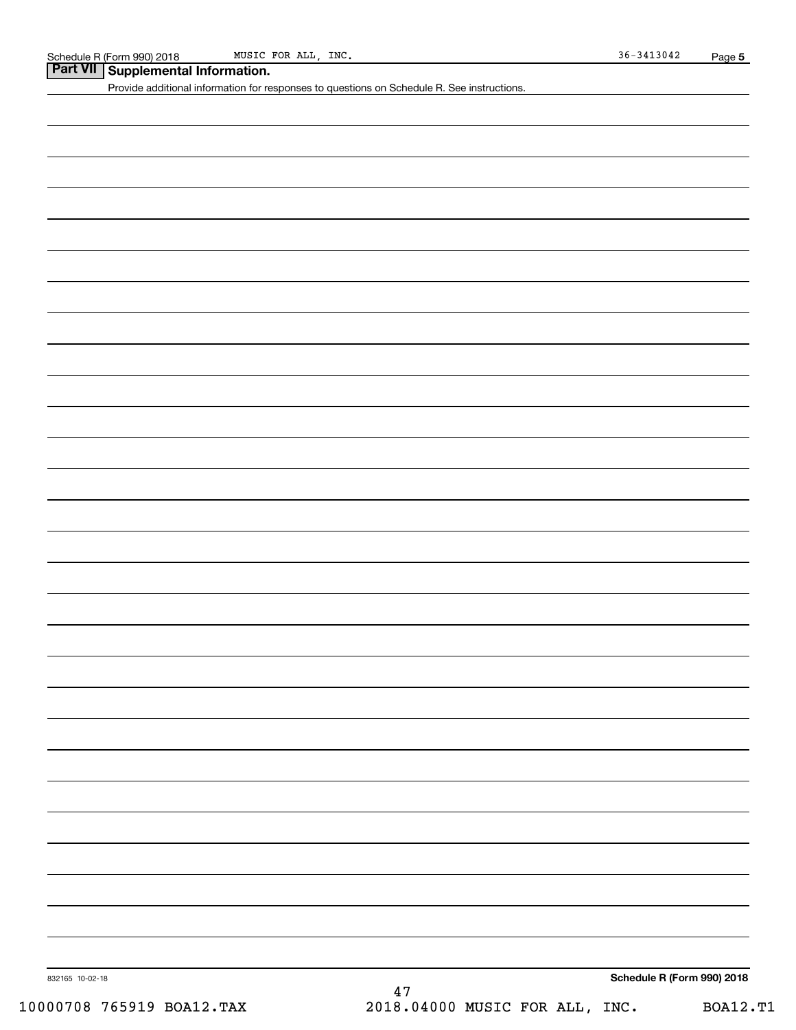Schedule R (Form 990) 2018 MUSIC FOR ALL, INC. 36-3413042 Page 5

## Part VII Supplemental Information.

Provide additional information for responses to questions on Schedule R. See instructions.